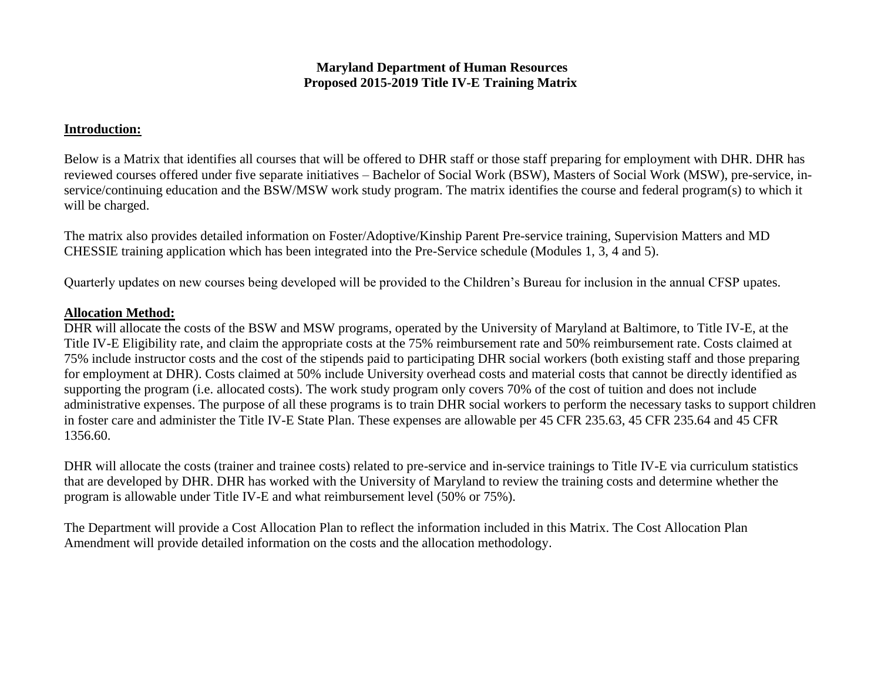# Maryland Department of Human Resources
# Proposed 2015-2019 Title IV-E Training Matrix

## Introduction:

Below is a Matrix that identifies all courses that will be offered to DHR staff or those staff preparing for employment with DHR. DHR has reviewed courses offered under five separate initiatives – Bachelor of Social Work (BSW), Masters of Social Work (MSW), pre-service, in-service/continuing education and the BSW/MSW work study program. The matrix identifies the course and federal program(s) to which it will be charged.

The matrix also provides detailed information on Foster/Adoptive/Kinship Parent Pre-service training, Supervision Matters and MD CHESSIE training application which has been integrated into the Pre-Service schedule (Modules 1, 3, 4 and 5).

Quarterly updates on new courses being developed will be provided to the Children's Bureau for inclusion in the annual CFSP upates.

## Allocation Method:

DHR will allocate the costs of the BSW and MSW programs, operated by the University of Maryland at Baltimore, to Title IV-E, at the Title IV-E Eligibility rate, and claim the appropriate costs at the 75% reimbursement rate and 50% reimbursement rate. Costs claimed at 75% include instructor costs and the cost of the stipends paid to participating DHR social workers (both existing staff and those preparing for employment at DHR). Costs claimed at 50% include University overhead costs and material costs that cannot be directly identified as supporting the program (i.e. allocated costs). The work study program only covers 70% of the cost of tuition and does not include administrative expenses. The purpose of all these programs is to train DHR social workers to perform the necessary tasks to support children in foster care and administer the Title IV-E State Plan. These expenses are allowable per 45 CFR 235.63, 45 CFR 235.64 and 45 CFR 1356.60.

DHR will allocate the costs (trainer and trainee costs) related to pre-service and in-service trainings to Title IV-E via curriculum statistics that are developed by DHR. DHR has worked with the University of Maryland to review the training costs and determine whether the program is allowable under Title IV-E and what reimbursement level (50% or 75%).

The Department will provide a Cost Allocation Plan to reflect the information included in this Matrix. The Cost Allocation Plan Amendment will provide detailed information on the costs and the allocation methodology.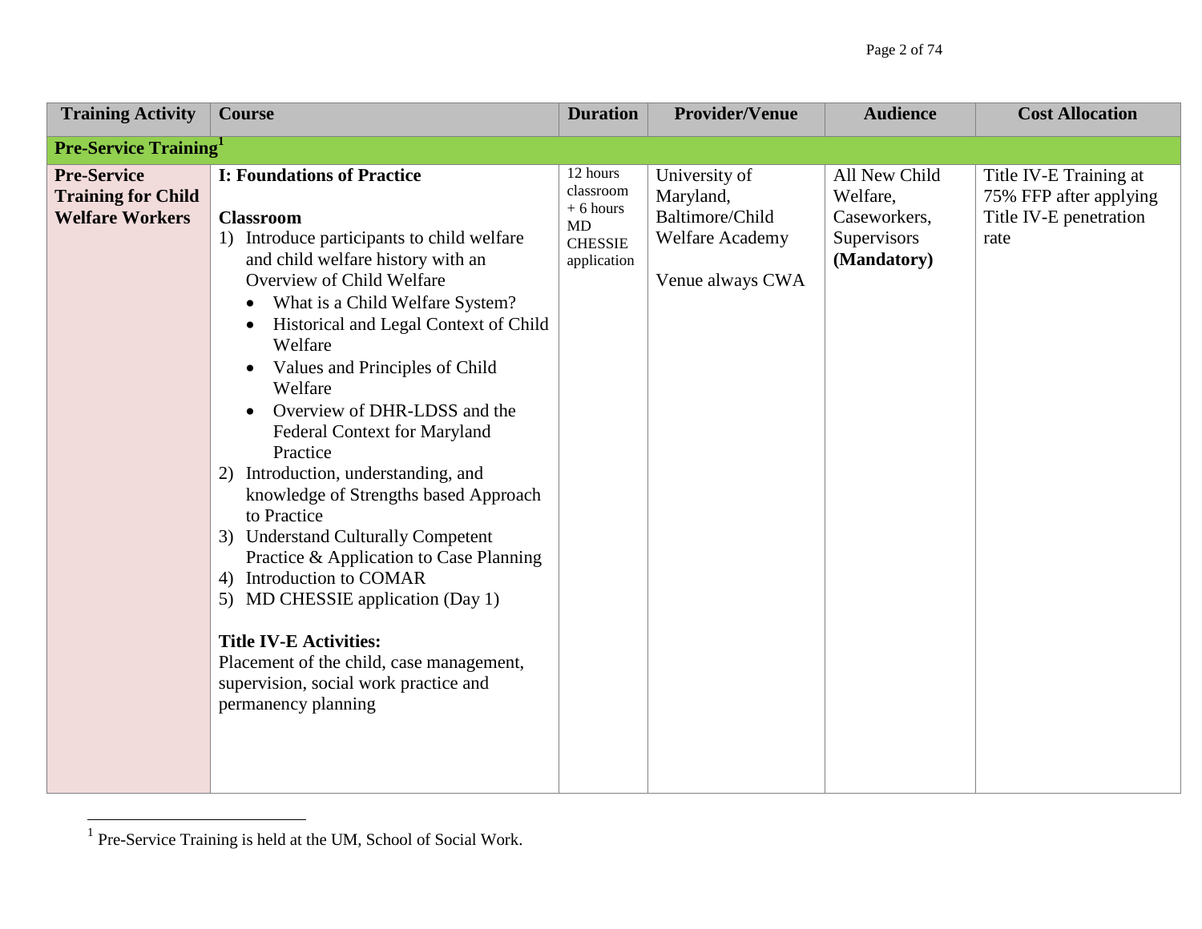| Training Activity | Course | Duration | Provider/Venue | Audience | Cost Allocation |
|---|---|---|---|---|---|
| **Pre-Service Training[1]** | | | | | |
| **Pre-Service Training for Child Welfare Workers** | **I: Foundations of Practice**<br><br>**Classroom**<br>1) Introduce participants to child welfare and child welfare history with an Overview of Child Welfare<br>• What is a Child Welfare System?<br>• Historical and Legal Context of Child Welfare<br>• Values and Principles of Child Welfare<br>• Overview of DHR-LDSS and the Federal Context for Maryland Practice<br>2) Introduction, understanding, and knowledge of Strengths based Approach to Practice<br>3) Understand Culturally Competent Practice & Application to Case Planning<br>4) Introduction to COMAR<br>5) MD CHESSIE application (Day 1)<br><br>**Title IV-E Activities:**<br>Placement of the child, case management, supervision, social work practice and permanency planning | 12 hours classroom + 6 hours MD CHESSIE application | University of Maryland, Baltimore/Child Welfare Academy<br><br>Venue always CWA | All New Child Welfare, Caseworkers, Supervisors **(Mandatory)** | Title IV-E Training at 75% FFP after applying Title IV-E penetration rate |

[1] Pre-Service Training is held at the UM, School of Social Work.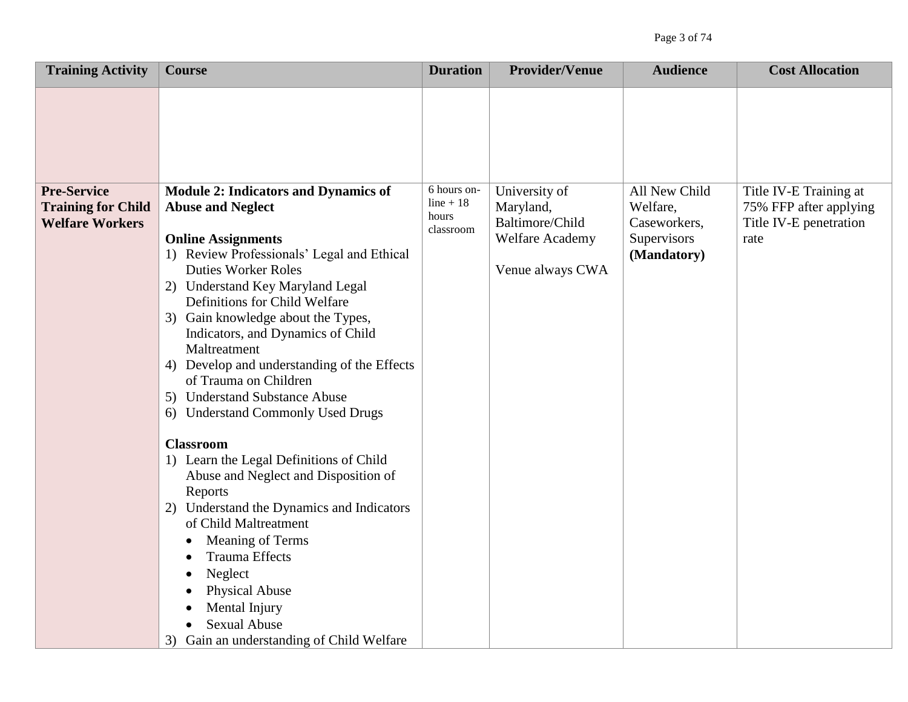| Training Activity | Course | Duration | Provider/Venue | Audience | Cost Allocation |
|---|---|---|---|---|---|
| | | | | | |
| **Pre-Service Training for Child Welfare Workers** | **Module 2: Indicators and Dynamics of Abuse and Neglect**<br><br>**Online Assignments**<br>1) Review Professionals' Legal and Ethical Duties Worker Roles<br>2) Understand Key Maryland Legal Definitions for Child Welfare<br>3) Gain knowledge about the Types, Indicators, and Dynamics of Child Maltreatment<br>4) Develop and understanding of the Effects of Trauma on Children<br>5) Understand Substance Abuse<br>6) Understand Commonly Used Drugs<br><br>**Classroom**<br>1) Learn the Legal Definitions of Child Abuse and Neglect and Disposition of Reports<br>2) Understand the Dynamics and Indicators of Child Maltreatment<br>• Meaning of Terms<br>• Trauma Effects<br>• Neglect<br>• Physical Abuse<br>• Mental Injury<br>• Sexual Abuse<br>3) Gain an understanding of Child Welfare | 6 hours on-line + 18 hours classroom | University of Maryland, Baltimore/Child Welfare Academy<br><br>Venue always CWA | All New Child Welfare, Caseworkers, Supervisors **(Mandatory)** | Title IV-E Training at 75% FFP after applying Title IV-E penetration rate |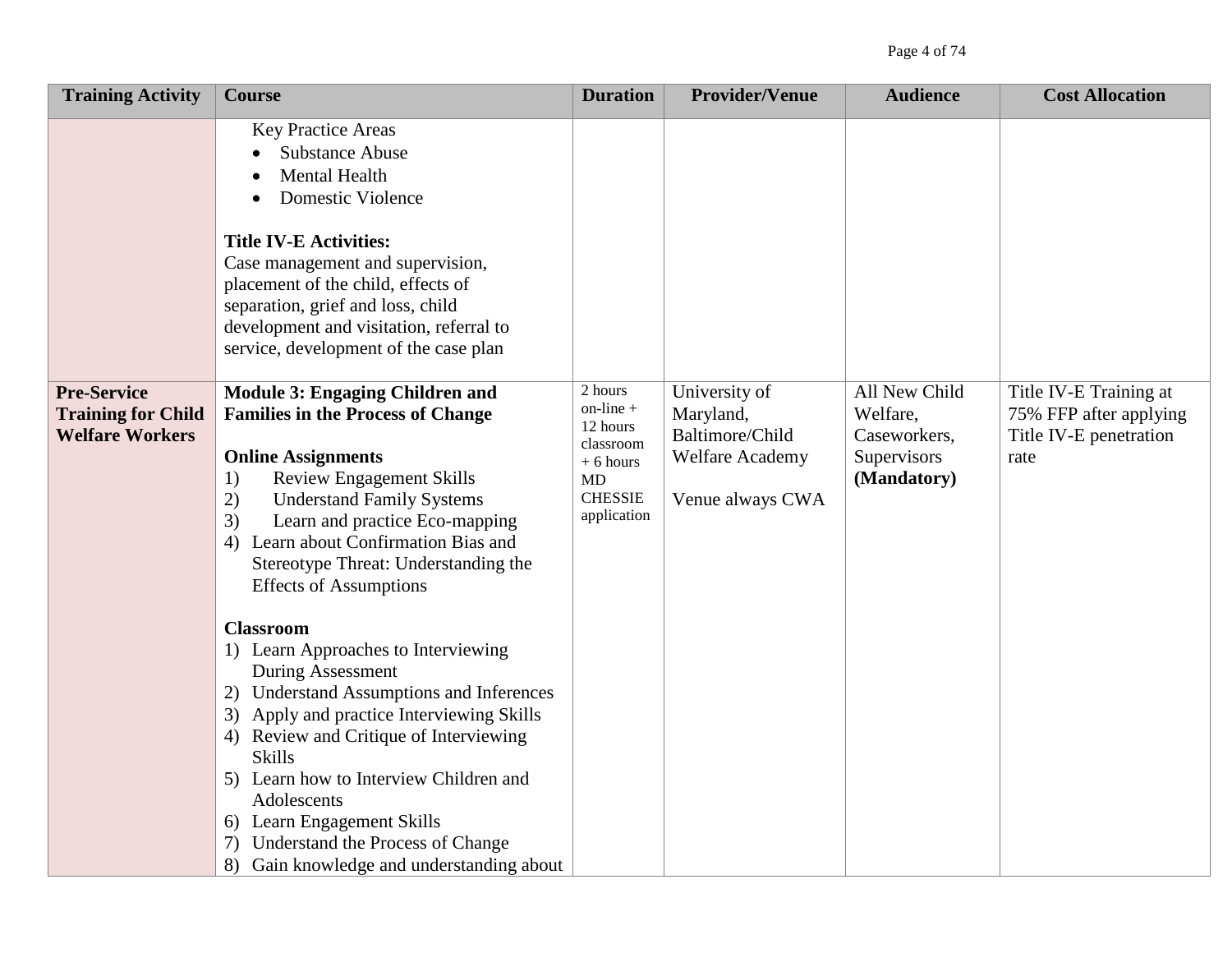| Training Activity | Course | Duration | Provider/Venue | Audience | Cost Allocation |
|---|---|---|---|---|---|
| | Key Practice Areas<br>• Substance Abuse<br>• Mental Health<br>• Domestic Violence<br><br>**Title IV-E Activities:**<br>Case management and supervision, placement of the child, effects of separation, grief and loss, child development and visitation, referral to service, development of the case plan | | | | |
| **Pre-Service Training for Child Welfare Workers** | **Module 3: Engaging Children and Families in the Process of Change**<br><br>**Online Assignments**<br>1) Review Engagement Skills<br>2) Understand Family Systems<br>3) Learn and practice Eco-mapping<br>4) Learn about Confirmation Bias and Stereotype Threat: Understanding the Effects of Assumptions<br><br>**Classroom**<br>1) Learn Approaches to Interviewing During Assessment<br>2) Understand Assumptions and Inferences<br>3) Apply and practice Interviewing Skills<br>4) Review and Critique of Interviewing Skills<br>5) Learn how to Interview Children and Adolescents<br>6) Learn Engagement Skills<br>7) Understand the Process of Change<br>8) Gain knowledge and understanding about | 2 hours on-line + 12 hours classroom + 6 hours MD CHESSIE application | University of Maryland, Baltimore/Child Welfare Academy<br><br>Venue always CWA | All New Child Welfare, Caseworkers, Supervisors **(Mandatory)** | Title IV-E Training at 75% FFP after applying Title IV-E penetration rate |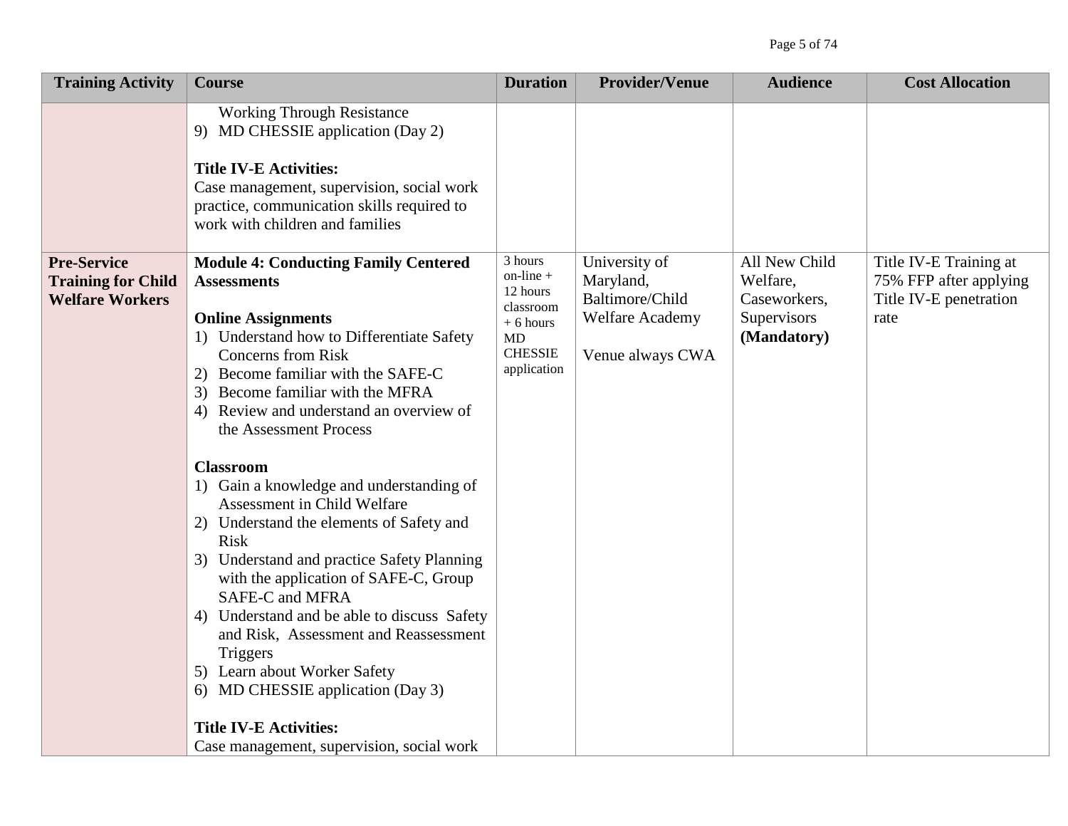| Training Activity | Course | Duration | Provider/Venue | Audience | Cost Allocation |
|---|---|---|---|---|---|
| | Working Through Resistance<br>9) MD CHESSIE application (Day 2)<br><br>**Title IV-E Activities:**<br>Case management, supervision, social work practice, communication skills required to work with children and families | | | | |
| **Pre-Service Training for Child Welfare Workers** | **Module 4: Conducting Family Centered Assessments**<br><br>**Online Assignments**<br>1) Understand how to Differentiate Safety Concerns from Risk<br>2) Become familiar with the SAFE-C<br>3) Become familiar with the MFRA<br>4) Review and understand an overview of the Assessment Process<br><br>**Classroom**<br>1) Gain a knowledge and understanding of Assessment in Child Welfare<br>2) Understand the elements of Safety and Risk<br>3) Understand and practice Safety Planning with the application of SAFE-C, Group SAFE-C and MFRA<br>4) Understand and be able to discuss Safety and Risk, Assessment and Reassessment Triggers<br>5) Learn about Worker Safety<br>6) MD CHESSIE application (Day 3)<br><br>**Title IV-E Activities:**<br>Case management, supervision, social work | 3 hours on-line + 12 hours classroom + 6 hours MD CHESSIE application | University of Maryland, Baltimore/Child Welfare Academy<br><br>Venue always CWA | All New Child Welfare, Caseworkers, Supervisors **(Mandatory)** | Title IV-E Training at 75% FFP after applying Title IV-E penetration rate |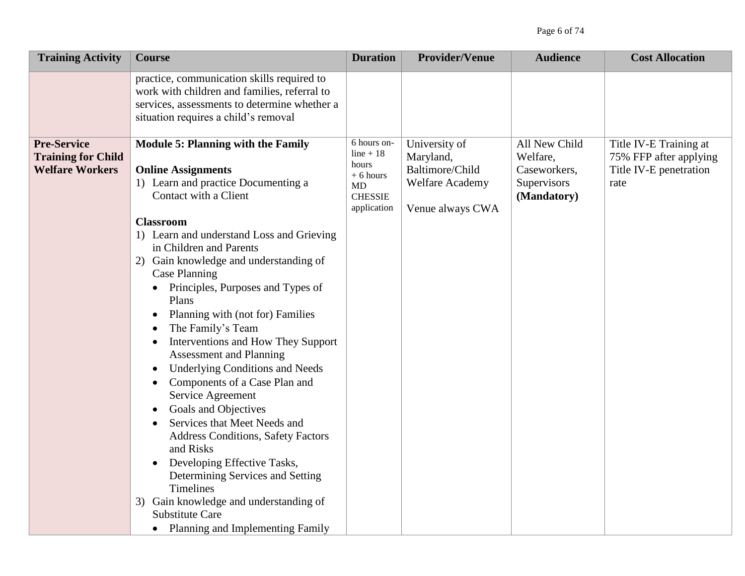| Training Activity | Course | Duration | Provider/Venue | Audience | Cost Allocation |
|---|---|---|---|---|---|
| | practice, communication skills required to work with children and families, referral to services, assessments to determine whether a situation requires a child's removal | | | | |
| **Pre-Service Training for Child Welfare Workers** | **Module 5: Planning with the Family**<br><br>**Online Assignments**<br>1) Learn and practice Documenting a Contact with a Client<br><br>**Classroom**<br>1) Learn and understand Loss and Grieving in Children and Parents<br>2) Gain knowledge and understanding of Case Planning<br>• Principles, Purposes and Types of Plans<br>• Planning with (not for) Families<br>• The Family's Team<br>• Interventions and How They Support Assessment and Planning<br>• Underlying Conditions and Needs<br>• Components of a Case Plan and Service Agreement<br>• Goals and Objectives<br>• Services that Meet Needs and Address Conditions, Safety Factors and Risks<br>• Developing Effective Tasks, Determining Services and Setting Timelines<br>3) Gain knowledge and understanding of Substitute Care<br>• Planning and Implementing Family | 6 hours on-line + 18 hours + 6 hours MD CHESSIE application | University of Maryland, Baltimore/Child Welfare Academy<br><br>Venue always CWA | All New Child Welfare, Caseworkers, Supervisors **(Mandatory)** | Title IV-E Training at 75% FFP after applying Title IV-E penetration rate |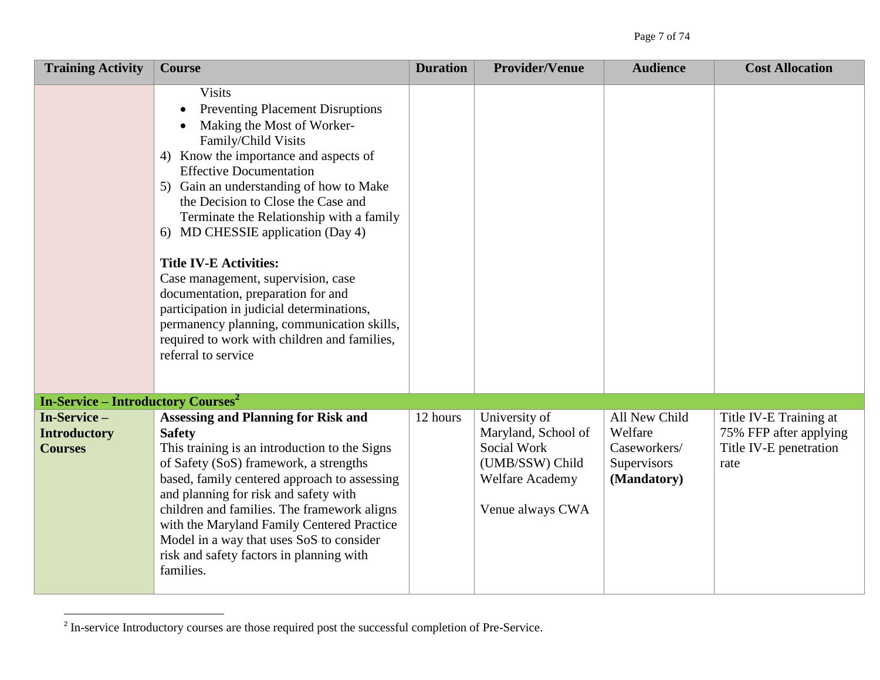| Training Activity | Course | Duration | Provider/Venue | Audience | Cost Allocation |
|---|---|---|---|---|---|
| | Visits<br>• Preventing Placement Disruptions<br>• Making the Most of Worker-Family/Child Visits<br>4) Know the importance and aspects of Effective Documentation<br>5) Gain an understanding of how to Make the Decision to Close the Case and Terminate the Relationship with a family<br>6) MD CHESSIE application (Day 4)<br><br>**Title IV-E Activities:**<br>Case management, supervision, case documentation, preparation for and participation in judicial determinations, permanency planning, communication skills, required to work with children and families, referral to service | | | | |
| **In-Service – Introductory Courses**[2] | | | | | |
| **In-Service – Introductory Courses** | **Assessing and Planning for Risk and Safety**<br>This training is an introduction to the Signs of Safety (SoS) framework, a strengths based, family centered approach to assessing and planning for risk and safety with children and families. The framework aligns with the Maryland Family Centered Practice Model in a way that uses SoS to consider risk and safety factors in planning with families. | 12 hours | University of Maryland, School of Social Work (UMB/SSW) Child Welfare Academy<br><br>Venue always CWA | All New Child Welfare Caseworkers/ Supervisors **(Mandatory)** | Title IV-E Training at 75% FFP after applying Title IV-E penetration rate |

[2] In-service Introductory courses are those required post the successful completion of Pre-Service.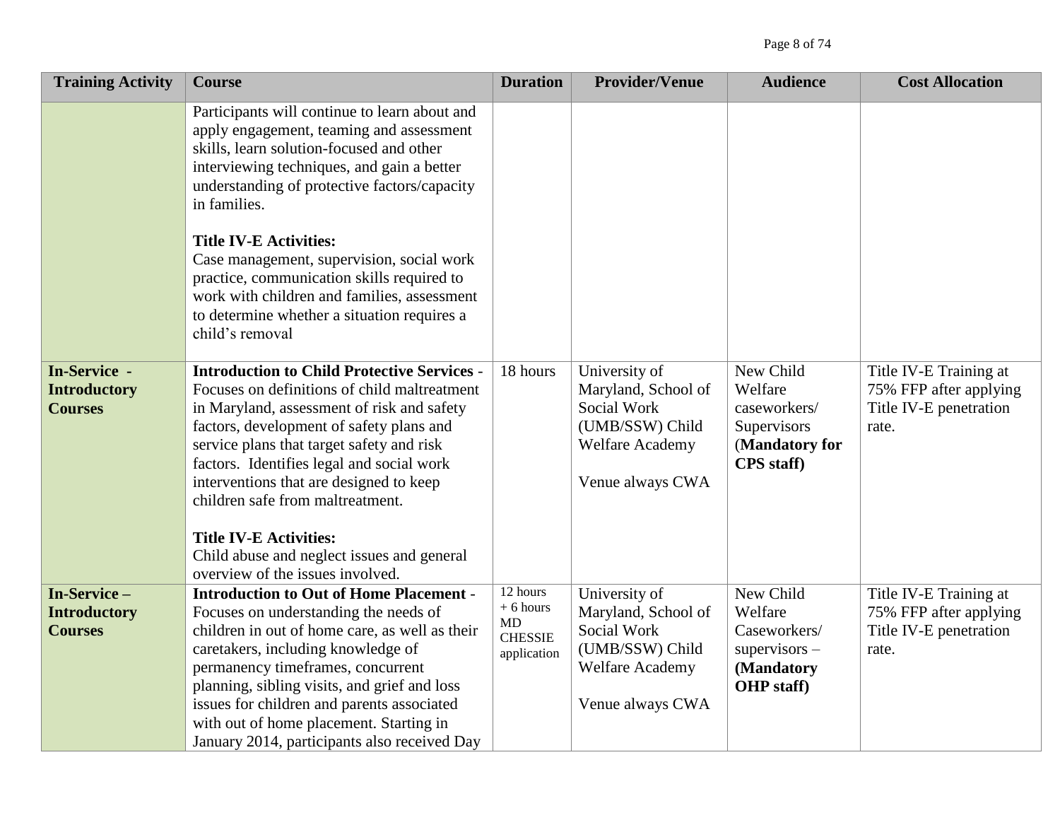| Training Activity | Course | Duration | Provider/Venue | Audience | Cost Allocation |
|---|---|---|---|---|---|
| | Participants will continue to learn about and apply engagement, teaming and assessment skills, learn solution-focused and other interviewing techniques, and gain a better understanding of protective factors/capacity in families.<br><br>**Title IV-E Activities:**<br>Case management, supervision, social work practice, communication skills required to work with children and families, assessment to determine whether a situation requires a child's removal | | | | |
| **In-Service - Introductory Courses** | **Introduction to Child Protective Services** - Focuses on definitions of child maltreatment in Maryland, assessment of risk and safety factors, development of safety plans and service plans that target safety and risk factors. Identifies legal and social work interventions that are designed to keep children safe from maltreatment.<br><br>**Title IV-E Activities:**<br>Child abuse and neglect issues and general overview of the issues involved. | 18 hours | University of Maryland, School of Social Work (UMB/SSW) Child Welfare Academy<br><br>Venue always CWA | New Child Welfare caseworkers/ Supervisors (**Mandatory for CPS staff)** | Title IV-E Training at 75% FFP after applying Title IV-E penetration rate. |
| **In-Service – Introductory Courses** | **Introduction to Out of Home Placement** - Focuses on understanding the needs of children in out of home care, as well as their caretakers, including knowledge of permanency timeframes, concurrent planning, sibling visits, and grief and loss issues for children and parents associated with out of home placement. Starting in January 2014, participants also received Day | 12 hours + 6 hours MD CHESSIE application | University of Maryland, School of Social Work (UMB/SSW) Child Welfare Academy<br><br>Venue always CWA | New Child Welfare Caseworkers/ supervisors – **(Mandatory OHP staff)** | Title IV-E Training at 75% FFP after applying Title IV-E penetration rate. |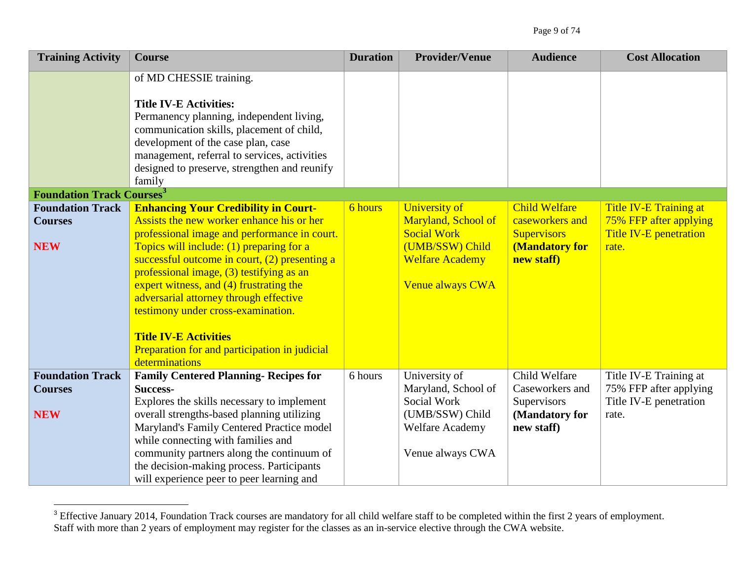| Training Activity | Course | Duration | Provider/Venue | Audience | Cost Allocation |
|---|---|---|---|---|---|
| | of MD CHESSIE training.<br><br>**Title IV-E Activities:**<br>Permanency planning, independent living, communication skills, placement of child, development of the case plan, case management, referral to services, activities designed to preserve, strengthen and reunify family | | | | |
| **Foundation Track Courses**[3] | | | | | |
| **Foundation Track Courses**<br><br>**NEW** | **Enhancing Your Credibility in Court-**<br>Assists the new worker enhance his or her professional image and performance in court. Topics will include: (1) preparing for a successful outcome in court, (2) presenting a professional image, (3) testifying as an expert witness, and (4) frustrating the adversarial attorney through effective testimony under cross-examination.<br><br>**Title IV-E Activities**<br>Preparation for and participation in judicial determinations | 6 hours | University of Maryland, School of Social Work (UMB/SSW) Child Welfare Academy<br><br>Venue always CWA | Child Welfare caseworkers and Supervisors **(Mandatory for new staff)** | Title IV-E Training at 75% FFP after applying Title IV-E penetration rate. |
| **Foundation Track Courses**<br><br>**NEW** | **Family Centered Planning- Recipes for Success-**<br>Explores the skills necessary to implement overall strengths-based planning utilizing Maryland's Family Centered Practice model while connecting with families and community partners along the continuum of the decision-making process. Participants will experience peer to peer learning and | 6 hours | University of Maryland, School of Social Work (UMB/SSW) Child Welfare Academy<br><br>Venue always CWA | Child Welfare Caseworkers and Supervisors **(Mandatory for new staff)** | Title IV-E Training at 75% FFP after applying Title IV-E penetration rate. |

[3] Effective January 2014, Foundation Track courses are mandatory for all child welfare staff to be completed within the first 2 years of employment. Staff with more than 2 years of employment may register for the classes as an in-service elective through the CWA website.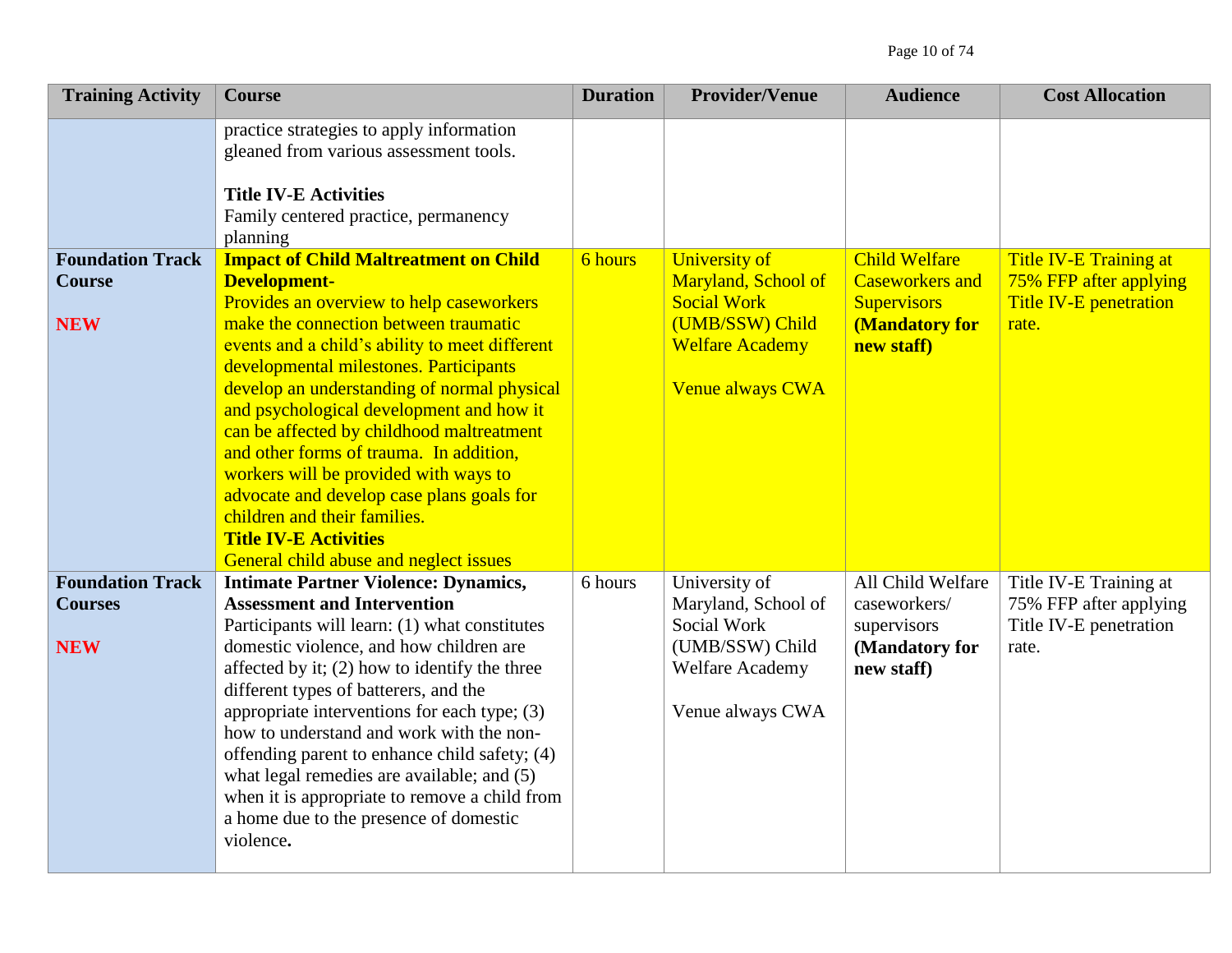| Training Activity | Course | Duration | Provider/Venue | Audience | Cost Allocation |
|---|---|---|---|---|---|
| | practice strategies to apply information gleaned from various assessment tools.<br><br>**Title IV-E Activities**<br>Family centered practice, permanency planning | | | | |
| **Foundation Track Course**<br><br>**NEW** | **Impact of Child Maltreatment on Child Development-**<br>Provides an overview to help caseworkers make the connection between traumatic events and a child's ability to meet different developmental milestones. Participants develop an understanding of normal physical and psychological development and how it can be affected by childhood maltreatment and other forms of trauma. In addition, workers will be provided with ways to advocate and develop case plans goals for children and their families.<br>**Title IV-E Activities**<br>General child abuse and neglect issues | 6 hours | University of Maryland, School of Social Work (UMB/SSW) Child Welfare Academy<br><br>Venue always CWA | Child Welfare Caseworkers and Supervisors **(Mandatory for new staff)** | Title IV-E Training at 75% FFP after applying Title IV-E penetration rate. |
| **Foundation Track Courses**<br><br>**NEW** | **Intimate Partner Violence: Dynamics, Assessment and Intervention**<br>Participants will learn: (1) what constitutes domestic violence, and how children are affected by it; (2) how to identify the three different types of batterers, and the appropriate interventions for each type; (3) how to understand and work with the non-offending parent to enhance child safety; (4) what legal remedies are available; and (5) when it is appropriate to remove a child from a home due to the presence of domestic violence. | 6 hours | University of Maryland, School of Social Work (UMB/SSW) Child Welfare Academy<br><br>Venue always CWA | All Child Welfare caseworkers/ supervisors **(Mandatory for new staff)** | Title IV-E Training at 75% FFP after applying Title IV-E penetration rate. |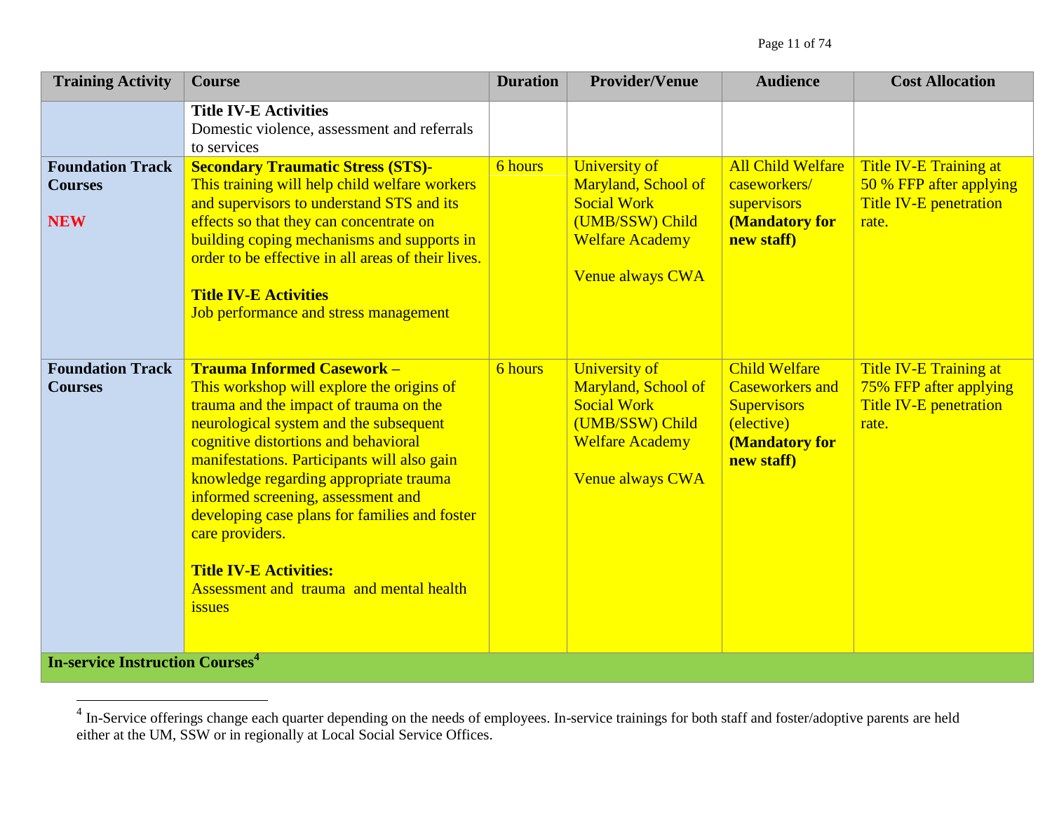| Training Activity | Course | Duration | Provider/Venue | Audience | Cost Allocation |
|---|---|---|---|---|---|
| | **Title IV-E Activities**<br>Domestic violence, assessment and referrals to services | | | | |
| **Foundation Track Courses**<br><br>**NEW** | **Secondary Traumatic Stress (STS)-**<br>This training will help child welfare workers and supervisors to understand STS and its effects so that they can concentrate on building coping mechanisms and supports in order to be effective in all areas of their lives.<br><br>**Title IV-E Activities**<br>Job performance and stress management | 6 hours | University of Maryland, School of Social Work (UMB/SSW) Child Welfare Academy<br><br>Venue always CWA | All Child Welfare caseworkers/ supervisors **(Mandatory for new staff)** | Title IV-E Training at 50 % FFP after applying Title IV-E penetration rate. |
| **Foundation Track Courses** | **Trauma Informed Casework –**<br>This workshop will explore the origins of trauma and the impact of trauma on the neurological system and the subsequent cognitive distortions and behavioral manifestations. Participants will also gain knowledge regarding appropriate trauma informed screening, assessment and developing case plans for families and foster care providers.<br><br>**Title IV-E Activities:**<br>Assessment and trauma and mental health issues | 6 hours | University of Maryland, School of Social Work (UMB/SSW) Child Welfare Academy<br><br>Venue always CWA | Child Welfare Caseworkers and Supervisors (elective) **(Mandatory for new staff)** | Title IV-E Training at 75% FFP after applying Title IV-E penetration rate. |
| **In-service Instruction Courses**[4] | | | | | |

[4] In-Service offerings change each quarter depending on the needs of employees. In-service trainings for both staff and foster/adoptive parents are held either at the UM, SSW or in regionally at Local Social Service Offices.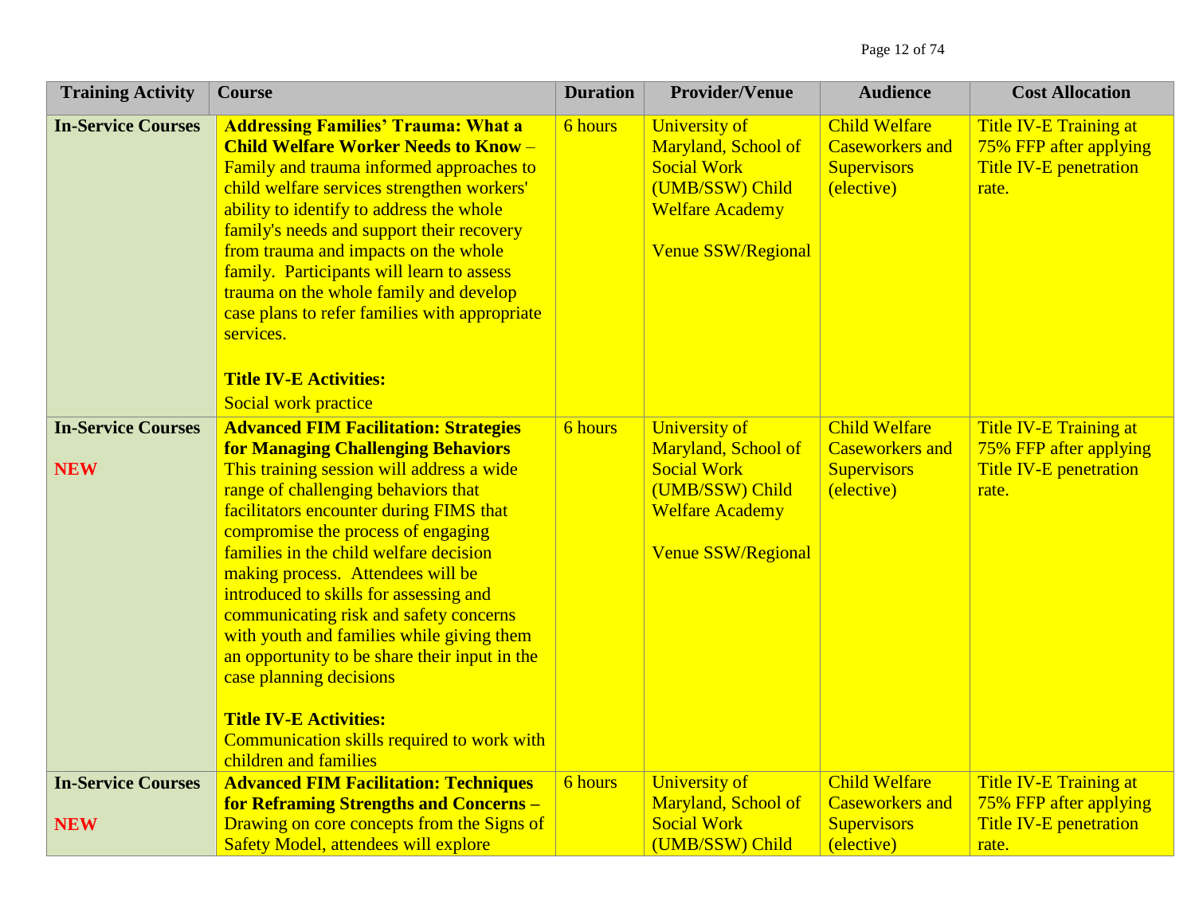| Training Activity | Course | Duration | Provider/Venue | Audience | Cost Allocation |
|---|---|---|---|---|---|
| **In-Service Courses** | **Addressing Families' Trauma: What a Child Welfare Worker Needs to Know** – Family and trauma informed approaches to child welfare services strengthen workers' ability to identify to address the whole family's needs and support their recovery from trauma and impacts on the whole family. Participants will learn to assess trauma on the whole family and develop case plans to refer families with appropriate services.<br><br>**Title IV-E Activities:**<br>Social work practice | 6 hours | University of Maryland, School of Social Work (UMB/SSW) Child Welfare Academy<br><br>Venue SSW/Regional | Child Welfare Caseworkers and Supervisors (elective) | Title IV-E Training at 75% FFP after applying Title IV-E penetration rate. |
| **In-Service Courses**<br><br>**NEW** | **Advanced FIM Facilitation: Strategies for Managing Challenging Behaviors** This training session will address a wide range of challenging behaviors that facilitators encounter during FIMS that compromise the process of engaging families in the child welfare decision making process. Attendees will be introduced to skills for assessing and communicating risk and safety concerns with youth and families while giving them an opportunity to be share their input in the case planning decisions<br><br>**Title IV-E Activities:**<br>Communication skills required to work with children and families | 6 hours | University of Maryland, School of Social Work (UMB/SSW) Child Welfare Academy<br><br>Venue SSW/Regional | Child Welfare Caseworkers and Supervisors (elective) | Title IV-E Training at 75% FFP after applying Title IV-E penetration rate. |
| **In-Service Courses**<br><br>**NEW** | **Advanced FIM Facilitation: Techniques for Reframing Strengths and Concerns** – Drawing on core concepts from the Signs of Safety Model, attendees will explore | 6 hours | University of Maryland, School of Social Work (UMB/SSW) Child | Child Welfare Caseworkers and Supervisors (elective) | Title IV-E Training at 75% FFP after applying Title IV-E penetration rate. |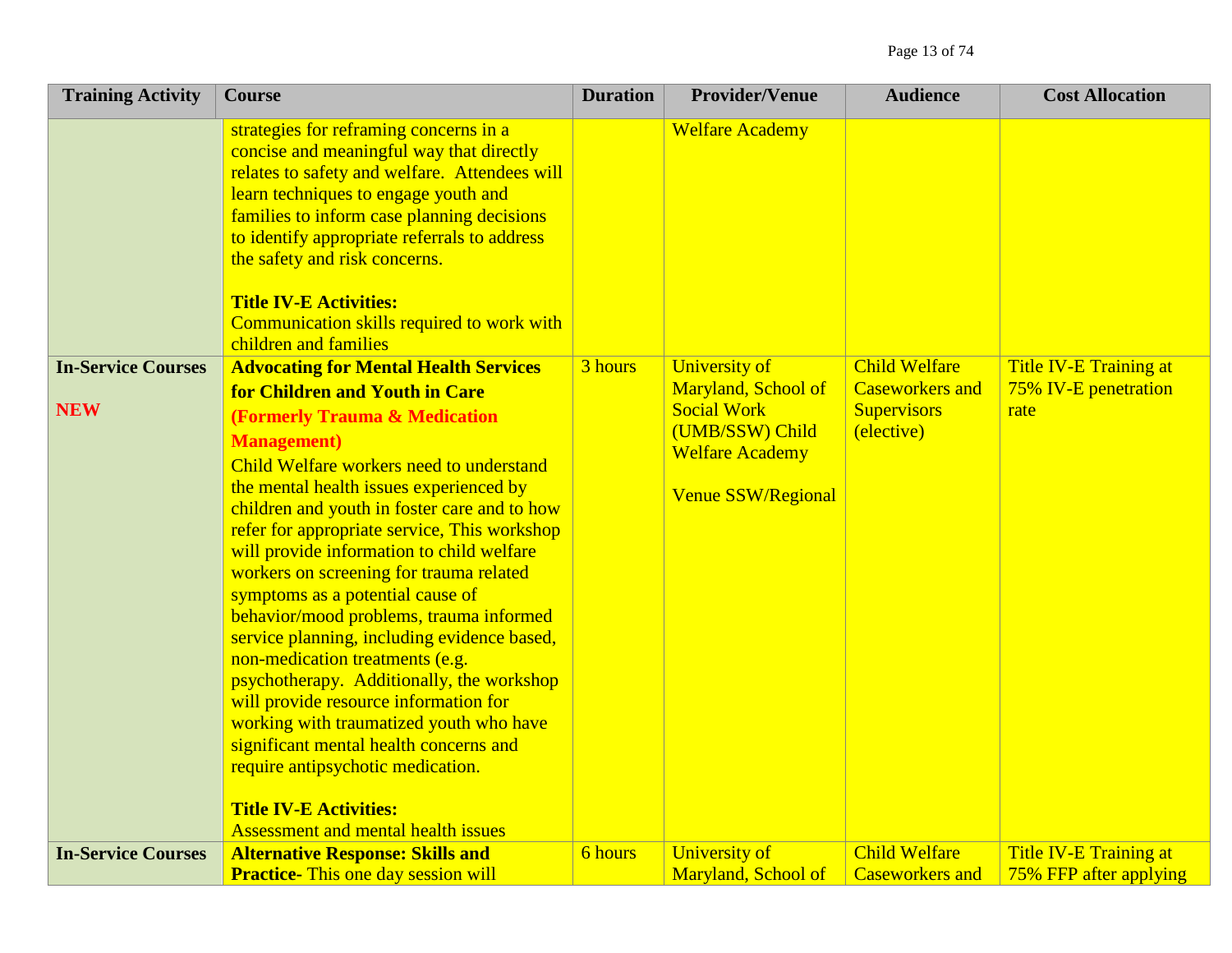| Training Activity | Course | Duration | Provider/Venue | Audience | Cost Allocation |
|---|---|---|---|---|---|
| | strategies for reframing concerns in a concise and meaningful way that directly relates to safety and welfare. Attendees will learn techniques to engage youth and families to inform case planning decisions to identify appropriate referrals to address the safety and risk concerns.<br><br>**Title IV-E Activities:**<br>Communication skills required to work with children and families | | Welfare Academy | | |
| **In-Service Courses**<br><br>**NEW** | **Advocating for Mental Health Services for Children and Youth in Care**<br>**(Formerly Trauma & Medication Management)**<br>Child Welfare workers need to understand the mental health issues experienced by children and youth in foster care and to how refer for appropriate service, This workshop will provide information to child welfare workers on screening for trauma related symptoms as a potential cause of behavior/mood problems, trauma informed service planning, including evidence based, non-medication treatments (e.g. psychotherapy. Additionally, the workshop will provide resource information for working with traumatized youth who have significant mental health concerns and require antipsychotic medication.<br><br>**Title IV-E Activities:**<br>Assessment and mental health issues | 3 hours | University of Maryland, School of Social Work (UMB/SSW) Child Welfare Academy<br><br>Venue SSW/Regional | Child Welfare Caseworkers and Supervisors (elective) | Title IV-E Training at 75% IV-E penetration rate |
| **In-Service Courses** | **Alternative Response: Skills and Practice-** This one day session will | 6 hours | University of Maryland, School of | Child Welfare Caseworkers and | Title IV-E Training at 75% FFP after applying |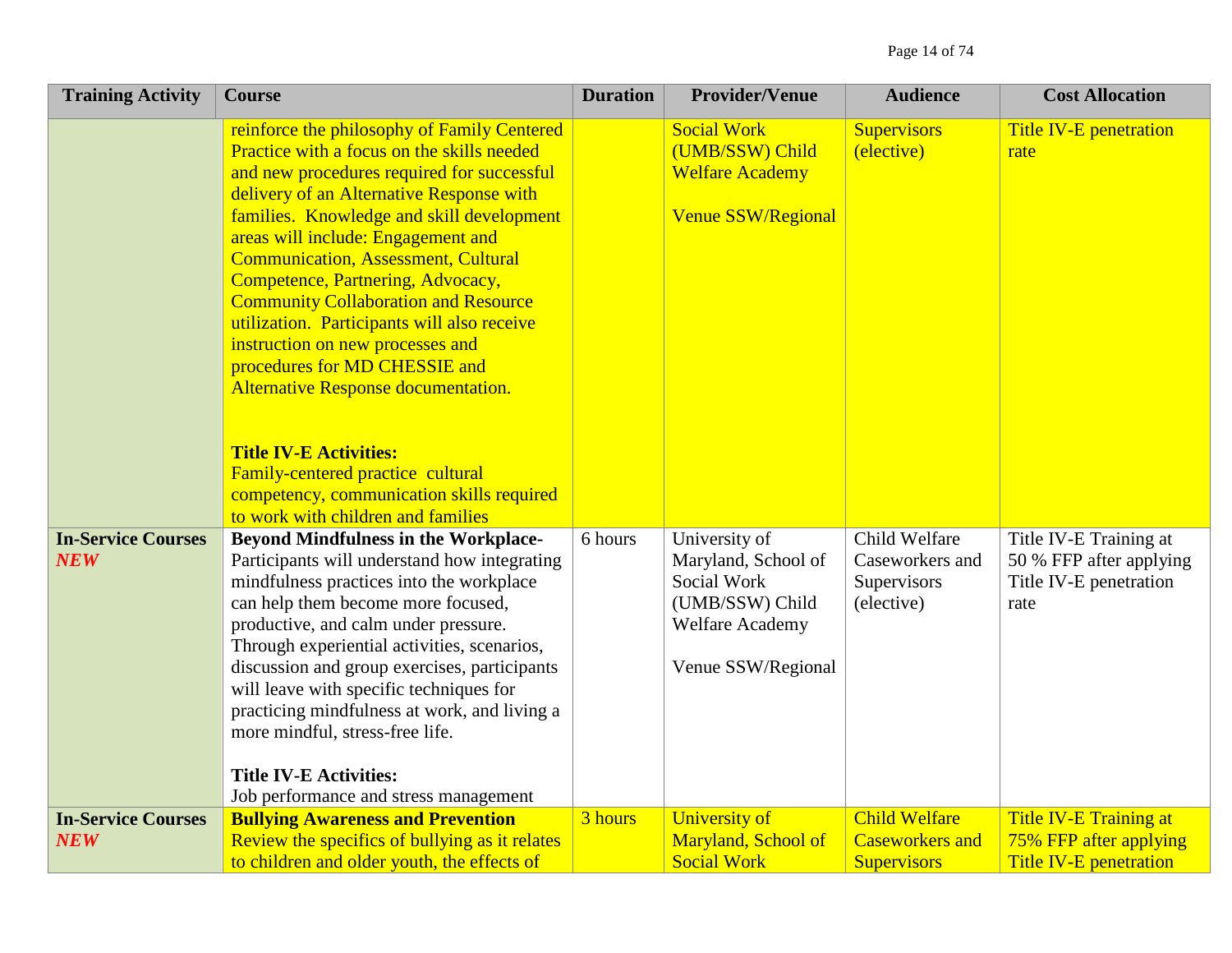| Training Activity | Course | Duration | Provider/Venue | Audience | Cost Allocation |
|---|---|---|---|---|---|
| | reinforce the philosophy of Family Centered Practice with a focus on the skills needed and new procedures required for successful delivery of an Alternative Response with families. Knowledge and skill development areas will include: Engagement and Communication, Assessment, Cultural Competence, Partnering, Advocacy, Community Collaboration and Resource utilization. Participants will also receive instruction on new processes and procedures for MD CHESSIE and Alternative Response documentation.<br><br>**Title IV-E Activities:**<br>Family-centered practice cultural competency, communication skills required to work with children and families | | Social Work (UMB/SSW) Child Welfare Academy<br><br>Venue SSW/Regional | Supervisors (elective) | Title IV-E penetration rate |
| **In-Service Courses** ***NEW*** | **Beyond Mindfulness in the Workplace-** Participants will understand how integrating mindfulness practices into the workplace can help them become more focused, productive, and calm under pressure. Through experiential activities, scenarios, discussion and group exercises, participants will leave with specific techniques for practicing mindfulness at work, and living a more mindful, stress-free life.<br><br>**Title IV-E Activities:**<br>Job performance and stress management | 6 hours | University of Maryland, School of Social Work (UMB/SSW) Child Welfare Academy<br><br>Venue SSW/Regional | Child Welfare Caseworkers and Supervisors (elective) | Title IV-E Training at 50 % FFP after applying Title IV-E penetration rate |
| **In-Service Courses** ***NEW*** | **Bullying Awareness and Prevention** Review the specifics of bullying as it relates to children and older youth, the effects of | 3 hours | University of Maryland, School of Social Work | Child Welfare Caseworkers and Supervisors | Title IV-E Training at 75% FFP after applying Title IV-E penetration |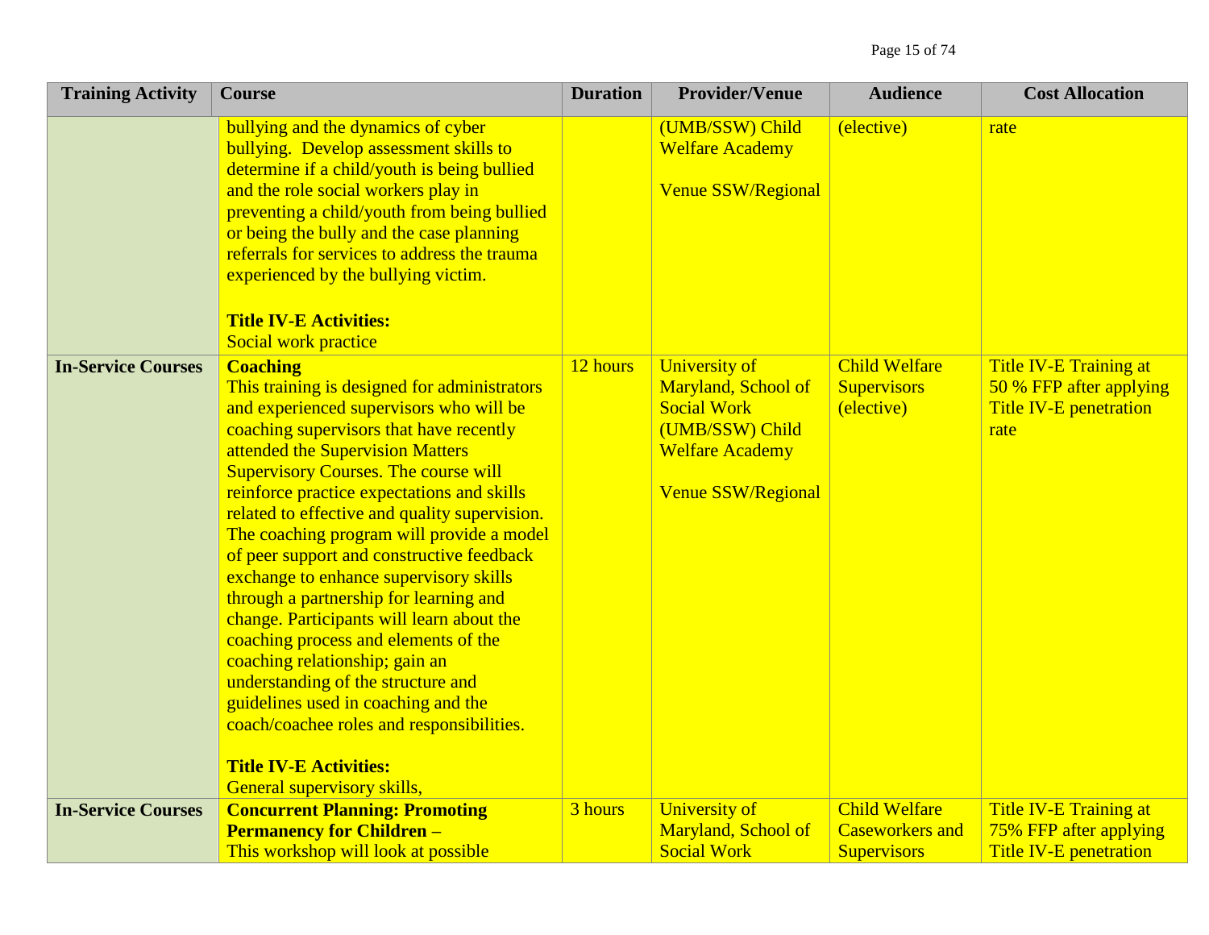| Training Activity | Course | Duration | Provider/Venue | Audience | Cost Allocation |
|---|---|---|---|---|---|
| | bullying and the dynamics of cyber bullying. Develop assessment skills to determine if a child/youth is being bullied and the role social workers play in preventing a child/youth from being bullied or being the bully and the case planning referrals for services to address the trauma experienced by the bullying victim.<br><br>**Title IV-E Activities:**<br>Social work practice | | (UMB/SSW) Child Welfare Academy<br><br>Venue SSW/Regional | (elective) | rate |
| **In-Service Courses** | **Coaching**<br>This training is designed for administrators and experienced supervisors who will be coaching supervisors that have recently attended the Supervision Matters Supervisory Courses. The course will reinforce practice expectations and skills related to effective and quality supervision. The coaching program will provide a model of peer support and constructive feedback exchange to enhance supervisory skills through a partnership for learning and change. Participants will learn about the coaching process and elements of the coaching relationship; gain an understanding of the structure and guidelines used in coaching and the coach/coachee roles and responsibilities.<br><br>**Title IV-E Activities:**<br>General supervisory skills, | 12 hours | University of Maryland, School of Social Work (UMB/SSW) Child Welfare Academy<br><br>Venue SSW/Regional | Child Welfare Supervisors (elective) | Title IV-E Training at 50 % FFP after applying Title IV-E penetration rate |
| **In-Service Courses** | **Concurrent Planning: Promoting Permanency for Children –**<br>This workshop will look at possible | 3 hours | University of Maryland, School of Social Work | Child Welfare Caseworkers and Supervisors | Title IV-E Training at 75% FFP after applying Title IV-E penetration |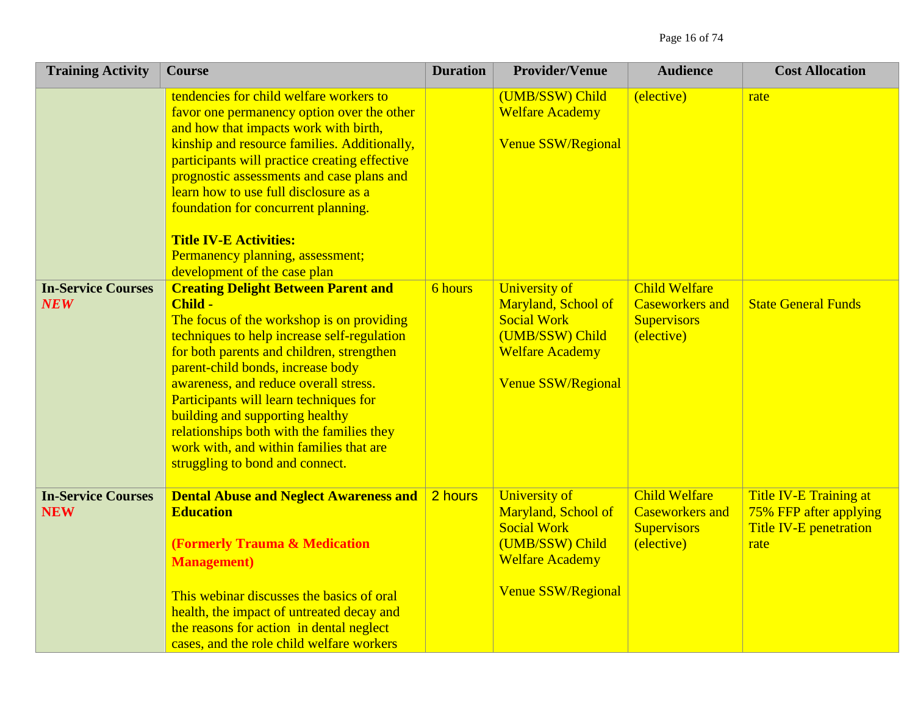| Training Activity | Course | Duration | Provider/Venue | Audience | Cost Allocation |
|---|---|---|---|---|---|
| | tendencies for child welfare workers to favor one permanency option over the other and how that impacts work with birth, kinship and resource families. Additionally, participants will practice creating effective prognostic assessments and case plans and learn how to use full disclosure as a foundation for concurrent planning.<br><br>**Title IV-E Activities:**<br>Permanency planning, assessment; development of the case plan | | (UMB/SSW) Child Welfare Academy<br><br>Venue SSW/Regional | (elective) | rate |
| **In-Service Courses** ***NEW*** | **Creating Delight Between Parent and Child -**<br>The focus of the workshop is on providing techniques to help increase self-regulation for both parents and children, strengthen parent-child bonds, increase body awareness, and reduce overall stress. Participants will learn techniques for building and supporting healthy relationships both with the families they work with, and within families that are struggling to bond and connect. | 6 hours | University of Maryland, School of Social Work (UMB/SSW) Child Welfare Academy<br><br>Venue SSW/Regional | Child Welfare Caseworkers and Supervisors (elective) | State General Funds |
| **In-Service Courses** **NEW** | **Dental Abuse and Neglect Awareness and Education**<br><br>**(Formerly Trauma & Medication Management)**<br><br>This webinar discusses the basics of oral health, the impact of untreated decay and the reasons for action in dental neglect cases, and the role child welfare workers | 2 hours | University of Maryland, School of Social Work (UMB/SSW) Child Welfare Academy<br><br>Venue SSW/Regional | Child Welfare Caseworkers and Supervisors (elective) | Title IV-E Training at 75% FFP after applying Title IV-E penetration rate |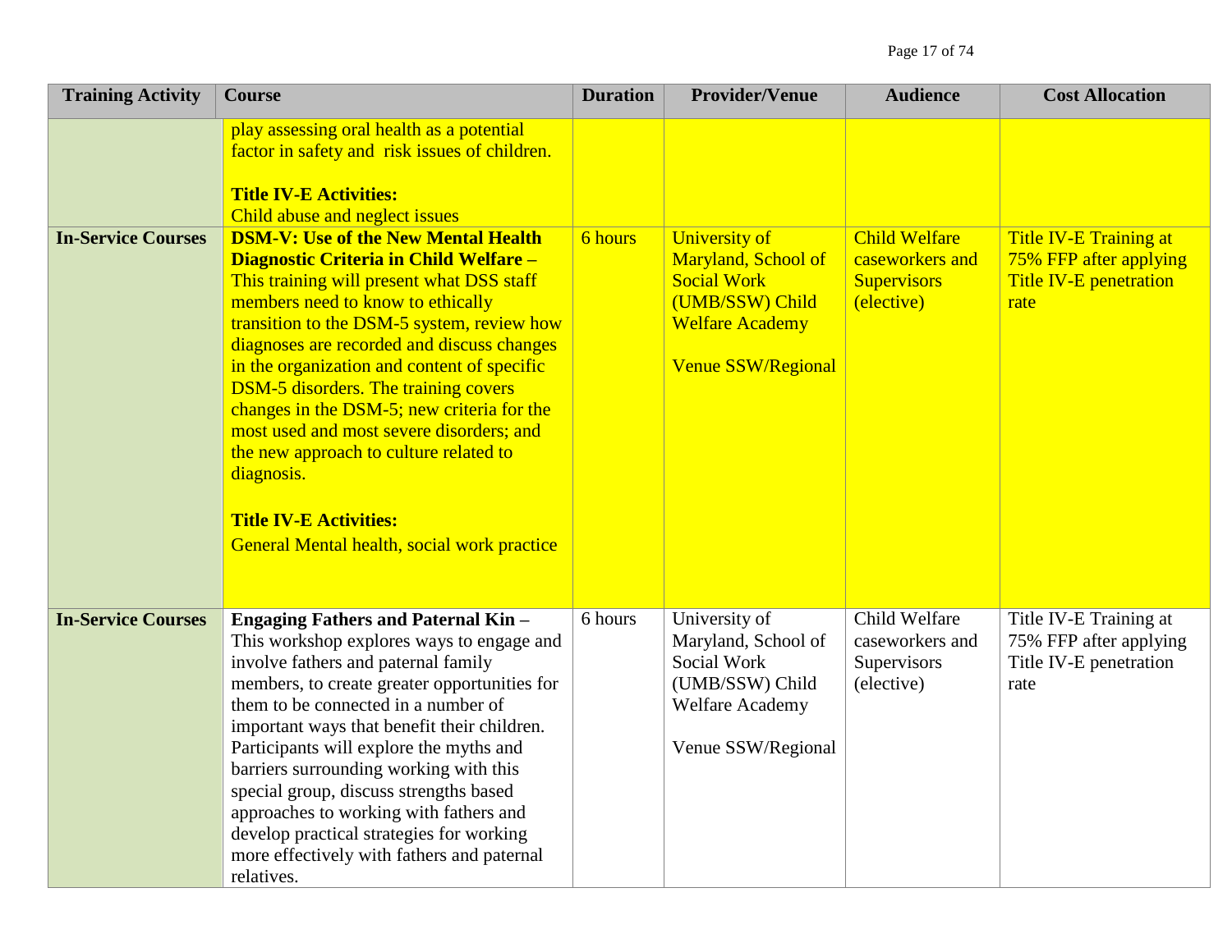| Training Activity | Course | Duration | Provider/Venue | Audience | Cost Allocation |
|---|---|---|---|---|---|
| | play assessing oral health as a potential factor in safety and risk issues of children.<br><br>**Title IV-E Activities:**<br>Child abuse and neglect issues | | | | |
| **In-Service Courses** | **DSM-V: Use of the New Mental Health Diagnostic Criteria in Child Welfare –** This training will present what DSS staff members need to know to ethically transition to the DSM-5 system, review how diagnoses are recorded and discuss changes in the organization and content of specific DSM-5 disorders. The training covers changes in the DSM-5; new criteria for the most used and most severe disorders; and the new approach to culture related to diagnosis.<br><br>**Title IV-E Activities:**<br>General Mental health, social work practice | 6 hours | University of Maryland, School of Social Work (UMB/SSW) Child Welfare Academy<br><br>Venue SSW/Regional | Child Welfare caseworkers and Supervisors (elective) | Title IV-E Training at 75% FFP after applying Title IV-E penetration rate |
| **In-Service Courses** | **Engaging Fathers and Paternal Kin –** This workshop explores ways to engage and involve fathers and paternal family members, to create greater opportunities for them to be connected in a number of important ways that benefit their children. Participants will explore the myths and barriers surrounding working with this special group, discuss strengths based approaches to working with fathers and develop practical strategies for working more effectively with fathers and paternal relatives. | 6 hours | University of Maryland, School of Social Work (UMB/SSW) Child Welfare Academy<br><br>Venue SSW/Regional | Child Welfare caseworkers and Supervisors (elective) | Title IV-E Training at 75% FFP after applying Title IV-E penetration rate |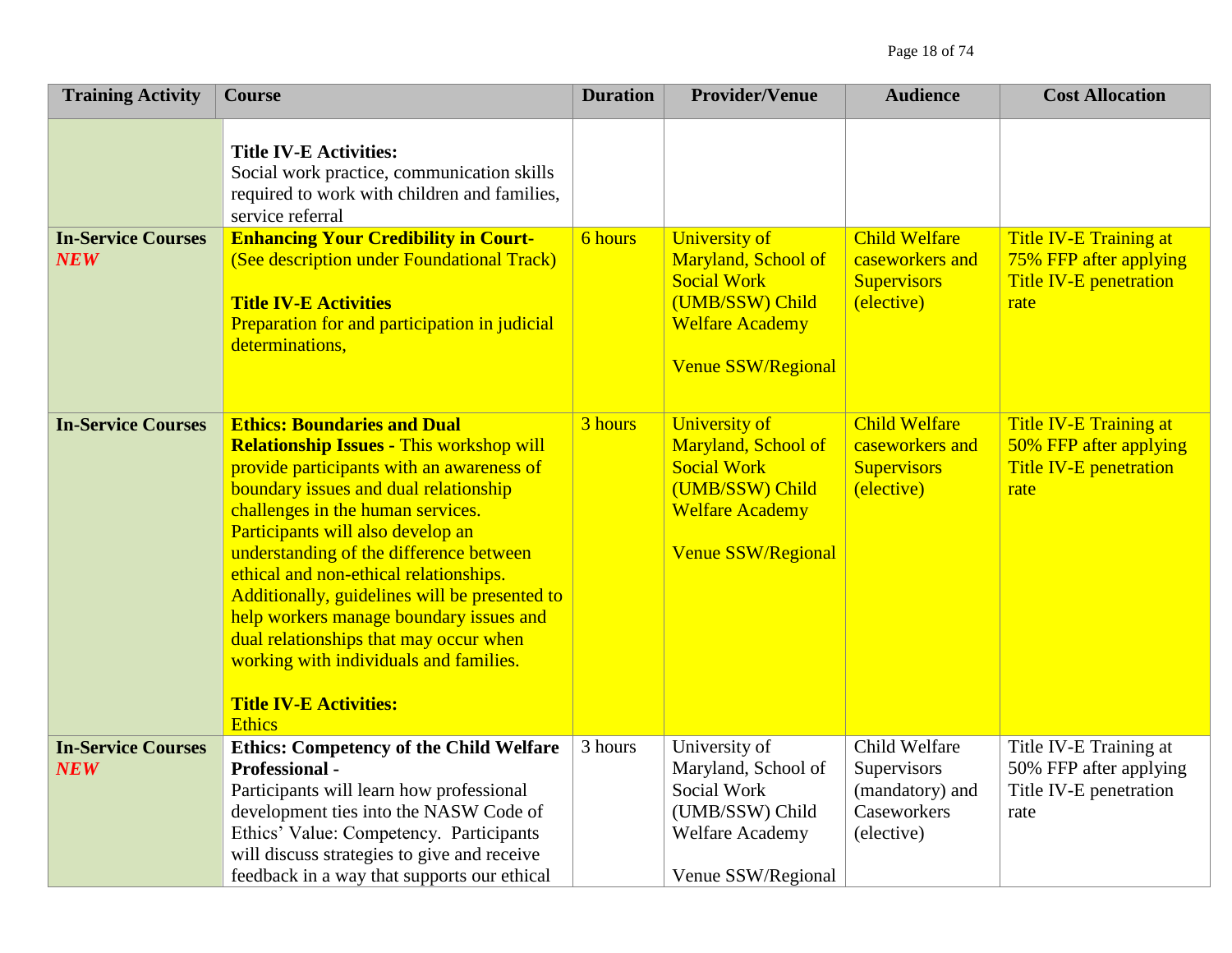| Training Activity | Course | Duration | Provider/Venue | Audience | Cost Allocation |
|---|---|---|---|---|---|
| | **Title IV-E Activities:** Social work practice, communication skills required to work with children and families, service referral | | | | |
| **In-Service Courses** ***NEW*** | **Enhancing Your Credibility in Court-** (See description under Foundational Track)<br><br>**Title IV-E Activities** Preparation for and participation in judicial determinations, | 6 hours | University of Maryland, School of Social Work (UMB/SSW) Child Welfare Academy<br><br>Venue SSW/Regional | Child Welfare caseworkers and Supervisors (elective) | Title IV-E Training at 75% FFP after applying Title IV-E penetration rate |
| **In-Service Courses** | **Ethics: Boundaries and Dual Relationship Issues -** This workshop will provide participants with an awareness of boundary issues and dual relationship challenges in the human services. Participants will also develop an understanding of the difference between ethical and non-ethical relationships. Additionally, guidelines will be presented to help workers manage boundary issues and dual relationships that may occur when working with individuals and families.<br><br>**Title IV-E Activities:** Ethics | 3 hours | University of Maryland, School of Social Work (UMB/SSW) Child Welfare Academy<br><br>Venue SSW/Regional | Child Welfare caseworkers and Supervisors (elective) | Title IV-E Training at 50% FFP after applying Title IV-E penetration rate |
| **In-Service Courses** ***NEW*** | **Ethics: Competency of the Child Welfare Professional -** Participants will learn how professional development ties into the NASW Code of Ethics' Value: Competency. Participants will discuss strategies to give and receive feedback in a way that supports our ethical | 3 hours | University of Maryland, School of Social Work (UMB/SSW) Child Welfare Academy<br><br>Venue SSW/Regional | Child Welfare Supervisors (mandatory) and Caseworkers (elective) | Title IV-E Training at 50% FFP after applying Title IV-E penetration rate |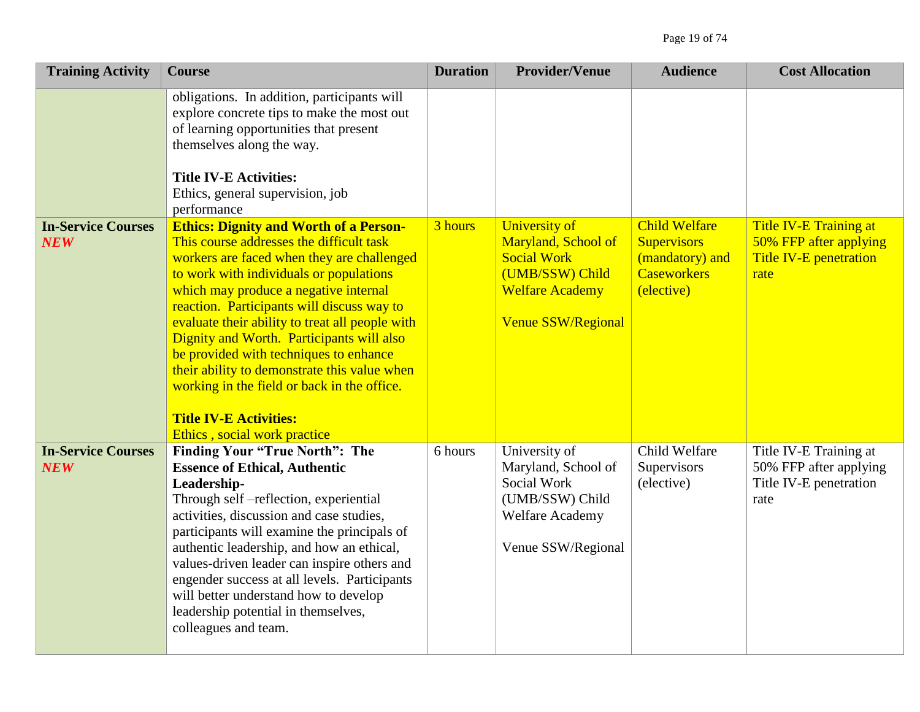| Training Activity | Course | Duration | Provider/Venue | Audience | Cost Allocation |
|---|---|---|---|---|---|
| | obligations. In addition, participants will explore concrete tips to make the most out of learning opportunities that present themselves along the way.<br><br>**Title IV-E Activities:**<br>Ethics, general supervision, job performance | | | | |
| **In-Service Courses** ***NEW*** | **Ethics: Dignity and Worth of a Person-** This course addresses the difficult task workers are faced when they are challenged to work with individuals or populations which may produce a negative internal reaction. Participants will discuss way to evaluate their ability to treat all people with Dignity and Worth. Participants will also be provided with techniques to enhance their ability to demonstrate this value when working in the field or back in the office.<br><br>**Title IV-E Activities:**<br>Ethics , social work practice | 3 hours | University of Maryland, School of Social Work (UMB/SSW) Child Welfare Academy<br><br>Venue SSW/Regional | Child Welfare Supervisors (mandatory) and Caseworkers (elective) | Title IV-E Training at 50% FFP after applying Title IV-E penetration rate |
| **In-Service Courses** ***NEW*** | **Finding Your "True North": The Essence of Ethical, Authentic Leadership-**<br>Through self –reflection, experiential activities, discussion and case studies, participants will examine the principals of authentic leadership, and how an ethical, values-driven leader can inspire others and engender success at all levels. Participants will better understand how to develop leadership potential in themselves, colleagues and team. | 6 hours | University of Maryland, School of Social Work (UMB/SSW) Child Welfare Academy<br><br>Venue SSW/Regional | Child Welfare Supervisors (elective) | Title IV-E Training at 50% FFP after applying Title IV-E penetration rate |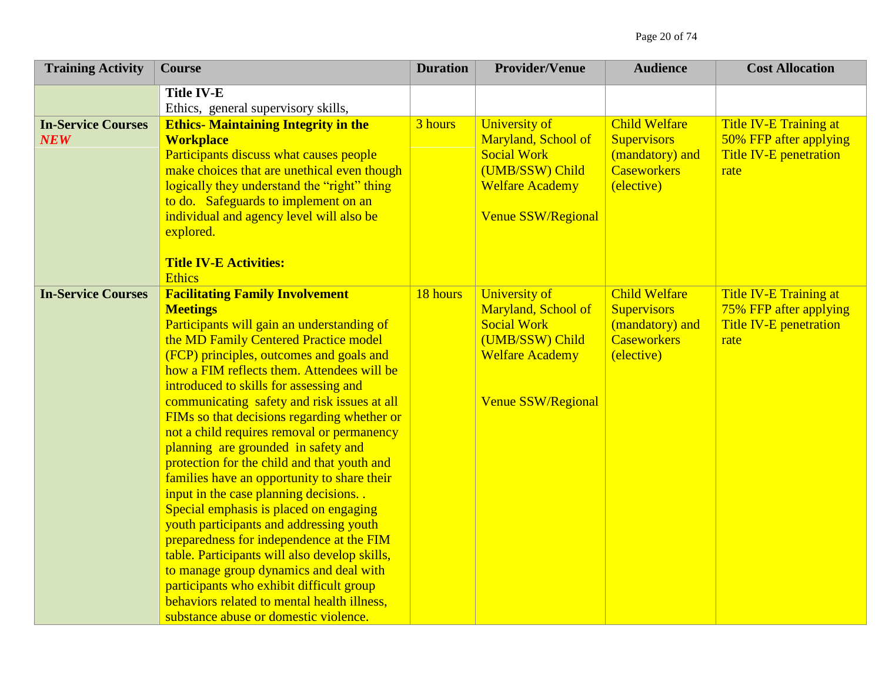| Training Activity | Course | Duration | Provider/Venue | Audience | Cost Allocation |
|---|---|---|---|---|---|
| | **Title IV-E**<br>Ethics, general supervisory skills, | | | | |
| **In-Service Courses** ***NEW*** | **Ethics- Maintaining Integrity in the Workplace**<br>Participants discuss what causes people make choices that are unethical even though logically they understand the "right" thing to do. Safeguards to implement on an individual and agency level will also be explored.<br><br>**Title IV-E Activities:**<br>Ethics | 3 hours | University of Maryland, School of Social Work (UMB/SSW) Child Welfare Academy<br><br>Venue SSW/Regional | Child Welfare Supervisors (mandatory) and Caseworkers (elective) | Title IV-E Training at 50% FFP after applying Title IV-E penetration rate |
| **In-Service Courses** | **Facilitating Family Involvement Meetings**<br>Participants will gain an understanding of the MD Family Centered Practice model (FCP) principles, outcomes and goals and how a FIM reflects them. Attendees will be introduced to skills for assessing and communicating safety and risk issues at all FIMs so that decisions regarding whether or not a child requires removal or permanency planning are grounded in safety and protection for the child and that youth and families have an opportunity to share their input in the case planning decisions. . Special emphasis is placed on engaging youth participants and addressing youth preparedness for independence at the FIM table. Participants will also develop skills, to manage group dynamics and deal with participants who exhibit difficult group behaviors related to mental health illness, substance abuse or domestic violence. | 18 hours | University of Maryland, School of Social Work (UMB/SSW) Child Welfare Academy<br><br>Venue SSW/Regional | Child Welfare Supervisors (mandatory) and Caseworkers (elective) | Title IV-E Training at 75% FFP after applying Title IV-E penetration rate |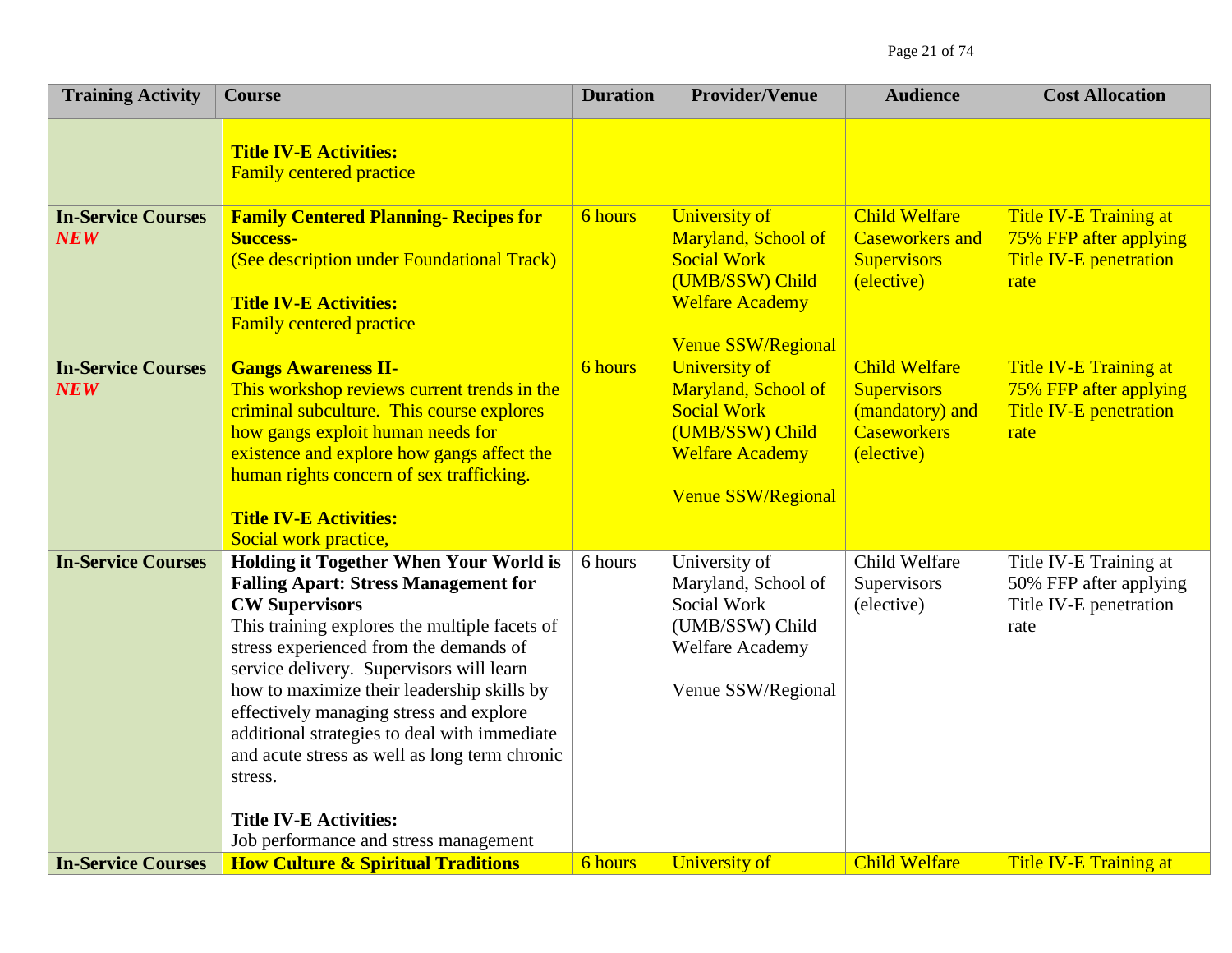| Training Activity | Course | Duration | Provider/Venue | Audience | Cost Allocation |
|---|---|---|---|---|---|
| | **Title IV-E Activities:** Family centered practice | | | | |
| **In-Service Courses** ***NEW*** | **Family Centered Planning- Recipes for Success-** (See description under Foundational Track) **Title IV-E Activities:** Family centered practice | 6 hours | University of Maryland, School of Social Work (UMB/SSW) Child Welfare Academy Venue SSW/Regional | Child Welfare Caseworkers and Supervisors (elective) | Title IV-E Training at 75% FFP after applying Title IV-E penetration rate |
| **In-Service Courses** ***NEW*** | **Gangs Awareness II-** This workshop reviews current trends in the criminal subculture. This course explores how gangs exploit human needs for existence and explore how gangs affect the human rights concern of sex trafficking. **Title IV-E Activities:** Social work practice, | 6 hours | University of Maryland, School of Social Work (UMB/SSW) Child Welfare Academy Venue SSW/Regional | Child Welfare Supervisors (mandatory) and Caseworkers (elective) | Title IV-E Training at 75% FFP after applying Title IV-E penetration rate |
| **In-Service Courses** | **Holding it Together When Your World is Falling Apart: Stress Management for CW Supervisors** This training explores the multiple facets of stress experienced from the demands of service delivery. Supervisors will learn how to maximize their leadership skills by effectively managing stress and explore additional strategies to deal with immediate and acute stress as well as long term chronic stress. **Title IV-E Activities:** Job performance and stress management | 6 hours | University of Maryland, School of Social Work (UMB/SSW) Child Welfare Academy Venue SSW/Regional | Child Welfare Supervisors (elective) | Title IV-E Training at 50% FFP after applying Title IV-E penetration rate |
| **In-Service Courses** | **How Culture & Spiritual Traditions** | 6 hours | University of | Child Welfare | Title IV-E Training at |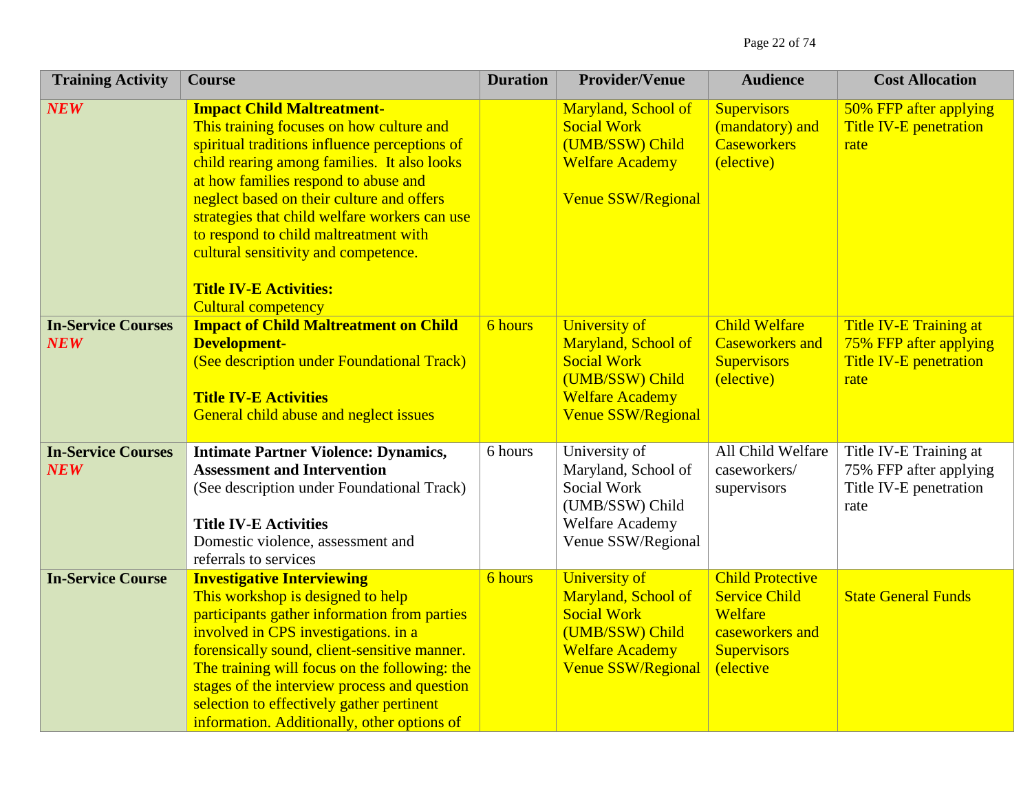| Training Activity | Course | Duration | Provider/Venue | Audience | Cost Allocation |
|---|---|---|---|---|---|
| ***NEW*** | **Impact Child Maltreatment-**<br>This training focuses on how culture and spiritual traditions influence perceptions of child rearing among families. It also looks at how families respond to abuse and neglect based on their culture and offers strategies that child welfare workers can use to respond to child maltreatment with cultural sensitivity and competence.<br><br>**Title IV-E Activities:**<br>Cultural competency | | Maryland, School of Social Work (UMB/SSW) Child Welfare Academy<br><br>Venue SSW/Regional | Supervisors (mandatory) and Caseworkers (elective) | 50% FFP after applying Title IV-E penetration rate |
| **In-Service Courses** ***NEW*** | **Impact of Child Maltreatment on Child Development-**<br>(See description under Foundational Track)<br><br>**Title IV-E Activities**<br>General child abuse and neglect issues | 6 hours | University of Maryland, School of Social Work (UMB/SSW) Child Welfare Academy Venue SSW/Regional | Child Welfare Caseworkers and Supervisors (elective) | Title IV-E Training at 75% FFP after applying Title IV-E penetration rate |
| **In-Service Courses** ***NEW*** | **Intimate Partner Violence: Dynamics, Assessment and Intervention**<br>(See description under Foundational Track)<br><br>**Title IV-E Activities**<br>Domestic violence, assessment and referrals to services | 6 hours | University of Maryland, School of Social Work (UMB/SSW) Child Welfare Academy Venue SSW/Regional | All Child Welfare caseworkers/ supervisors | Title IV-E Training at 75% FFP after applying Title IV-E penetration rate |
| **In-Service Course** | **Investigative Interviewing**<br>This workshop is designed to help participants gather information from parties involved in CPS investigations. in a forensically sound, client-sensitive manner. The training will focus on the following: the stages of the interview process and question selection to effectively gather pertinent information. Additionally, other options of | 6 hours | University of Maryland, School of Social Work (UMB/SSW) Child Welfare Academy Venue SSW/Regional | Child Protective Service Child Welfare caseworkers and Supervisors (elective | State General Funds |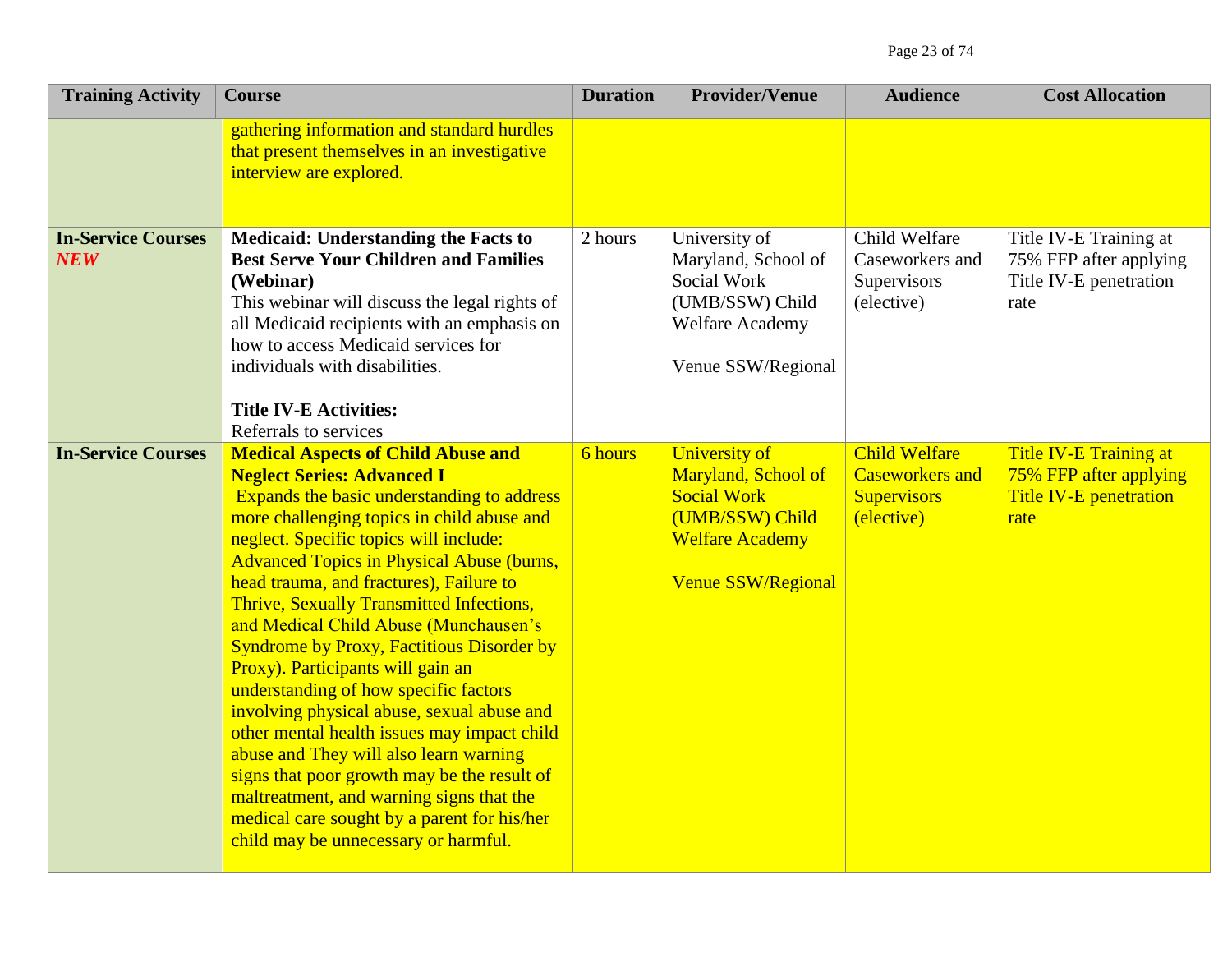| Training Activity | Course | Duration | Provider/Venue | Audience | Cost Allocation |
|---|---|---|---|---|---|
| | gathering information and standard hurdles that present themselves in an investigative interview are explored. | | | | |
| **In-Service Courses** ***NEW*** | **Medicaid: Understanding the Facts to Best Serve Your Children and Families (Webinar)** This webinar will discuss the legal rights of all Medicaid recipients with an emphasis on how to access Medicaid services for individuals with disabilities. **Title IV-E Activities:** Referrals to services | 2 hours | University of Maryland, School of Social Work (UMB/SSW) Child Welfare Academy Venue SSW/Regional | Child Welfare Caseworkers and Supervisors (elective) | Title IV-E Training at 75% FFP after applying Title IV-E penetration rate |
| **In-Service Courses** | **Medical Aspects of Child Abuse and Neglect Series: Advanced I** Expands the basic understanding to address more challenging topics in child abuse and neglect. Specific topics will include: Advanced Topics in Physical Abuse (burns, head trauma, and fractures), Failure to Thrive, Sexually Transmitted Infections, and Medical Child Abuse (Munchausen's Syndrome by Proxy, Factitious Disorder by Proxy). Participants will gain an understanding of how specific factors involving physical abuse, sexual abuse and other mental health issues may impact child abuse and They will also learn warning signs that poor growth may be the result of maltreatment, and warning signs that the medical care sought by a parent for his/her child may be unnecessary or harmful. | 6 hours | University of Maryland, School of Social Work (UMB/SSW) Child Welfare Academy Venue SSW/Regional | Child Welfare Caseworkers and Supervisors (elective) | Title IV-E Training at 75% FFP after applying Title IV-E penetration rate |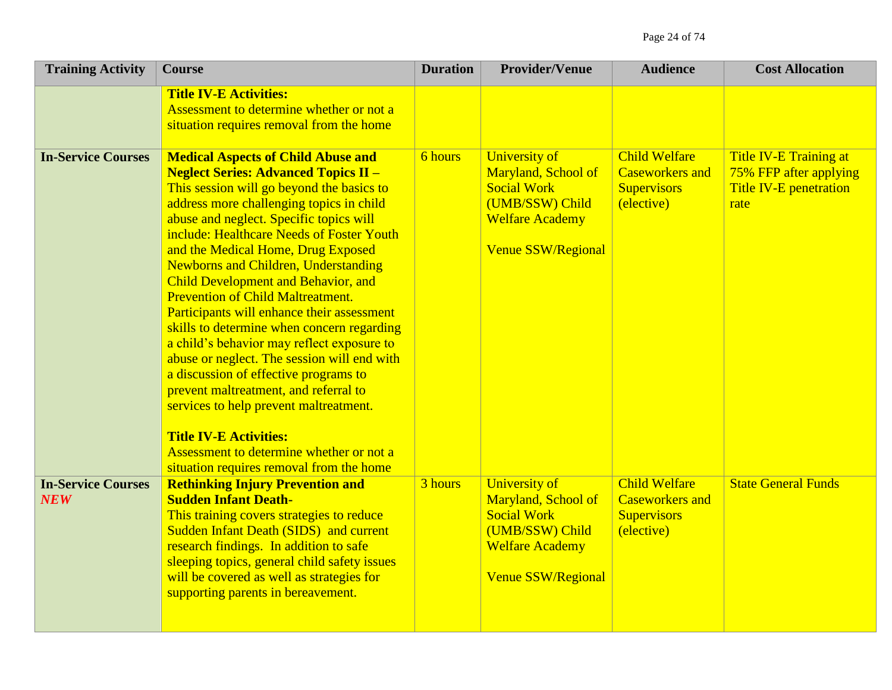| Training Activity | Course | Duration | Provider/Venue | Audience | Cost Allocation |
|---|---|---|---|---|---|
| | **Title IV-E Activities:** Assessment to determine whether or not a situation requires removal from the home | | | | |
| **In-Service Courses** | **Medical Aspects of Child Abuse and Neglect Series: Advanced Topics II** – This session will go beyond the basics to address more challenging topics in child abuse and neglect. Specific topics will include: Healthcare Needs of Foster Youth and the Medical Home, Drug Exposed Newborns and Children, Understanding Child Development and Behavior, and Prevention of Child Maltreatment. Participants will enhance their assessment skills to determine when concern regarding a child's behavior may reflect exposure to abuse or neglect. The session will end with a discussion of effective programs to prevent maltreatment, and referral to services to help prevent maltreatment.<br><br>**Title IV-E Activities:** Assessment to determine whether or not a situation requires removal from the home | 6 hours | University of Maryland, School of Social Work (UMB/SSW) Child Welfare Academy<br><br>Venue SSW/Regional | Child Welfare Caseworkers and Supervisors (elective) | Title IV-E Training at 75% FFP after applying Title IV-E penetration rate |
| **In-Service Courses** ***NEW*** | **Rethinking Injury Prevention and Sudden Infant Death-** This training covers strategies to reduce Sudden Infant Death (SIDS) and current research findings. In addition to safe sleeping topics, general child safety issues will be covered as well as strategies for supporting parents in bereavement. | 3 hours | University of Maryland, School of Social Work (UMB/SSW) Child Welfare Academy<br><br>Venue SSW/Regional | Child Welfare Caseworkers and Supervisors (elective) | State General Funds |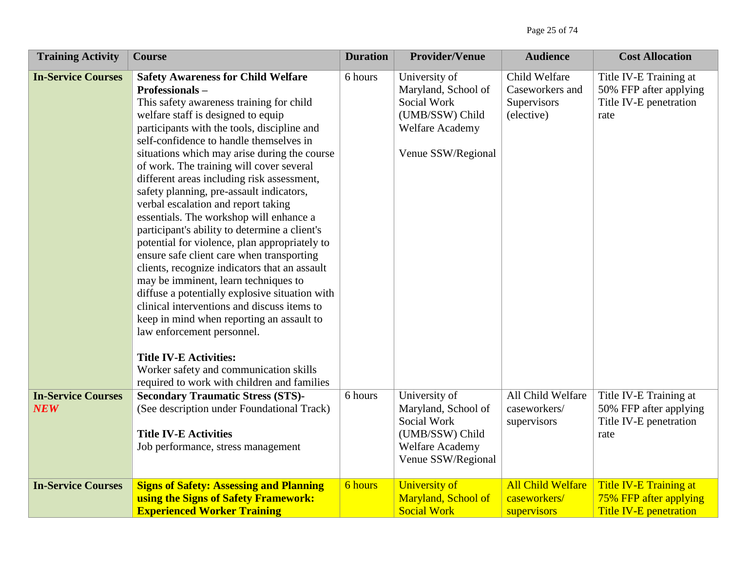| Training Activity | Course | Duration | Provider/Venue | Audience | Cost Allocation |
|---|---|---|---|---|---|
| **In-Service Courses** | **Safety Awareness for Child Welfare Professionals –** This safety awareness training for child welfare staff is designed to equip participants with the tools, discipline and self-confidence to handle themselves in situations which may arise during the course of work. The training will cover several different areas including risk assessment, safety planning, pre-assault indicators, verbal escalation and report taking essentials. The workshop will enhance a participant's ability to determine a client's potential for violence, plan appropriately to ensure safe client care when transporting clients, recognize indicators that an assault may be imminent, learn techniques to diffuse a potentially explosive situation with clinical interventions and discuss items to keep in mind when reporting an assault to law enforcement personnel. **Title IV-E Activities:** Worker safety and communication skills required to work with children and families | 6 hours | University of Maryland, School of Social Work (UMB/SSW) Child Welfare Academy Venue SSW/Regional | Child Welfare Caseworkers and Supervisors (elective) | Title IV-E Training at 50% FFP after applying Title IV-E penetration rate |
| **In-Service Courses** ***NEW*** | **Secondary Traumatic Stress (STS)-** (See description under Foundational Track) **Title IV-E Activities** Job performance, stress management | 6 hours | University of Maryland, School of Social Work (UMB/SSW) Child Welfare Academy Venue SSW/Regional | All Child Welfare caseworkers/ supervisors | Title IV-E Training at 50% FFP after applying Title IV-E penetration rate |
| **In-Service Courses** | **Signs of Safety: Assessing and Planning using the Signs of Safety Framework: Experienced Worker Training** | 6 hours | University of Maryland, School of Social Work | All Child Welfare caseworkers/ supervisors | Title IV-E Training at 75% FFP after applying Title IV-E penetration |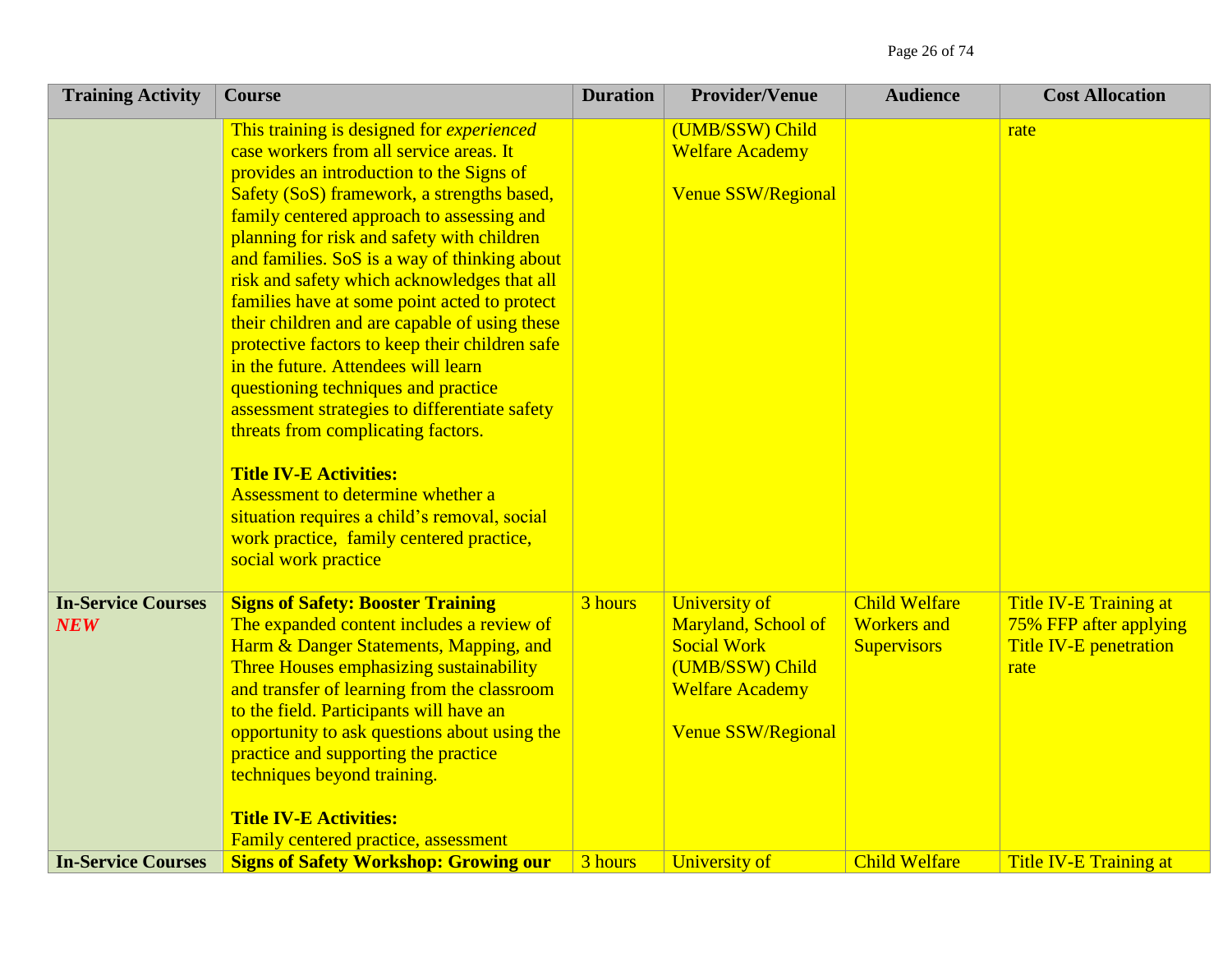| Training Activity | Course | Duration | Provider/Venue | Audience | Cost Allocation |
|---|---|---|---|---|---|
| | This training is designed for *experienced* case workers from all service areas. It provides an introduction to the Signs of Safety (SoS) framework, a strengths based, family centered approach to assessing and planning for risk and safety with children and families. SoS is a way of thinking about risk and safety which acknowledges that all families have at some point acted to protect their children and are capable of using these protective factors to keep their children safe in the future. Attendees will learn questioning techniques and practice assessment strategies to differentiate safety threats from complicating factors.<br><br>**Title IV-E Activities:**<br>Assessment to determine whether a situation requires a child's removal, social work practice, family centered practice, social work practice | | (UMB/SSW) Child Welfare Academy<br><br>Venue SSW/Regional | | rate |
| **In-Service Courses** ***NEW*** | **Signs of Safety: Booster Training**<br>The expanded content includes a review of Harm & Danger Statements, Mapping, and Three Houses emphasizing sustainability and transfer of learning from the classroom to the field. Participants will have an opportunity to ask questions about using the practice and supporting the practice techniques beyond training.<br><br>**Title IV-E Activities:**<br>Family centered practice, assessment | 3 hours | University of Maryland, School of Social Work (UMB/SSW) Child Welfare Academy<br><br>Venue SSW/Regional | Child Welfare Workers and Supervisors | Title IV-E Training at 75% FFP after applying Title IV-E penetration rate |
| **In-Service Courses** | **Signs of Safety Workshop: Growing our** | 3 hours | University of | Child Welfare | Title IV-E Training at |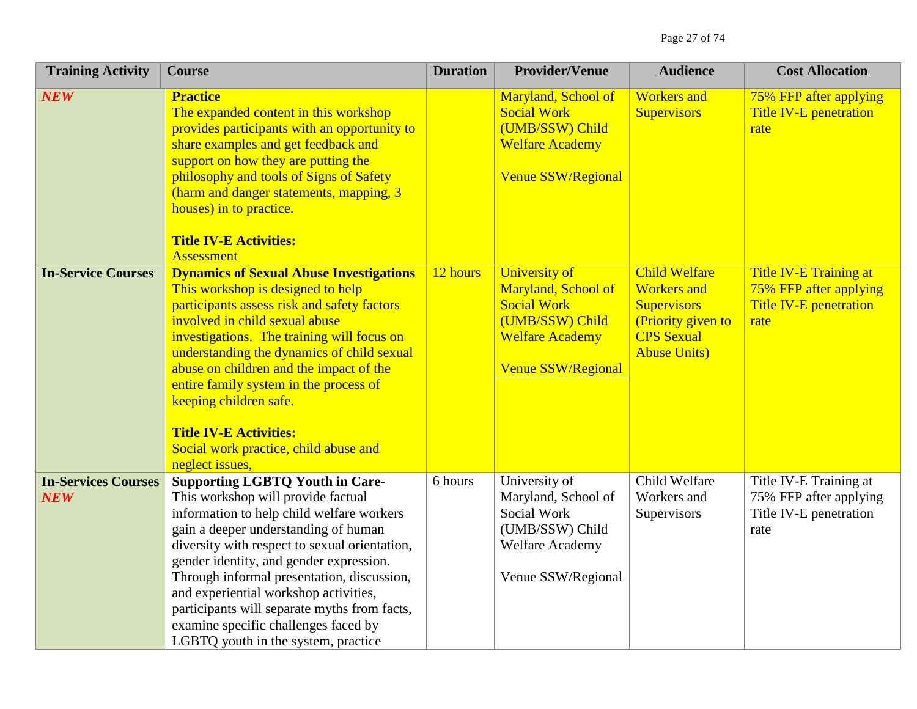| Training Activity | Course | Duration | Provider/Venue | Audience | Cost Allocation |
|---|---|---|---|---|---|
| ***NEW*** | **Practice**<br>The expanded content in this workshop provides participants with an opportunity to share examples and get feedback and support on how they are putting the philosophy and tools of Signs of Safety (harm and danger statements, mapping, 3 houses) in to practice.<br><br>**Title IV-E Activities:**<br>Assessment | | Maryland, School of Social Work (UMB/SSW) Child Welfare Academy<br><br>Venue SSW/Regional | Workers and Supervisors | 75% FFP after applying Title IV-E penetration rate |
| **In-Service Courses** | **Dynamics of Sexual Abuse Investigations**<br>This workshop is designed to help participants assess risk and safety factors involved in child sexual abuse investigations. The training will focus on understanding the dynamics of child sexual abuse on children and the impact of the entire family system in the process of keeping children safe.<br><br>**Title IV-E Activities:**<br>Social work practice, child abuse and neglect issues, | 12 hours | University of Maryland, School of Social Work (UMB/SSW) Child Welfare Academy<br><br>Venue SSW/Regional | Child Welfare Workers and Supervisors (Priority given to CPS Sexual Abuse Units) | Title IV-E Training at 75% FFP after applying Title IV-E penetration rate |
| **In-Services Courses** ***NEW*** | **Supporting LGBTQ Youth in Care-**<br>This workshop will provide factual information to help child welfare workers gain a deeper understanding of human diversity with respect to sexual orientation, gender identity, and gender expression. Through informal presentation, discussion, and experiential workshop activities, participants will separate myths from facts, examine specific challenges faced by LGBTQ youth in the system, practice | 6 hours | University of Maryland, School of Social Work (UMB/SSW) Child Welfare Academy<br><br>Venue SSW/Regional | Child Welfare Workers and Supervisors | Title IV-E Training at 75% FFP after applying Title IV-E penetration rate |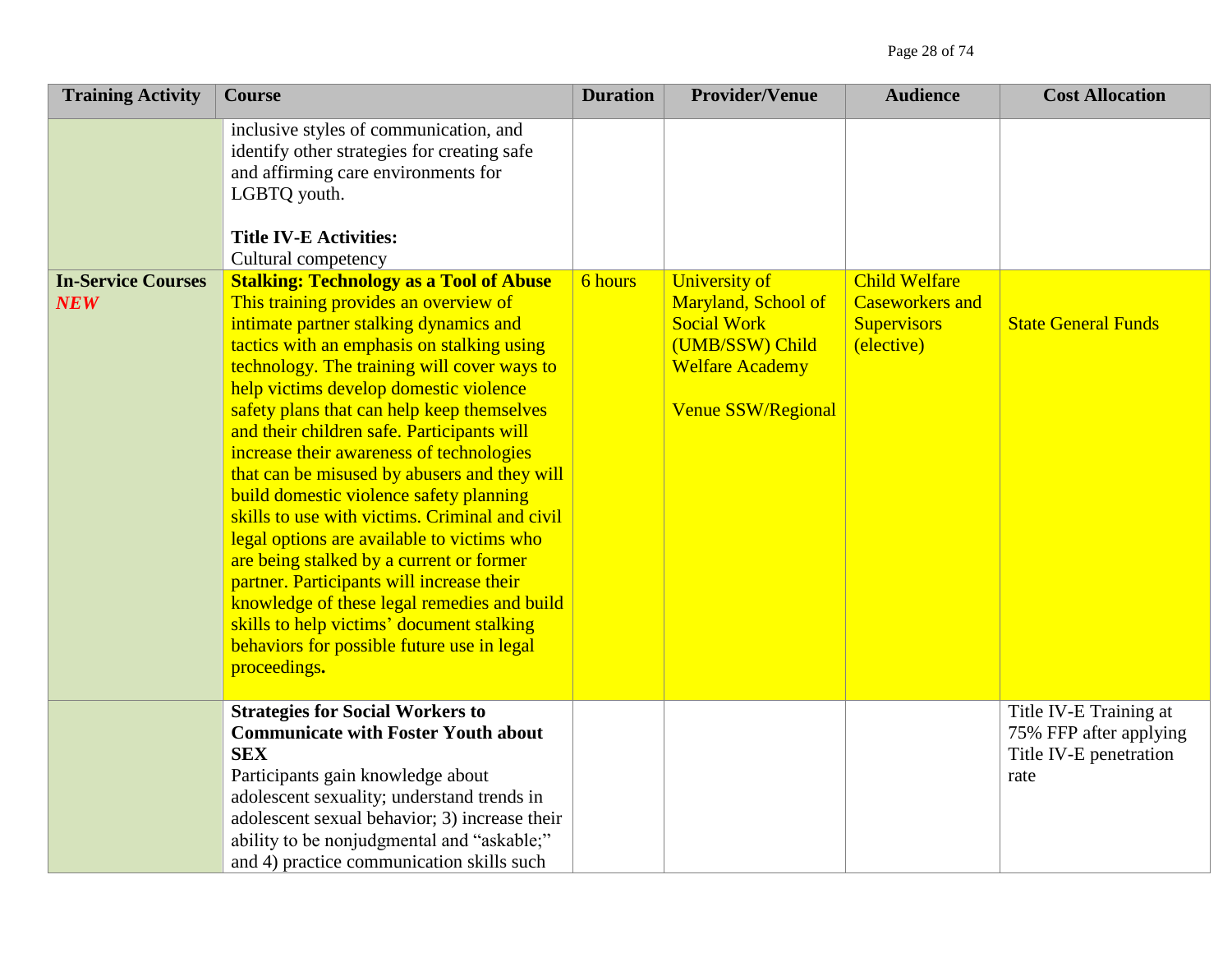| Training Activity | Course | Duration | Provider/Venue | Audience | Cost Allocation |
|---|---|---|---|---|---|
| | inclusive styles of communication, and identify other strategies for creating safe and affirming care environments for LGBTQ youth.<br><br>**Title IV-E Activities:**<br>Cultural competency | | | | |
| **In-Service Courses** ***NEW*** | **Stalking: Technology as a Tool of Abuse**<br>This training provides an overview of intimate partner stalking dynamics and tactics with an emphasis on stalking using technology. The training will cover ways to help victims develop domestic violence safety plans that can help keep themselves and their children safe. Participants will increase their awareness of technologies that can be misused by abusers and they will build domestic violence safety planning skills to use with victims. Criminal and civil legal options are available to victims who are being stalked by a current or former partner. Participants will increase their knowledge of these legal remedies and build skills to help victims' document stalking behaviors for possible future use in legal proceedings**.** | 6 hours | University of Maryland, School of Social Work (UMB/SSW) Child Welfare Academy<br><br>Venue SSW/Regional | Child Welfare Caseworkers and Supervisors (elective) | State General Funds |
| | **Strategies for Social Workers to Communicate with Foster Youth about SEX**<br>Participants gain knowledge about adolescent sexuality; understand trends in adolescent sexual behavior; 3) increase their ability to be nonjudgmental and "askable;" and 4) practice communication skills such | | | | Title IV-E Training at 75% FFP after applying Title IV-E penetration rate |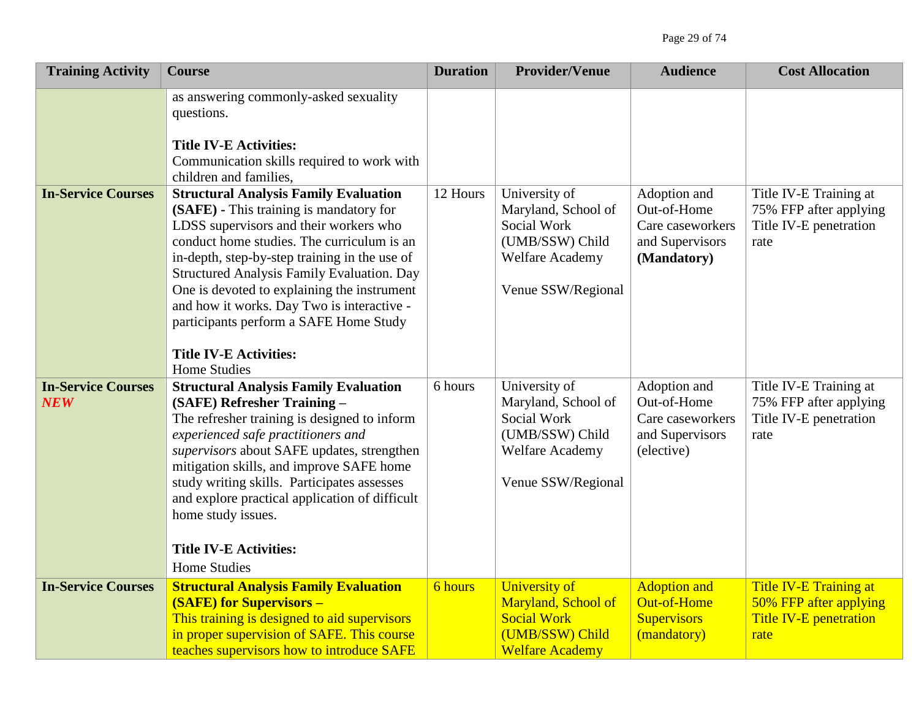| Training Activity | Course | Duration | Provider/Venue | Audience | Cost Allocation |
|---|---|---|---|---|---|
| | as answering commonly-asked sexuality questions.<br><br>**Title IV-E Activities:**<br>Communication skills required to work with children and families, | | | | |
| **In-Service Courses** | **Structural Analysis Family Evaluation (SAFE)** - This training is mandatory for LDSS supervisors and their workers who conduct home studies. The curriculum is an in-depth, step-by-step training in the use of Structured Analysis Family Evaluation. Day One is devoted to explaining the instrument and how it works. Day Two is interactive - participants perform a SAFE Home Study<br><br>**Title IV-E Activities:**<br>Home Studies | 12 Hours | University of Maryland, School of Social Work (UMB/SSW) Child Welfare Academy<br><br>Venue SSW/Regional | Adoption and Out-of-Home Care caseworkers and Supervisors **(Mandatory)** | Title IV-E Training at 75% FFP after applying Title IV-E penetration rate |
| **In-Service Courses** ***NEW*** | **Structural Analysis Family Evaluation (SAFE) Refresher Training –**<br>The refresher training is designed to inform *experienced safe practitioners and supervisors* about SAFE updates, strengthen mitigation skills, and improve SAFE home study writing skills. Participates assesses and explore practical application of difficult home study issues.<br><br>**Title IV-E Activities:**<br>Home Studies | 6 hours | University of Maryland, School of Social Work (UMB/SSW) Child Welfare Academy<br><br>Venue SSW/Regional | Adoption and Out-of-Home Care caseworkers and Supervisors (elective) | Title IV-E Training at 75% FFP after applying Title IV-E penetration rate |
| **In-Service Courses** | **Structural Analysis Family Evaluation (SAFE) for Supervisors –**<br>This training is designed to aid supervisors in proper supervision of SAFE. This course teaches supervisors how to introduce SAFE | 6 hours | University of Maryland, School of Social Work (UMB/SSW) Child Welfare Academy | Adoption and Out-of-Home Supervisors (mandatory) | Title IV-E Training at 50% FFP after applying Title IV-E penetration rate |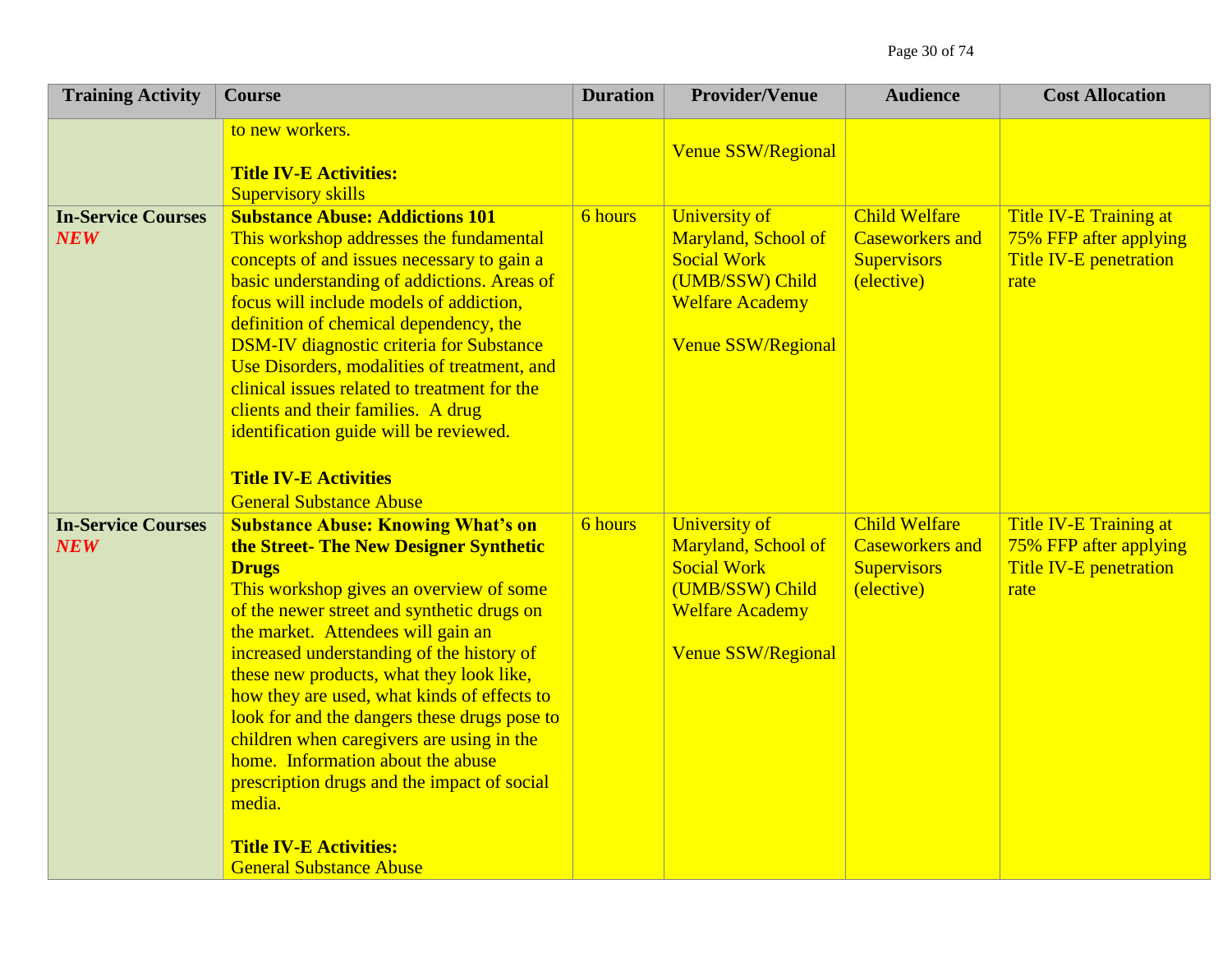| Training Activity | Course | Duration | Provider/Venue | Audience | Cost Allocation |
|---|---|---|---|---|---|
| | to new workers.<br><br>**Title IV-E Activities:**<br>Supervisory skills | | Venue SSW/Regional | | |
| **In-Service Courses** ***NEW*** | **Substance Abuse: Addictions 101**<br>This workshop addresses the fundamental concepts of and issues necessary to gain a basic understanding of addictions. Areas of focus will include models of addiction, definition of chemical dependency, the DSM-IV diagnostic criteria for Substance Use Disorders, modalities of treatment, and clinical issues related to treatment for the clients and their families. A drug identification guide will be reviewed.<br><br>**Title IV-E Activities**<br>General Substance Abuse | 6 hours | University of Maryland, School of Social Work (UMB/SSW) Child Welfare Academy<br><br>Venue SSW/Regional | Child Welfare Caseworkers and Supervisors (elective) | Title IV-E Training at 75% FFP after applying Title IV-E penetration rate |
| **In-Service Courses** ***NEW*** | **Substance Abuse: Knowing What's on the Street- The New Designer Synthetic Drugs**<br>This workshop gives an overview of some of the newer street and synthetic drugs on the market. Attendees will gain an increased understanding of the history of these new products, what they look like, how they are used, what kinds of effects to look for and the dangers these drugs pose to children when caregivers are using in the home. Information about the abuse prescription drugs and the impact of social media.<br><br>**Title IV-E Activities:**<br>General Substance Abuse | 6 hours | University of Maryland, School of Social Work (UMB/SSW) Child Welfare Academy<br><br>Venue SSW/Regional | Child Welfare Caseworkers and Supervisors (elective) | Title IV-E Training at 75% FFP after applying Title IV-E penetration rate |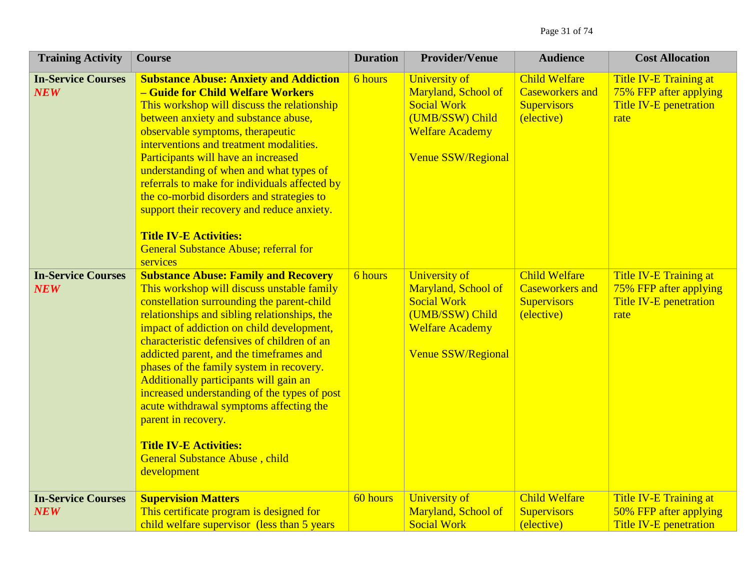| Training Activity | Course | Duration | Provider/Venue | Audience | Cost Allocation |
|---|---|---|---|---|---|
| **In-Service Courses** ***NEW*** | **Substance Abuse: Anxiety and Addiction – Guide for Child Welfare Workers** This workshop will discuss the relationship between anxiety and substance abuse, observable symptoms, therapeutic interventions and treatment modalities. Participants will have an increased understanding of when and what types of referrals to make for individuals affected by the co-morbid disorders and strategies to support their recovery and reduce anxiety. <br><br> **Title IV-E Activities:** <br> General Substance Abuse; referral for services | 6 hours | University of Maryland, School of Social Work (UMB/SSW) Child Welfare Academy <br><br> Venue SSW/Regional | Child Welfare Caseworkers and Supervisors (elective) | Title IV-E Training at 75% FFP after applying Title IV-E penetration rate |
| **In-Service Courses** ***NEW*** | **Substance Abuse: Family and Recovery** This workshop will discuss unstable family constellation surrounding the parent-child relationships and sibling relationships, the impact of addiction on child development, characteristic defensives of children of an addicted parent, and the timeframes and phases of the family system in recovery. Additionally participants will gain an increased understanding of the types of post acute withdrawal symptoms affecting the parent in recovery. <br><br> **Title IV-E Activities:** <br> General Substance Abuse , child development | 6 hours | University of Maryland, School of Social Work (UMB/SSW) Child Welfare Academy <br><br> Venue SSW/Regional | Child Welfare Caseworkers and Supervisors (elective) | Title IV-E Training at 75% FFP after applying Title IV-E penetration rate |
| **In-Service Courses** ***NEW*** | **Supervision Matters** This certificate program is designed for child welfare supervisor (less than 5 years | 60 hours | University of Maryland, School of Social Work | Child Welfare Supervisors (elective) | Title IV-E Training at 50% FFP after applying Title IV-E penetration |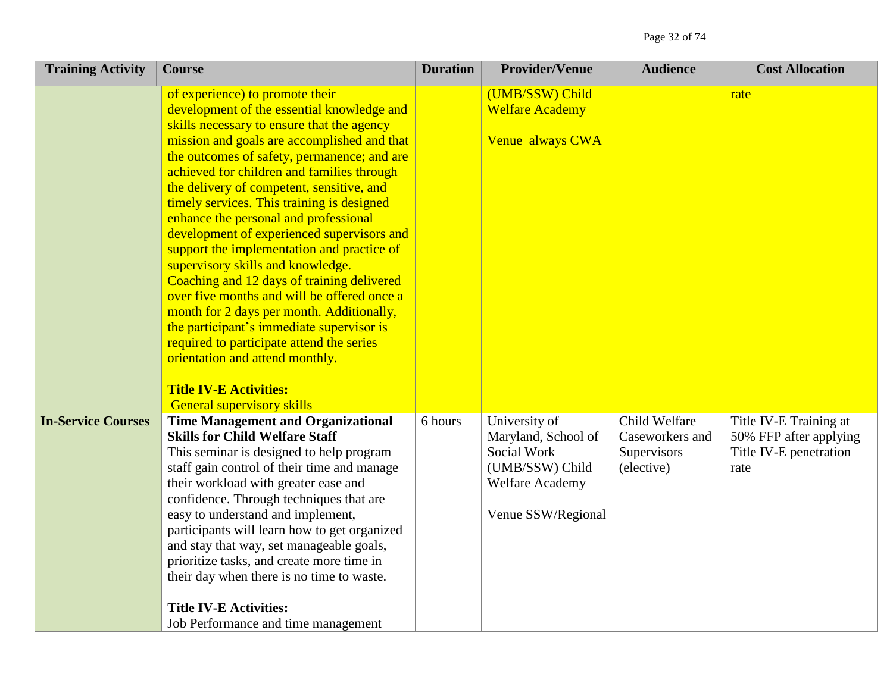| Training Activity | Course | Duration | Provider/Venue | Audience | Cost Allocation |
|---|---|---|---|---|---|
| | of experience) to promote their development of the essential knowledge and skills necessary to ensure that the agency mission and goals are accomplished and that the outcomes of safety, permanence; and are achieved for children and families through the delivery of competent, sensitive, and timely services. This training is designed enhance the personal and professional development of experienced supervisors and support the implementation and practice of supervisory skills and knowledge. Coaching and 12 days of training delivered over five months and will be offered once a month for 2 days per month. Additionally, the participant's immediate supervisor is required to participate attend the series orientation and attend monthly.<br><br>**Title IV-E Activities:**<br>General supervisory skills | | (UMB/SSW) Child Welfare Academy<br><br>Venue always CWA | | rate |
| **In-Service Courses** | **Time Management and Organizational Skills for Child Welfare Staff**<br>This seminar is designed to help program staff gain control of their time and manage their workload with greater ease and confidence. Through techniques that are easy to understand and implement, participants will learn how to get organized and stay that way, set manageable goals, prioritize tasks, and create more time in their day when there is no time to waste.<br><br>**Title IV-E Activities:**<br>Job Performance and time management | 6 hours | University of Maryland, School of Social Work (UMB/SSW) Child Welfare Academy<br><br>Venue SSW/Regional | Child Welfare Caseworkers and Supervisors (elective) | Title IV-E Training at 50% FFP after applying Title IV-E penetration rate |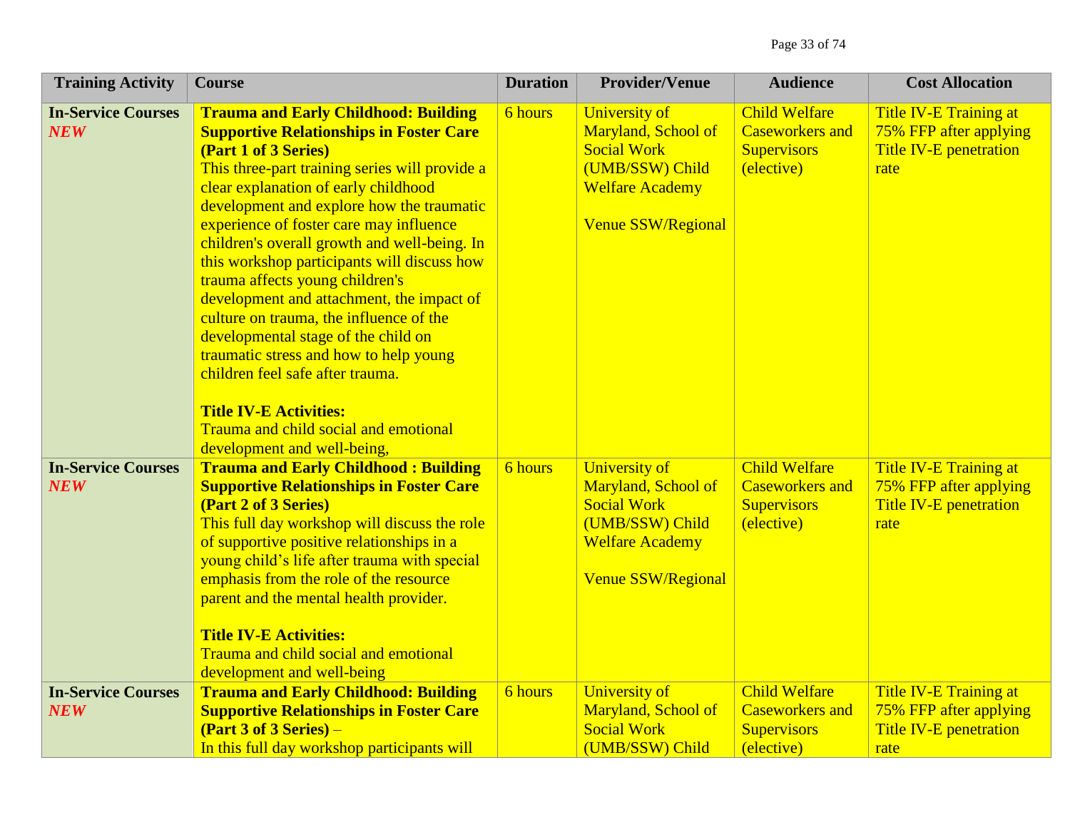| Training Activity | Course | Duration | Provider/Venue | Audience | Cost Allocation |
|---|---|---|---|---|---|
| **In-Service Courses** ***NEW*** | **Trauma and Early Childhood: Building Supportive Relationships in Foster Care (Part 1 of 3 Series)** This three-part training series will provide a clear explanation of early childhood development and explore how the traumatic experience of foster care may influence children's overall growth and well-being. In this workshop participants will discuss how trauma affects young children's development and attachment, the impact of culture on trauma, the influence of the developmental stage of the child on traumatic stress and how to help young children feel safe after trauma.<br><br>**Title IV-E Activities:** Trauma and child social and emotional development and well-being, | 6 hours | University of Maryland, School of Social Work (UMB/SSW) Child Welfare Academy<br><br>Venue SSW/Regional | Child Welfare Caseworkers and Supervisors (elective) | Title IV-E Training at 75% FFP after applying Title IV-E penetration rate |
| **In-Service Courses** ***NEW*** | **Trauma and Early Childhood : Building Supportive Relationships in Foster Care (Part 2 of 3 Series)** This full day workshop will discuss the role of supportive positive relationships in a young child's life after trauma with special emphasis from the role of the resource parent and the mental health provider.<br><br>**Title IV-E Activities:** Trauma and child social and emotional development and well-being | 6 hours | University of Maryland, School of Social Work (UMB/SSW) Child Welfare Academy<br><br>Venue SSW/Regional | Child Welfare Caseworkers and Supervisors (elective) | Title IV-E Training at 75% FFP after applying Title IV-E penetration rate |
| **In-Service Courses** ***NEW*** | **Trauma and Early Childhood: Building Supportive Relationships in Foster Care (Part 3 of 3 Series)** – In this full day workshop participants will | 6 hours | University of Maryland, School of Social Work (UMB/SSW) Child | Child Welfare Caseworkers and Supervisors (elective) | Title IV-E Training at 75% FFP after applying Title IV-E penetration rate |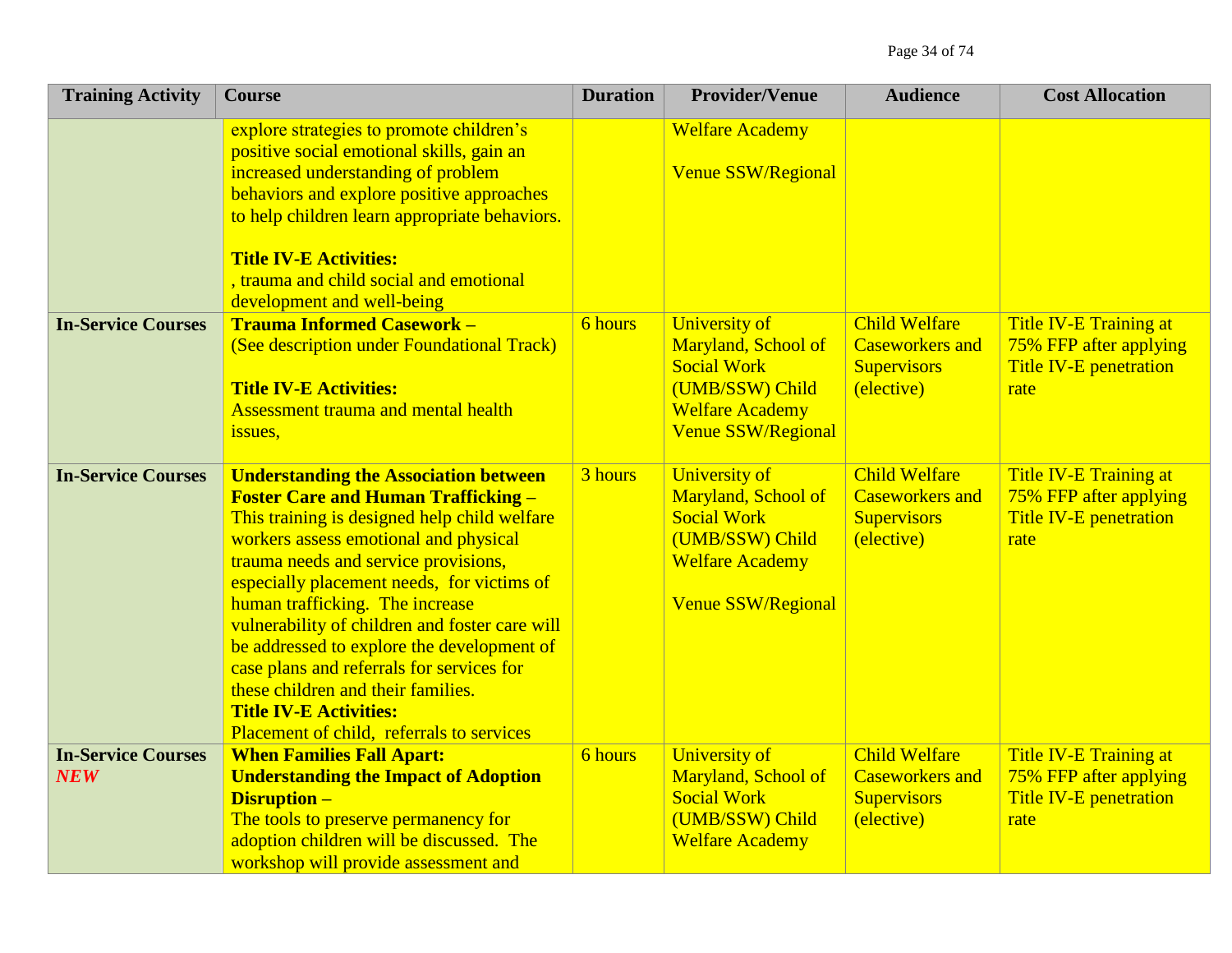| Training Activity | Course | Duration | Provider/Venue | Audience | Cost Allocation |
|---|---|---|---|---|---|
| | explore strategies to promote children's positive social emotional skills, gain an increased understanding of problem behaviors and explore positive approaches to help children learn appropriate behaviors.<br><br>**Title IV-E Activities:**<br>, trauma and child social and emotional development and well-being | | Welfare Academy<br><br>Venue SSW/Regional | | |
| **In-Service Courses** | **Trauma Informed Casework –**<br>(See description under Foundational Track)<br><br>**Title IV-E Activities:**<br>Assessment trauma and mental health issues, | 6 hours | University of Maryland, School of Social Work (UMB/SSW) Child Welfare Academy Venue SSW/Regional | Child Welfare Caseworkers and Supervisors (elective) | Title IV-E Training at 75% FFP after applying Title IV-E penetration rate |
| **In-Service Courses** | **Understanding the Association between Foster Care and Human Trafficking –**<br>This training is designed help child welfare workers assess emotional and physical trauma needs and service provisions, especially placement needs, for victims of human trafficking. The increase vulnerability of children and foster care will be addressed to explore the development of case plans and referrals for services for these children and their families.<br>**Title IV-E Activities:**<br>Placement of child, referrals to services | 3 hours | University of Maryland, School of Social Work (UMB/SSW) Child Welfare Academy<br><br>Venue SSW/Regional | Child Welfare Caseworkers and Supervisors (elective) | Title IV-E Training at 75% FFP after applying Title IV-E penetration rate |
| **In-Service Courses** ***NEW*** | **When Families Fall Apart: Understanding the Impact of Adoption Disruption –**<br>The tools to preserve permanency for adoption children will be discussed. The workshop will provide assessment and | 6 hours | University of Maryland, School of Social Work (UMB/SSW) Child Welfare Academy | Child Welfare Caseworkers and Supervisors (elective) | Title IV-E Training at 75% FFP after applying Title IV-E penetration rate |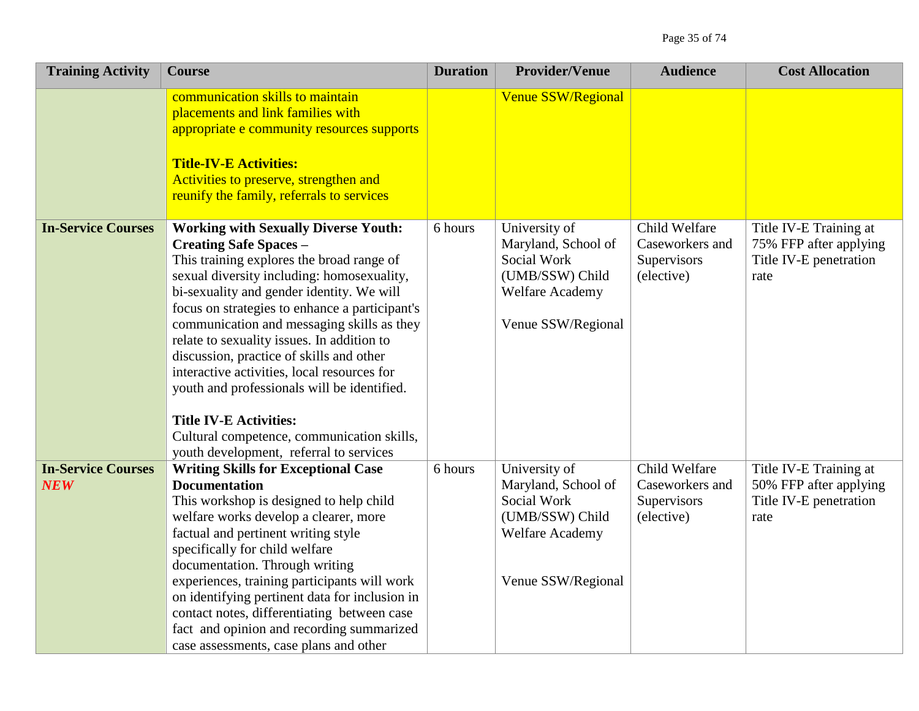| Training Activity | Course | Duration | Provider/Venue | Audience | Cost Allocation |
|---|---|---|---|---|---|
| | communication skills to maintain placements and link families with appropriate e community resources supports<br><br>**Title-IV-E Activities:**<br>Activities to preserve, strengthen and reunify the family, referrals to services | | Venue SSW/Regional | | |
| **In-Service Courses** | **Working with Sexually Diverse Youth: Creating Safe Spaces –**<br>This training explores the broad range of sexual diversity including: homosexuality, bi-sexuality and gender identity. We will focus on strategies to enhance a participant's communication and messaging skills as they relate to sexuality issues. In addition to discussion, practice of skills and other interactive activities, local resources for youth and professionals will be identified.<br><br>**Title IV-E Activities:**<br>Cultural competence, communication skills, youth development, referral to services | 6 hours | University of Maryland, School of Social Work (UMB/SSW) Child Welfare Academy<br><br>Venue SSW/Regional | Child Welfare Caseworkers and Supervisors (elective) | Title IV-E Training at 75% FFP after applying Title IV-E penetration rate |
| **In-Service Courses** ***NEW*** | **Writing Skills for Exceptional Case Documentation**<br>This workshop is designed to help child welfare works develop a clearer, more factual and pertinent writing style specifically for child welfare documentation. Through writing experiences, training participants will work on identifying pertinent data for inclusion in contact notes, differentiating between case fact and opinion and recording summarized case assessments, case plans and other | 6 hours | University of Maryland, School of Social Work (UMB/SSW) Child Welfare Academy<br><br>Venue SSW/Regional | Child Welfare Caseworkers and Supervisors (elective) | Title IV-E Training at 50% FFP after applying Title IV-E penetration rate |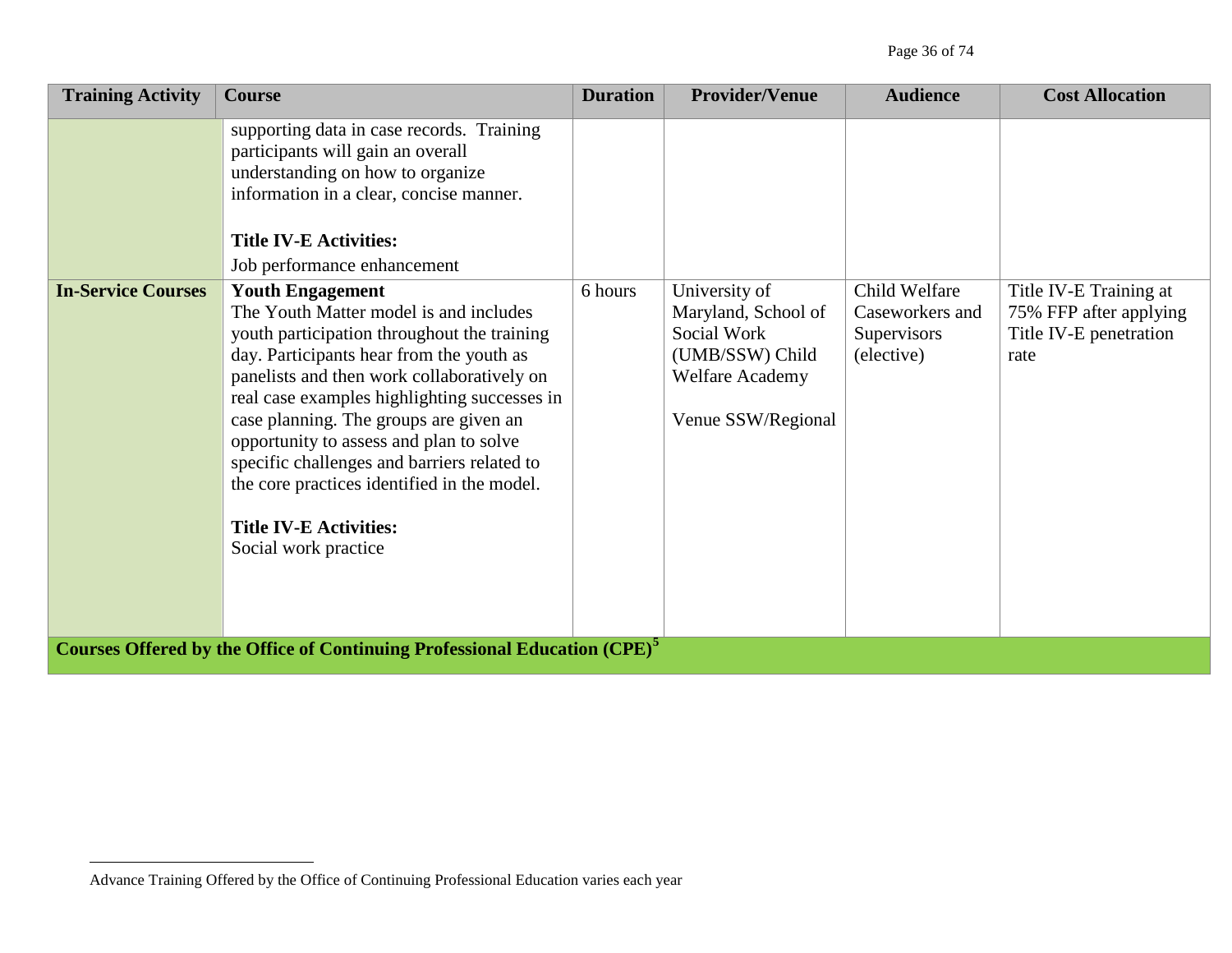| Training Activity | Course | Duration | Provider/Venue | Audience | Cost Allocation |
|---|---|---|---|---|---|
| | supporting data in case records. Training participants will gain an overall understanding on how to organize information in a clear, concise manner.<br><br>**Title IV-E Activities:**<br>Job performance enhancement | | | | |
| **In-Service Courses** | **Youth Engagement**<br>The Youth Matter model is and includes youth participation throughout the training day. Participants hear from the youth as panelists and then work collaboratively on real case examples highlighting successes in case planning. The groups are given an opportunity to assess and plan to solve specific challenges and barriers related to the core practices identified in the model.<br><br>**Title IV-E Activities:**<br>Social work practice | 6 hours | University of Maryland, School of Social Work (UMB/SSW) Child Welfare Academy<br><br>Venue SSW/Regional | Child Welfare Caseworkers and Supervisors (elective) | Title IV-E Training at 75% FFP after applying Title IV-E penetration rate |
| **Courses Offered by the Office of Continuing Professional Education (CPE)[5]** | | | | | |

[5] Advance Training Offered by the Office of Continuing Professional Education varies each year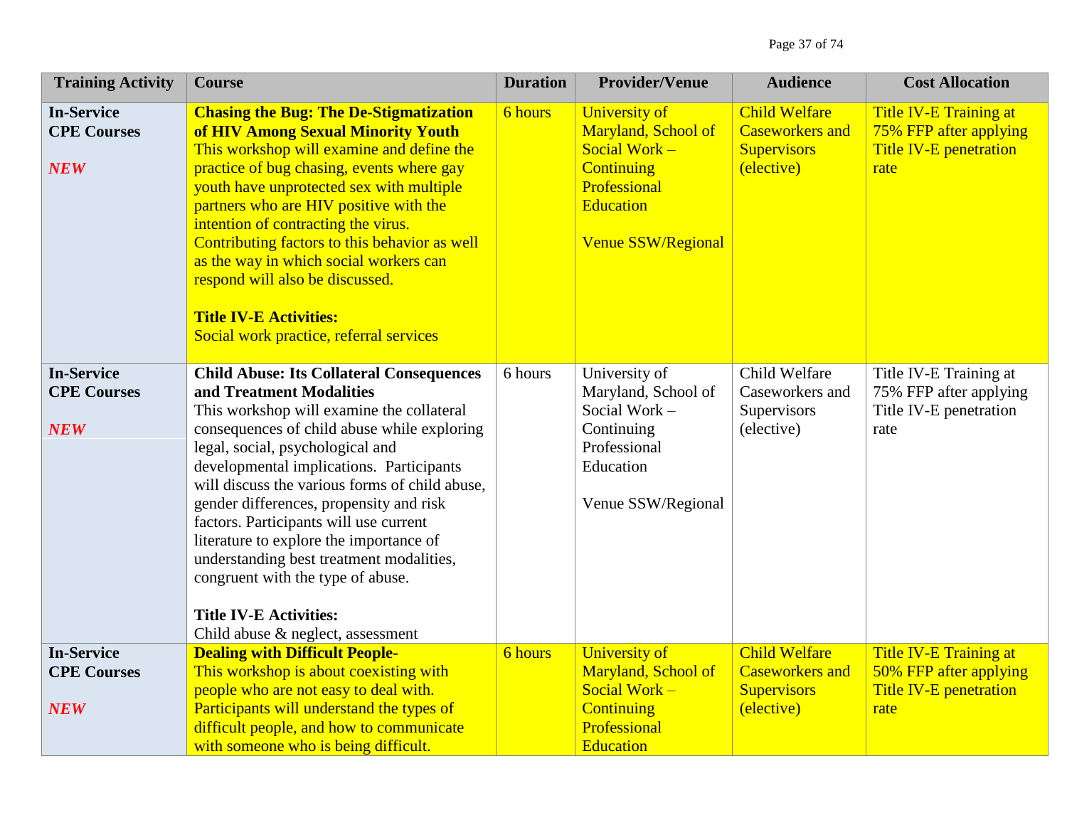| Training Activity | Course | Duration | Provider/Venue | Audience | Cost Allocation |
|---|---|---|---|---|---|
| **In-Service CPE Courses** <br><br> ***NEW*** | **Chasing the Bug: The De-Stigmatization of HIV Among Sexual Minority Youth** <br> This workshop will examine and define the practice of bug chasing, events where gay youth have unprotected sex with multiple partners who are HIV positive with the intention of contracting the virus. Contributing factors to this behavior as well as the way in which social workers can respond will also be discussed. <br><br> **Title IV-E Activities:** <br> Social work practice, referral services | 6 hours | University of Maryland, School of Social Work – Continuing Professional Education <br><br> Venue SSW/Regional | Child Welfare Caseworkers and Supervisors (elective) | Title IV-E Training at 75% FFP after applying Title IV-E penetration rate |
| **In-Service CPE Courses** <br><br> ***NEW*** | **Child Abuse: Its Collateral Consequences and Treatment Modalities** <br> This workshop will examine the collateral consequences of child abuse while exploring legal, social, psychological and developmental implications. Participants will discuss the various forms of child abuse, gender differences, propensity and risk factors. Participants will use current literature to explore the importance of understanding best treatment modalities, congruent with the type of abuse. <br><br> **Title IV-E Activities:** <br> Child abuse & neglect, assessment | 6 hours | University of Maryland, School of Social Work – Continuing Professional Education <br><br> Venue SSW/Regional | Child Welfare Caseworkers and Supervisors (elective) | Title IV-E Training at 75% FFP after applying Title IV-E penetration rate |
| **In-Service CPE Courses** <br><br> ***NEW*** | **Dealing with Difficult People-** <br> This workshop is about coexisting with people who are not easy to deal with. Participants will understand the types of difficult people, and how to communicate with someone who is being difficult. | 6 hours | University of Maryland, School of Social Work – Continuing Professional Education | Child Welfare Caseworkers and Supervisors (elective) | Title IV-E Training at 50% FFP after applying Title IV-E penetration rate |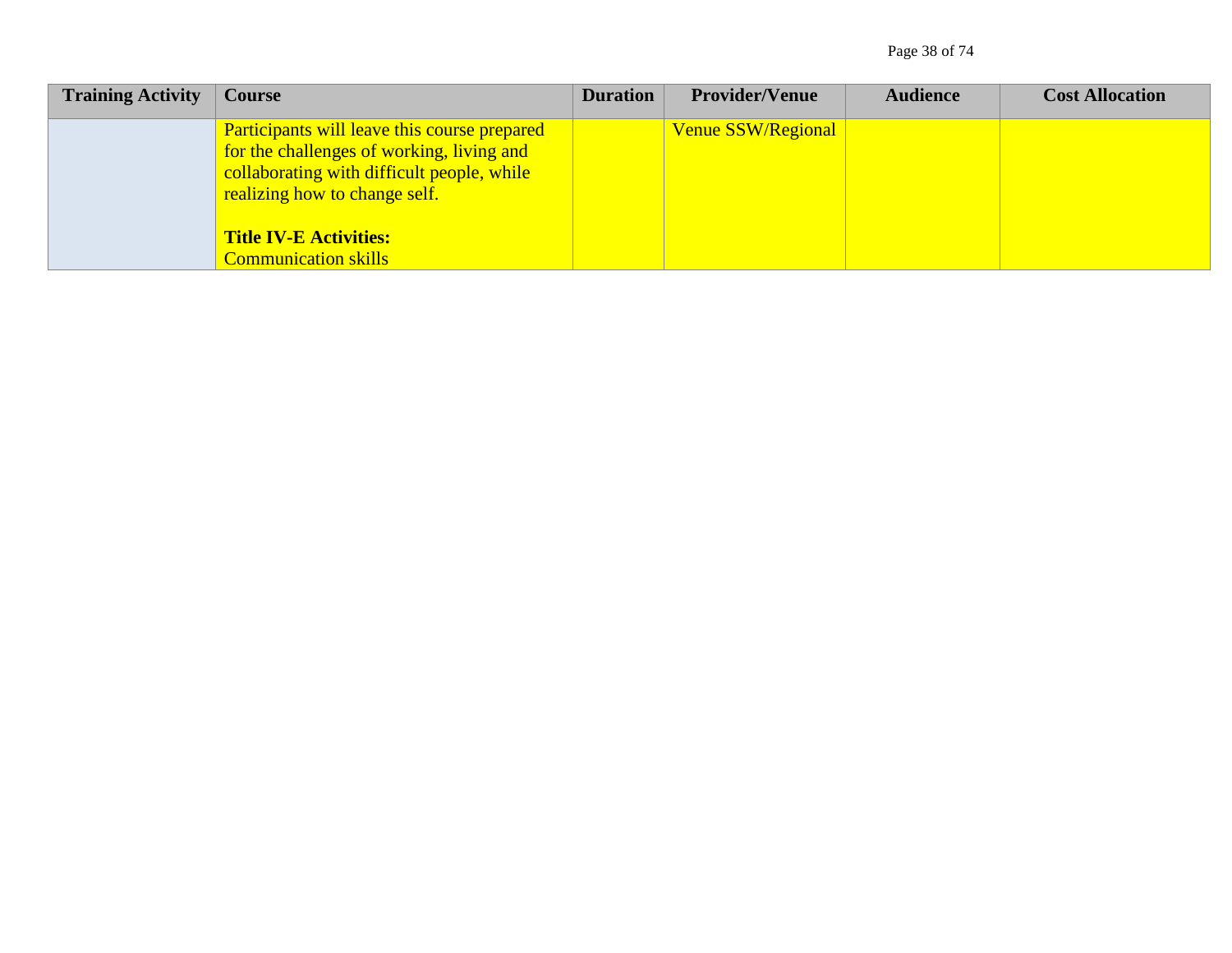| Training Activity | Course | Duration | Provider/Venue | Audience | Cost Allocation |
|---|---|---|---|---|---|
| | Participants will leave this course prepared for the challenges of working, living and collaborating with difficult people, while realizing how to change self.<br><br>**Title IV-E Activities:**<br>Communication skills | | Venue SSW/Regional | | |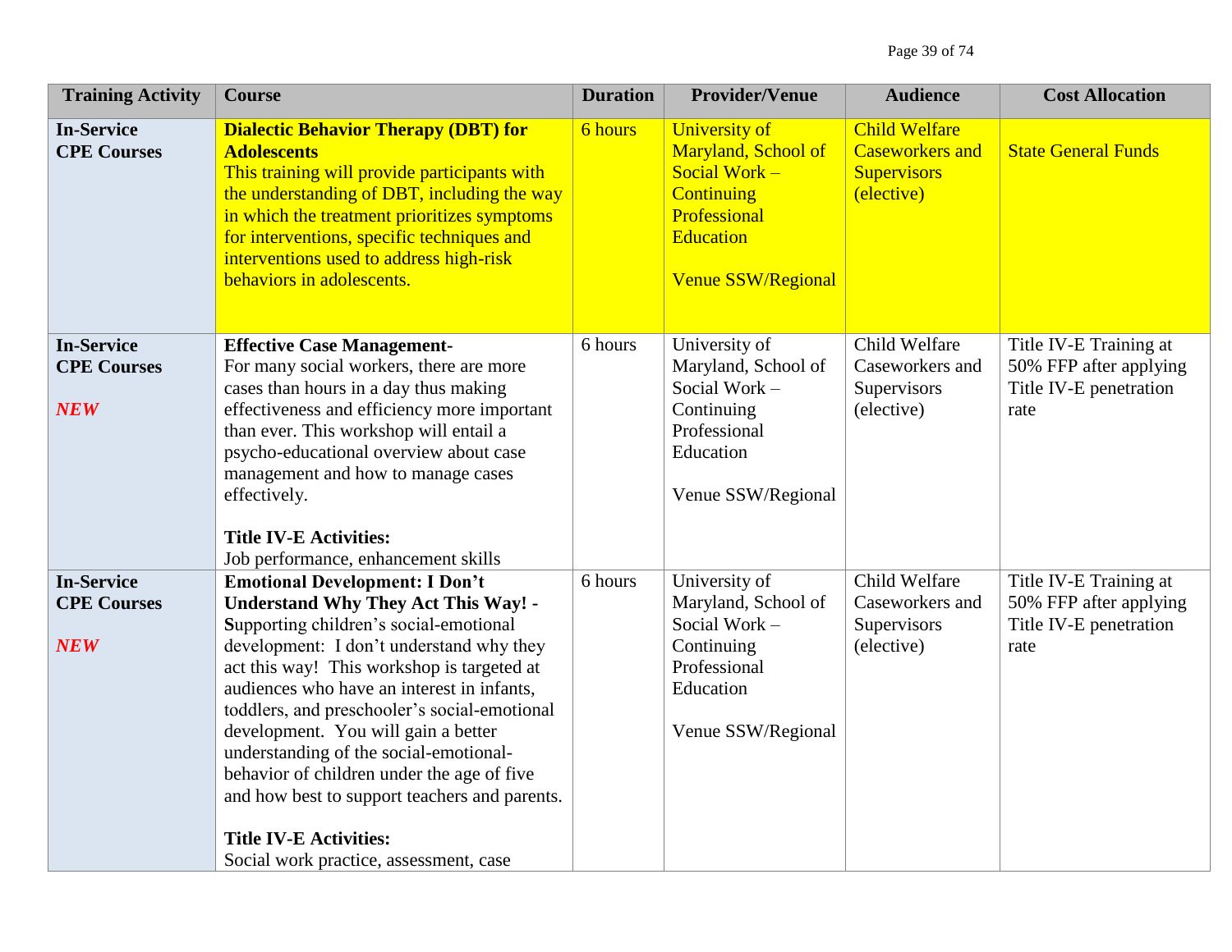| Training Activity | Course | Duration | Provider/Venue | Audience | Cost Allocation |
|---|---|---|---|---|---|
| **In-Service CPE Courses** | **Dialectic Behavior Therapy (DBT) for Adolescents** This training will provide participants with the understanding of DBT, including the way in which the treatment prioritizes symptoms for interventions, specific techniques and interventions used to address high-risk behaviors in adolescents. | 6 hours | University of Maryland, School of Social Work – Continuing Professional Education<br><br>Venue SSW/Regional | Child Welfare Caseworkers and Supervisors (elective) | State General Funds |
| **In-Service CPE Courses**<br><br>***NEW*** | **Effective Case Management-** For many social workers, there are more cases than hours in a day thus making effectiveness and efficiency more important than ever. This workshop will entail a psycho-educational overview about case management and how to manage cases effectively.<br><br>**Title IV-E Activities:** Job performance, enhancement skills | 6 hours | University of Maryland, School of Social Work – Continuing Professional Education<br><br>Venue SSW/Regional | Child Welfare Caseworkers and Supervisors (elective) | Title IV-E Training at 50% FFP after applying Title IV-E penetration rate |
| **In-Service CPE Courses**<br><br>***NEW*** | **Emotional Development: I Don't Understand Why They Act This Way! - S**upporting children's social-emotional development: I don't understand why they act this way! This workshop is targeted at audiences who have an interest in infants, toddlers, and preschooler's social-emotional development. You will gain a better understanding of the social-emotional-behavior of children under the age of five and how best to support teachers and parents.<br><br>**Title IV-E Activities:** Social work practice, assessment, case | 6 hours | University of Maryland, School of Social Work – Continuing Professional Education<br><br>Venue SSW/Regional | Child Welfare Caseworkers and Supervisors (elective) | Title IV-E Training at 50% FFP after applying Title IV-E penetration rate |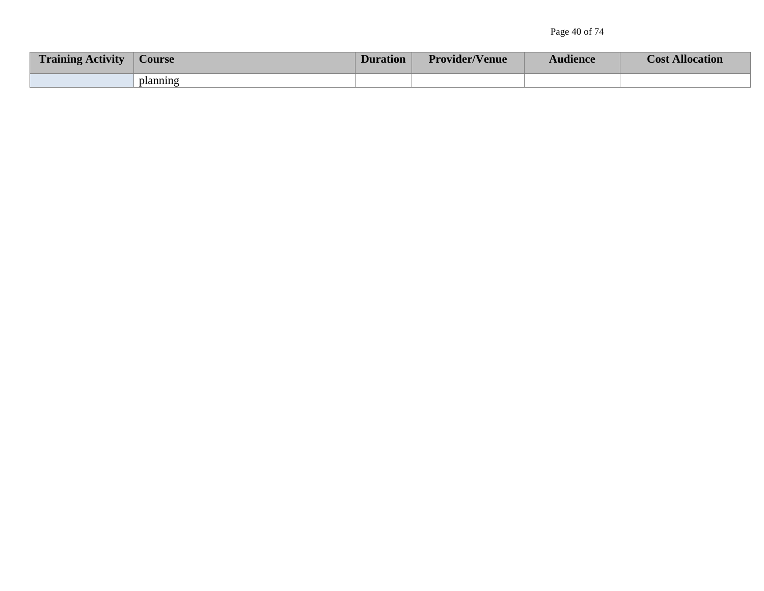| Training Activity | Course | Duration | Provider/Venue | Audience | Cost Allocation |
|---|---|---|---|---|---|
| | planning | | | | |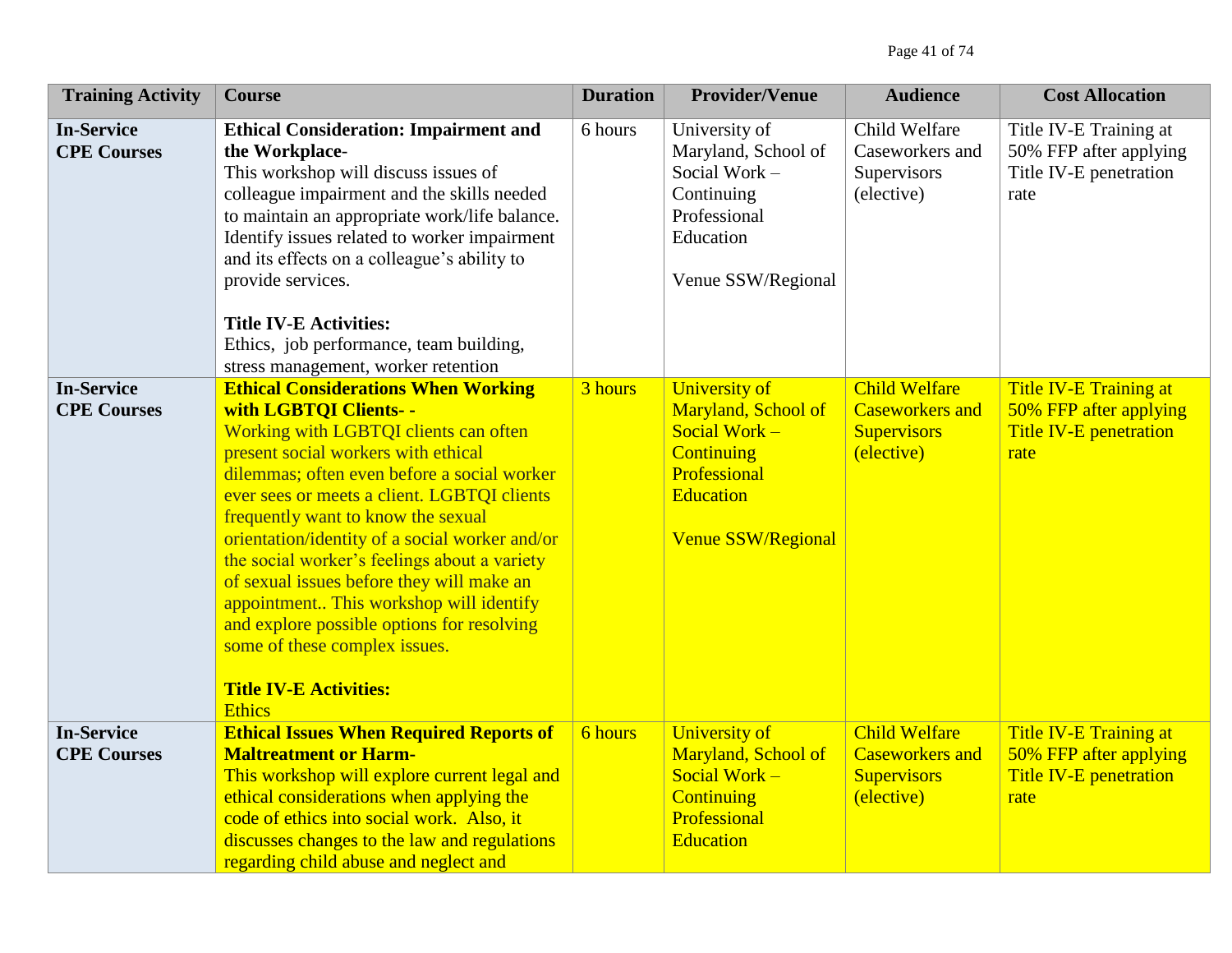| Training Activity | Course | Duration | Provider/Venue | Audience | Cost Allocation |
|---|---|---|---|---|---|
| **In-Service CPE Courses** | **Ethical Consideration: Impairment and the Workplace**- This workshop will discuss issues of colleague impairment and the skills needed to maintain an appropriate work/life balance. Identify issues related to worker impairment and its effects on a colleague's ability to provide services.<br><br>**Title IV-E Activities:**<br>Ethics, job performance, team building, stress management, worker retention | 6 hours | University of Maryland, School of Social Work – Continuing Professional Education<br><br>Venue SSW/Regional | Child Welfare Caseworkers and Supervisors (elective) | Title IV-E Training at 50% FFP after applying Title IV-E penetration rate |
| **In-Service CPE Courses** | **Ethical Considerations When Working with LGBTQI Clients- -**<br>Working with LGBTQI clients can often present social workers with ethical dilemmas; often even before a social worker ever sees or meets a client. LGBTQI clients frequently want to know the sexual orientation/identity of a social worker and/or the social worker's feelings about a variety of sexual issues before they will make an appointment.. This workshop will identify and explore possible options for resolving some of these complex issues.<br><br>**Title IV-E Activities:**<br>Ethics | 3 hours | University of Maryland, School of Social Work – Continuing Professional Education<br><br>Venue SSW/Regional | Child Welfare Caseworkers and Supervisors (elective) | Title IV-E Training at 50% FFP after applying Title IV-E penetration rate |
| **In-Service CPE Courses** | **Ethical Issues When Required Reports of Maltreatment or Harm-**<br>This workshop will explore current legal and ethical considerations when applying the code of ethics into social work. Also, it discusses changes to the law and regulations regarding child abuse and neglect and | 6 hours | University of Maryland, School of Social Work – Continuing Professional Education | Child Welfare Caseworkers and Supervisors (elective) | Title IV-E Training at 50% FFP after applying Title IV-E penetration rate |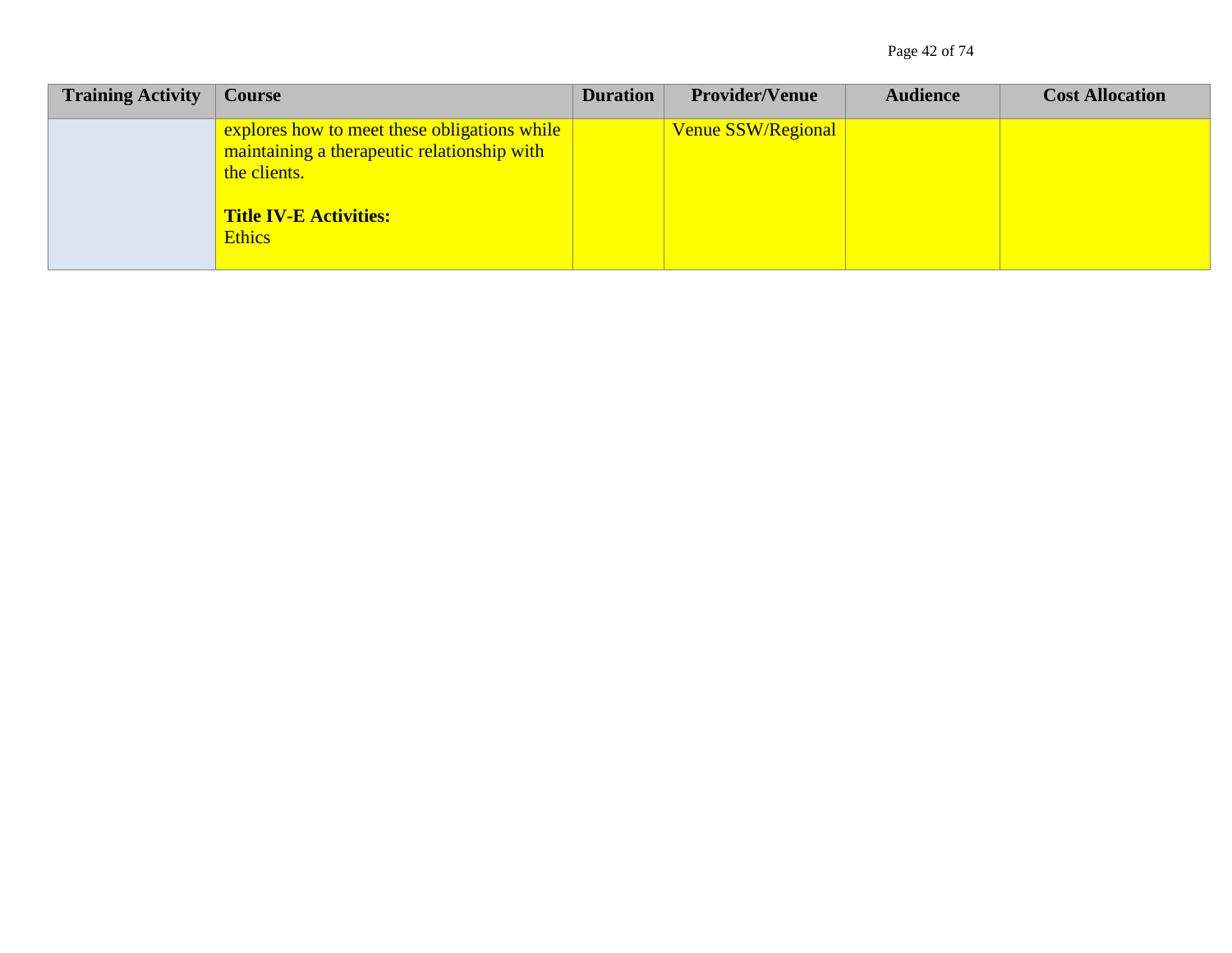| Training Activity | Course | Duration | Provider/Venue | Audience | Cost Allocation |
|---|---|---|---|---|---|
| | explores how to meet these obligations while maintaining a therapeutic relationship with the clients.<br><br>**Title IV-E Activities:**<br>Ethics | | Venue SSW/Regional | | |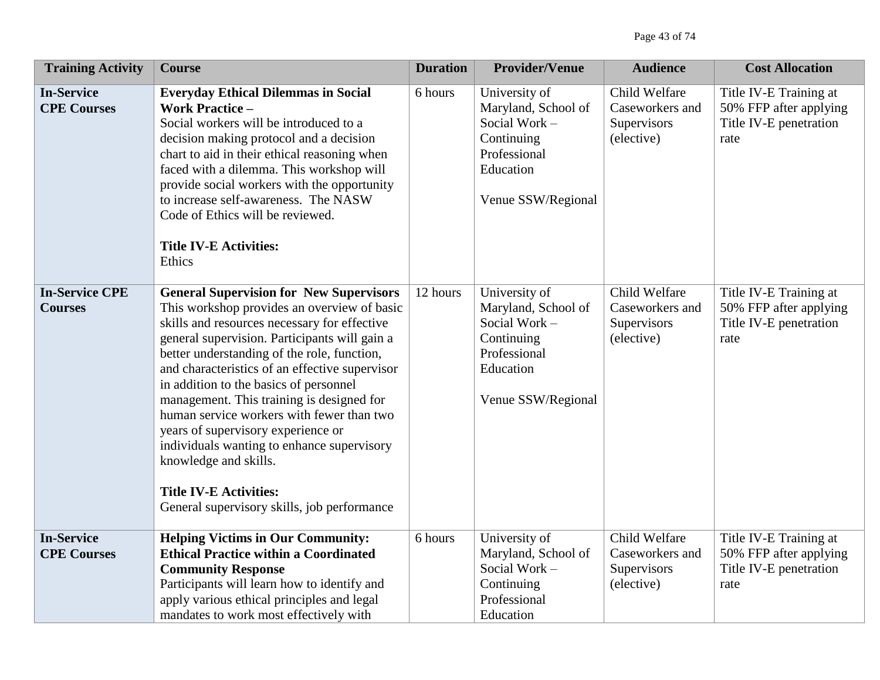| Training Activity | Course | Duration | Provider/Venue | Audience | Cost Allocation |
|---|---|---|---|---|---|
| **In-Service CPE Courses** | **Everyday Ethical Dilemmas in Social Work Practice –** Social workers will be introduced to a decision making protocol and a decision chart to aid in their ethical reasoning when faced with a dilemma. This workshop will provide social workers with the opportunity to increase self-awareness. The NASW Code of Ethics will be reviewed.<br><br>**Title IV-E Activities:**<br>Ethics | 6 hours | University of Maryland, School of Social Work – Continuing Professional Education<br><br>Venue SSW/Regional | Child Welfare Caseworkers and Supervisors (elective) | Title IV-E Training at 50% FFP after applying Title IV-E penetration rate |
| **In-Service CPE Courses** | **General Supervision for New Supervisors** This workshop provides an overview of basic skills and resources necessary for effective general supervision. Participants will gain a better understanding of the role, function, and characteristics of an effective supervisor in addition to the basics of personnel management. This training is designed for human service workers with fewer than two years of supervisory experience or individuals wanting to enhance supervisory knowledge and skills.<br><br>**Title IV-E Activities:**<br>General supervisory skills, job performance | 12 hours | University of Maryland, School of Social Work – Continuing Professional Education<br><br>Venue SSW/Regional | Child Welfare Caseworkers and Supervisors (elective) | Title IV-E Training at 50% FFP after applying Title IV-E penetration rate |
| **In-Service CPE Courses** | **Helping Victims in Our Community: Ethical Practice within a Coordinated Community Response** Participants will learn how to identify and apply various ethical principles and legal mandates to work most effectively with | 6 hours | University of Maryland, School of Social Work – Continuing Professional Education | Child Welfare Caseworkers and Supervisors (elective) | Title IV-E Training at 50% FFP after applying Title IV-E penetration rate |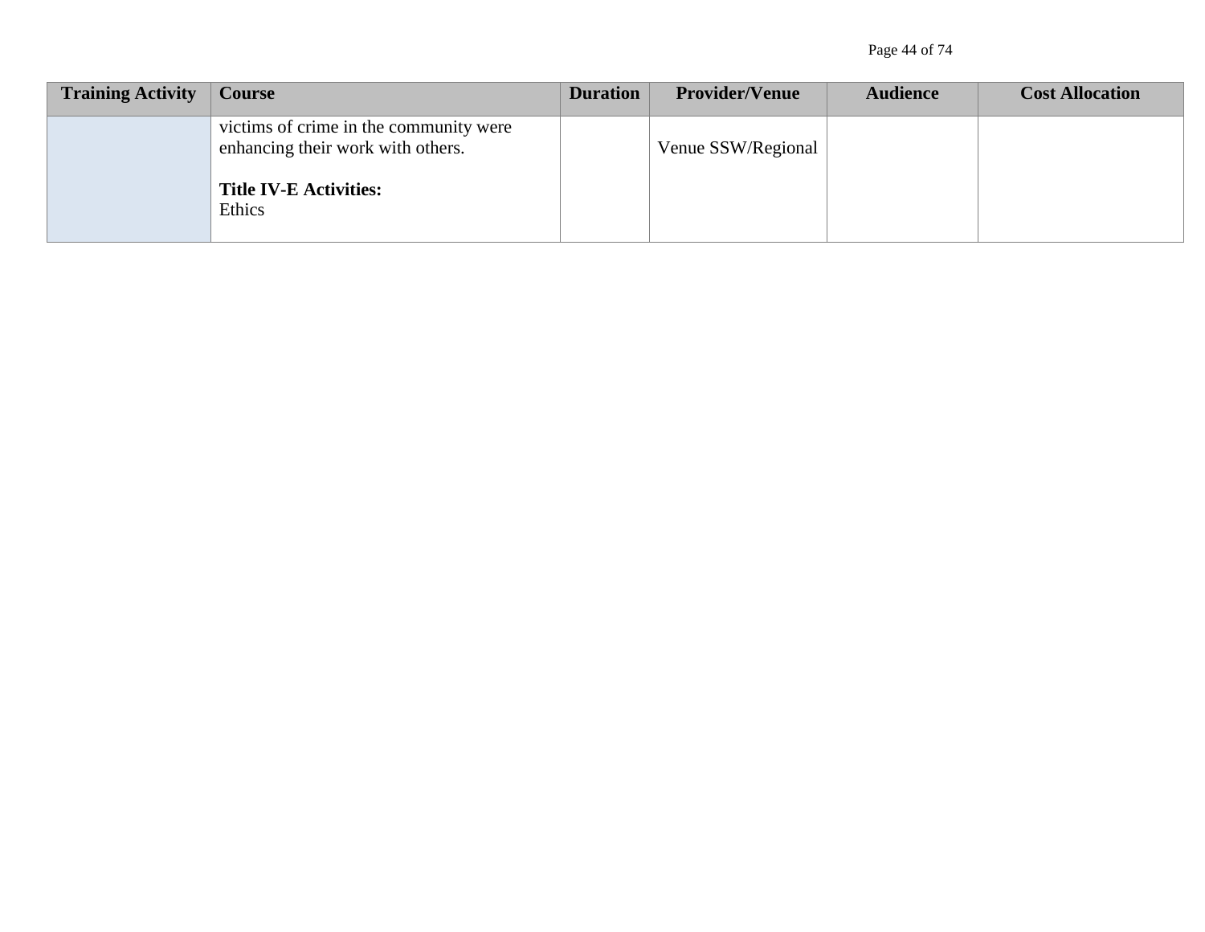| Training Activity | Course | Duration | Provider/Venue | Audience | Cost Allocation |
|---|---|---|---|---|---|
| | victims of crime in the community were enhancing their work with others.<br><br>**Title IV-E Activities:**<br>Ethics | | Venue SSW/Regional | | |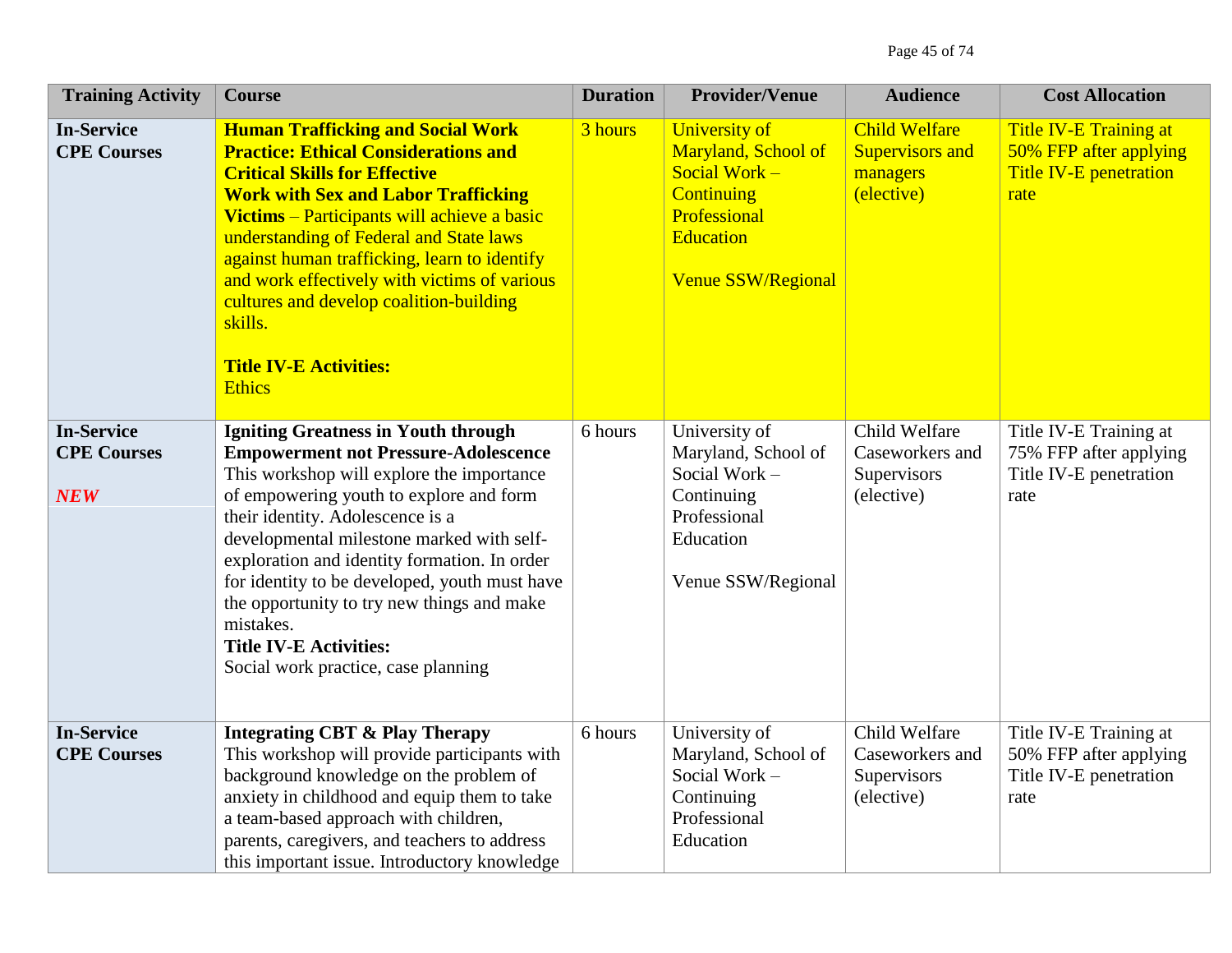| Training Activity | Course | Duration | Provider/Venue | Audience | Cost Allocation |
|---|---|---|---|---|---|
| **In-Service CPE Courses** | **Human Trafficking and Social Work Practice: Ethical Considerations and Critical Skills for Effective Work with Sex and Labor Trafficking Victims** – Participants will achieve a basic understanding of Federal and State laws against human trafficking, learn to identify and work effectively with victims of various cultures and develop coalition-building skills.<br><br>**Title IV-E Activities:**<br>Ethics | 3 hours | University of Maryland, School of Social Work – Continuing Professional Education<br><br>Venue SSW/Regional | Child Welfare Supervisors and managers (elective) | Title IV-E Training at 50% FFP after applying Title IV-E penetration rate |
| **In-Service CPE Courses**<br><br>***NEW*** | **Igniting Greatness in Youth through Empowerment not Pressure-Adolescence** This workshop will explore the importance of empowering youth to explore and form their identity. Adolescence is a developmental milestone marked with self-exploration and identity formation. In order for identity to be developed, youth must have the opportunity to try new things and make mistakes.<br>**Title IV-E Activities:**<br>Social work practice, case planning | 6 hours | University of Maryland, School of Social Work – Continuing Professional Education<br><br>Venue SSW/Regional | Child Welfare Caseworkers and Supervisors (elective) | Title IV-E Training at 75% FFP after applying Title IV-E penetration rate |
| **In-Service CPE Courses** | **Integrating CBT & Play Therapy** This workshop will provide participants with background knowledge on the problem of anxiety in childhood and equip them to take a team-based approach with children, parents, caregivers, and teachers to address this important issue. Introductory knowledge | 6 hours | University of Maryland, School of Social Work – Continuing Professional Education | Child Welfare Caseworkers and Supervisors (elective) | Title IV-E Training at 50% FFP after applying Title IV-E penetration rate |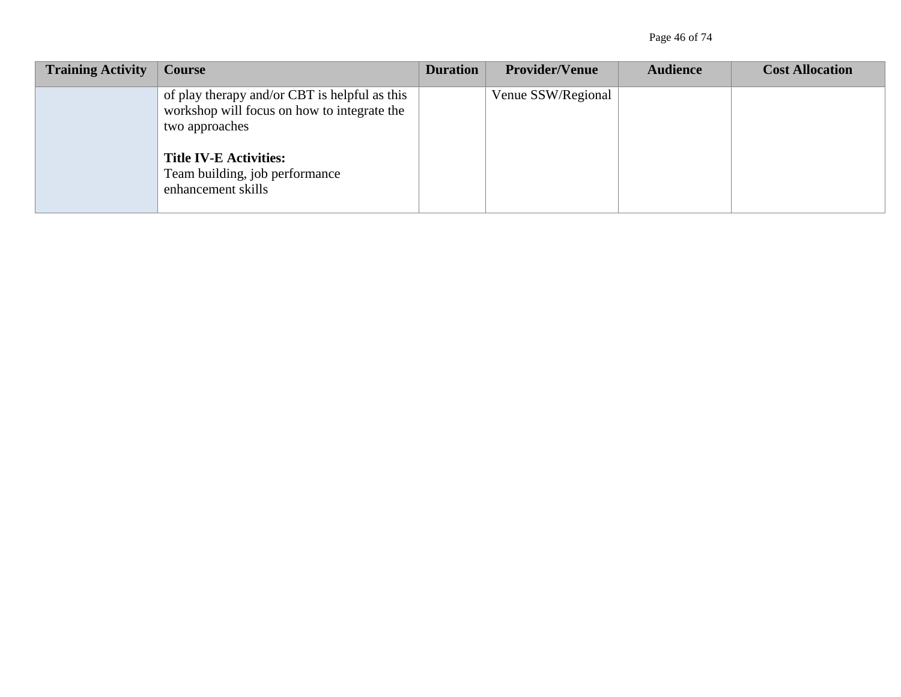| Training Activity | Course | Duration | Provider/Venue | Audience | Cost Allocation |
| --- | --- | --- | --- | --- | --- |
| | of play therapy and/or CBT is helpful as this workshop will focus on how to integrate the two approaches<br><br>**Title IV-E Activities:**<br>Team building, job performance enhancement skills | | Venue SSW/Regional | | |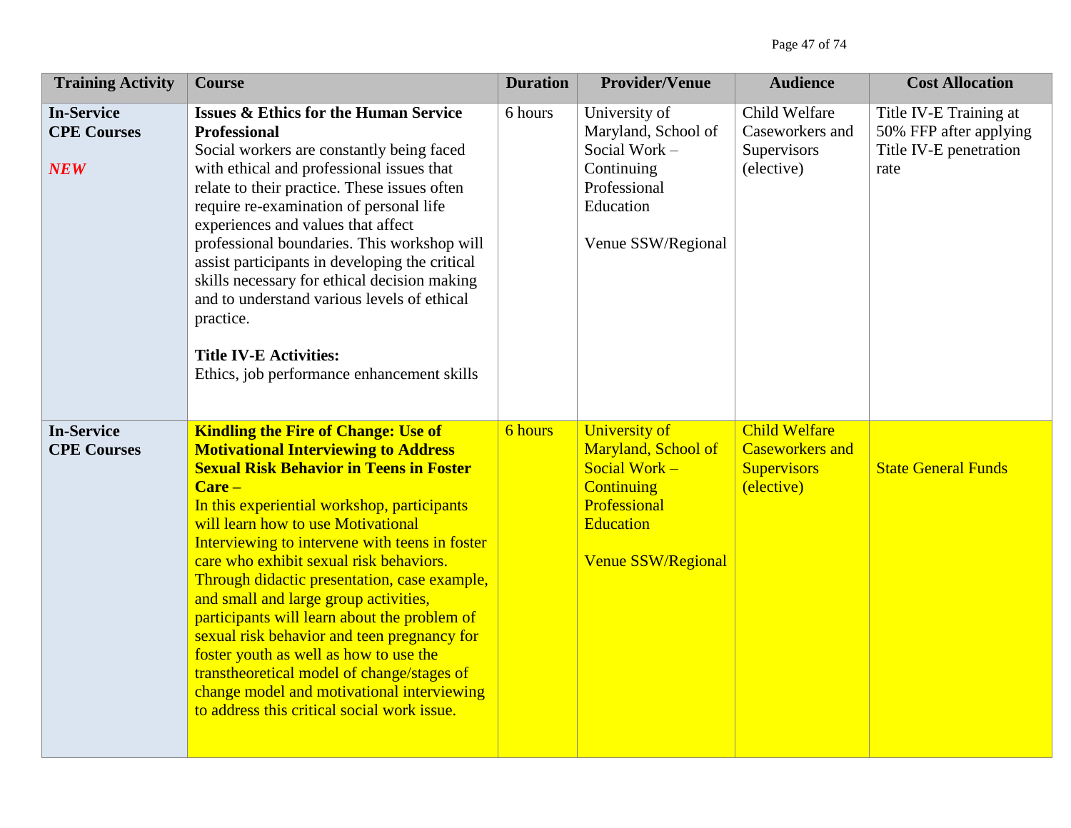| Training Activity | Course | Duration | Provider/Venue | Audience | Cost Allocation |
|---|---|---|---|---|---|
| **In-Service CPE Courses** *NEW* | **Issues & Ethics for the Human Service Professional** Social workers are constantly being faced with ethical and professional issues that relate to their practice. These issues often require re-examination of personal life experiences and values that affect professional boundaries. This workshop will assist participants in developing the critical skills necessary for ethical decision making and to understand various levels of ethical practice. **Title IV-E Activities:** Ethics, job performance enhancement skills | 6 hours | University of Maryland, School of Social Work – Continuing Professional Education Venue SSW/Regional | Child Welfare Caseworkers and Supervisors (elective) | Title IV-E Training at 50% FFP after applying Title IV-E penetration rate |
| **In-Service CPE Courses** | **Kindling the Fire of Change: Use of Motivational Interviewing to Address Sexual Risk Behavior in Teens in Foster Care –** In this experiential workshop, participants will learn how to use Motivational Interviewing to intervene with teens in foster care who exhibit sexual risk behaviors. Through didactic presentation, case example, and small and large group activities, participants will learn about the problem of sexual risk behavior and teen pregnancy for foster youth as well as how to use the transtheoretical model of change/stages of change model and motivational interviewing to address this critical social work issue. | 6 hours | University of Maryland, School of Social Work – Continuing Professional Education Venue SSW/Regional | Child Welfare Caseworkers and Supervisors (elective) | State General Funds |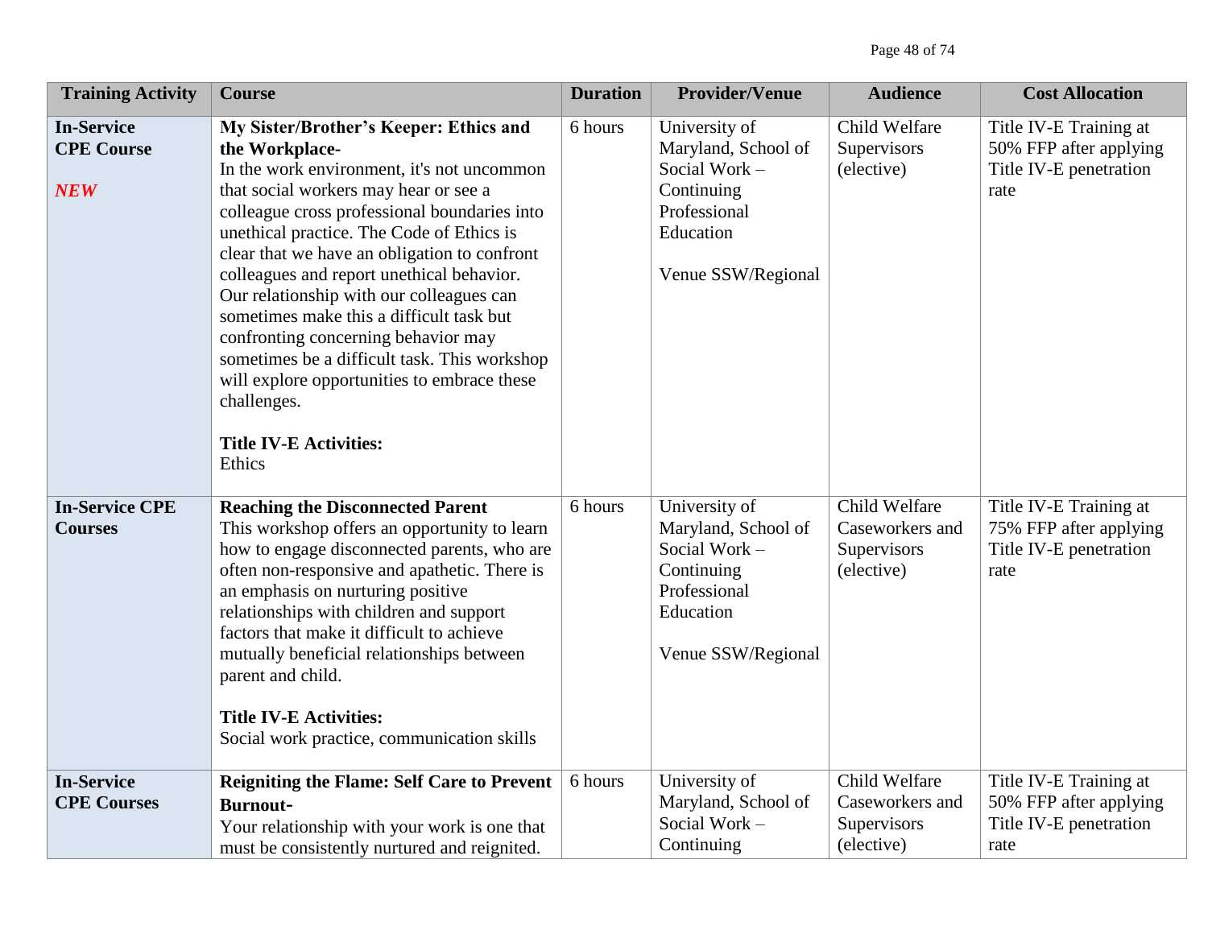| Training Activity | Course | Duration | Provider/Venue | Audience | Cost Allocation |
|---|---|---|---|---|---|
| **In-Service CPE Course** <br><br> ***NEW*** | **My Sister/Brother's Keeper: Ethics and the Workplace-** <br> In the work environment, it's not uncommon that social workers may hear or see a colleague cross professional boundaries into unethical practice. The Code of Ethics is clear that we have an obligation to confront colleagues and report unethical behavior. Our relationship with our colleagues can sometimes make this a difficult task but confronting concerning behavior may sometimes be a difficult task. This workshop will explore opportunities to embrace these challenges. <br><br> **Title IV-E Activities:** <br> Ethics | 6 hours | University of Maryland, School of Social Work – Continuing Professional Education <br><br> Venue SSW/Regional | Child Welfare Supervisors (elective) | Title IV-E Training at 50% FFP after applying Title IV-E penetration rate |
| **In-Service CPE Courses** | **Reaching the Disconnected Parent** <br> This workshop offers an opportunity to learn how to engage disconnected parents, who are often non-responsive and apathetic. There is an emphasis on nurturing positive relationships with children and support factors that make it difficult to achieve mutually beneficial relationships between parent and child. <br><br> **Title IV-E Activities:** <br> Social work practice, communication skills | 6 hours | University of Maryland, School of Social Work – Continuing Professional Education <br><br> Venue SSW/Regional | Child Welfare Caseworkers and Supervisors (elective) | Title IV-E Training at 75% FFP after applying Title IV-E penetration rate |
| **In-Service CPE Courses** | **Reigniting the Flame: Self Care to Prevent Burnout-** <br> Your relationship with your work is one that must be consistently nurtured and reignited. | 6 hours | University of Maryland, School of Social Work – Continuing | Child Welfare Caseworkers and Supervisors (elective) | Title IV-E Training at 50% FFP after applying Title IV-E penetration rate |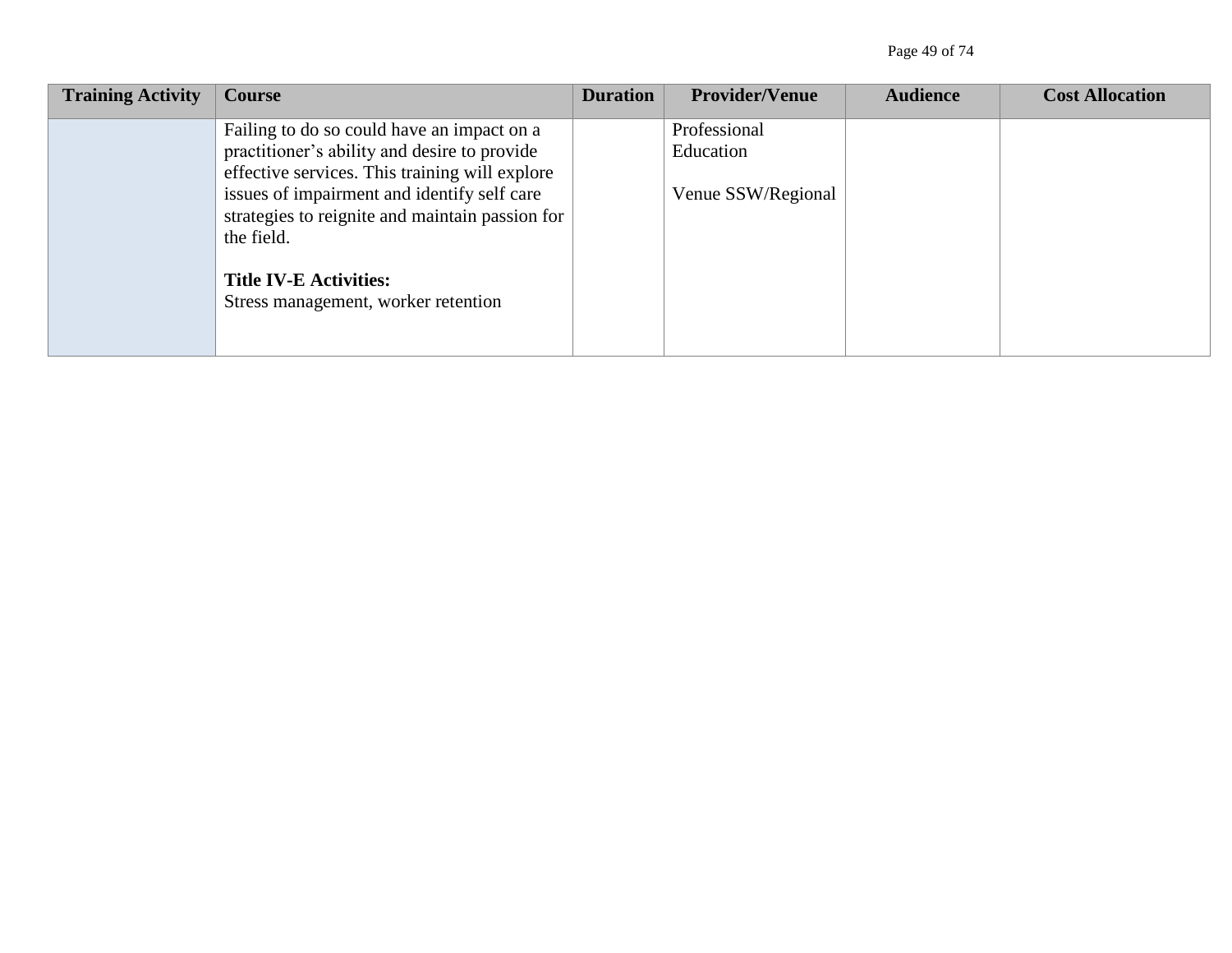| Training Activity | Course | Duration | Provider/Venue | Audience | Cost Allocation |
| --- | --- | --- | --- | --- | --- |
| | Failing to do so could have an impact on a practitioner's ability and desire to provide effective services. This training will explore issues of impairment and identify self care strategies to reignite and maintain passion for the field.<br><br>**Title IV-E Activities:**<br>Stress management, worker retention | | Professional Education<br><br>Venue SSW/Regional | | |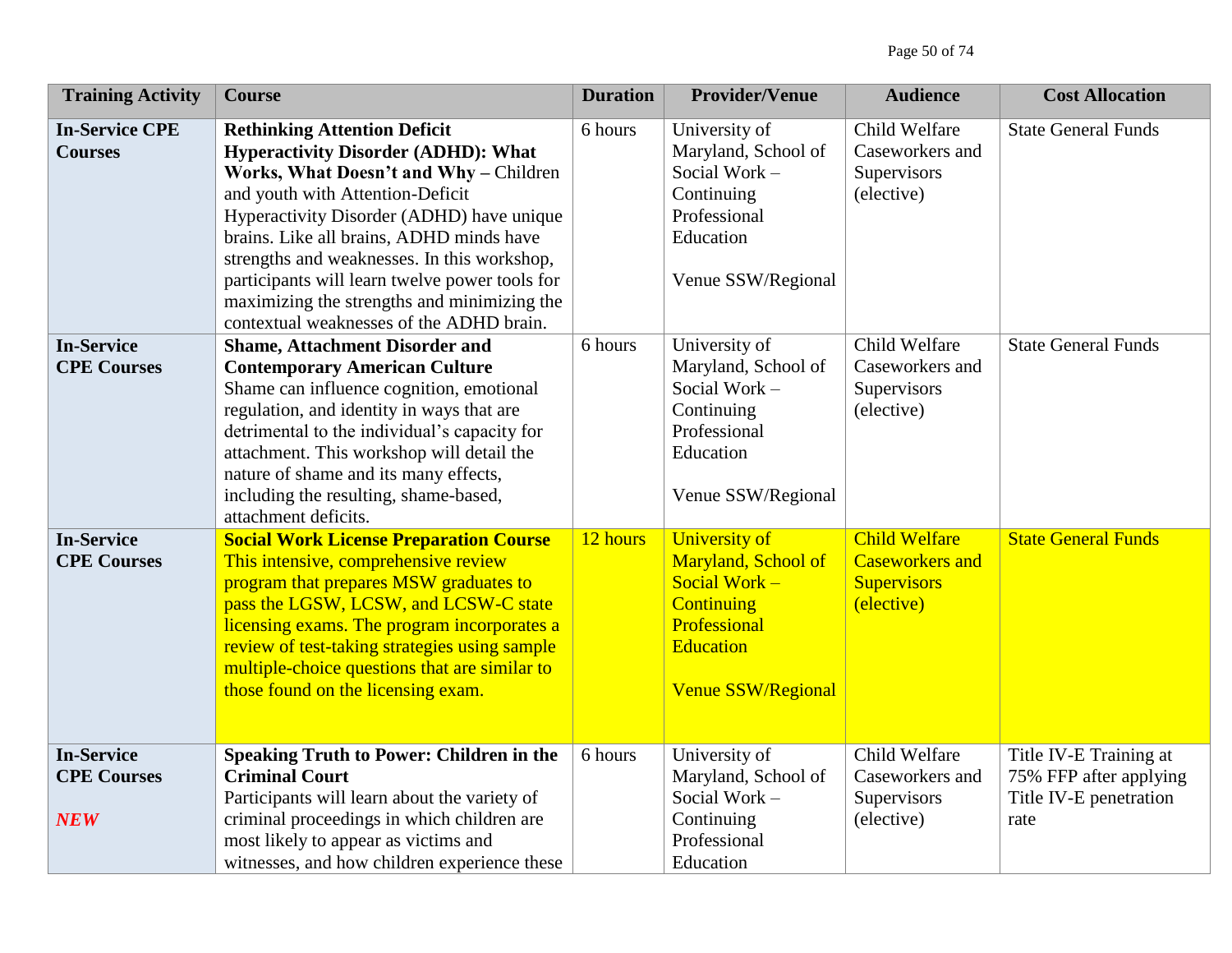| Training Activity | Course | Duration | Provider/Venue | Audience | Cost Allocation |
|---|---|---|---|---|---|
| **In-Service CPE Courses** | **Rethinking Attention Deficit Hyperactivity Disorder (ADHD): What Works, What Doesn't and Why –** Children and youth with Attention-Deficit Hyperactivity Disorder (ADHD) have unique brains. Like all brains, ADHD minds have strengths and weaknesses. In this workshop, participants will learn twelve power tools for maximizing the strengths and minimizing the contextual weaknesses of the ADHD brain. | 6 hours | University of Maryland, School of Social Work – Continuing Professional Education<br><br>Venue SSW/Regional | Child Welfare Caseworkers and Supervisors (elective) | State General Funds |
| **In-Service CPE Courses** | **Shame, Attachment Disorder and Contemporary American Culture** Shame can influence cognition, emotional regulation, and identity in ways that are detrimental to the individual's capacity for attachment. This workshop will detail the nature of shame and its many effects, including the resulting, shame-based, attachment deficits. | 6 hours | University of Maryland, School of Social Work – Continuing Professional Education<br><br>Venue SSW/Regional | Child Welfare Caseworkers and Supervisors (elective) | State General Funds |
| **In-Service CPE Courses** | **Social Work License Preparation Course** This intensive, comprehensive review program that prepares MSW graduates to pass the LGSW, LCSW, and LCSW-C state licensing exams. The program incorporates a review of test-taking strategies using sample multiple-choice questions that are similar to those found on the licensing exam. | 12 hours | University of Maryland, School of Social Work – Continuing Professional Education<br><br>Venue SSW/Regional | Child Welfare Caseworkers and Supervisors (elective) | State General Funds |
| **In-Service CPE Courses**<br><br>***NEW*** | **Speaking Truth to Power: Children in the Criminal Court** Participants will learn about the variety of criminal proceedings in which children are most likely to appear as victims and witnesses, and how children experience these | 6 hours | University of Maryland, School of Social Work – Continuing Professional Education | Child Welfare Caseworkers and Supervisors (elective) | Title IV-E Training at 75% FFP after applying Title IV-E penetration rate |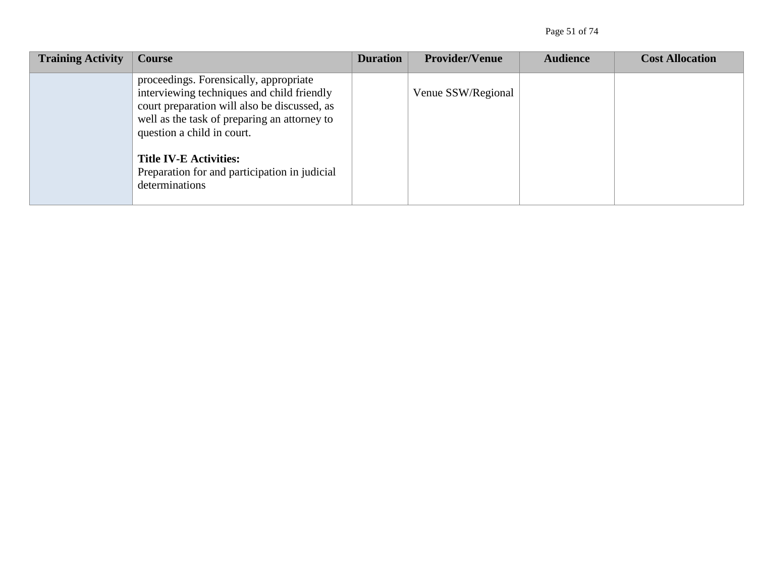| Training Activity | Course | Duration | Provider/Venue | Audience | Cost Allocation |
|---|---|---|---|---|---|
| | proceedings. Forensically, appropriate interviewing techniques and child friendly court preparation will also be discussed, as well as the task of preparing an attorney to question a child in court.<br><br>**Title IV-E Activities:**<br>Preparation for and participation in judicial determinations | | Venue SSW/Regional | | |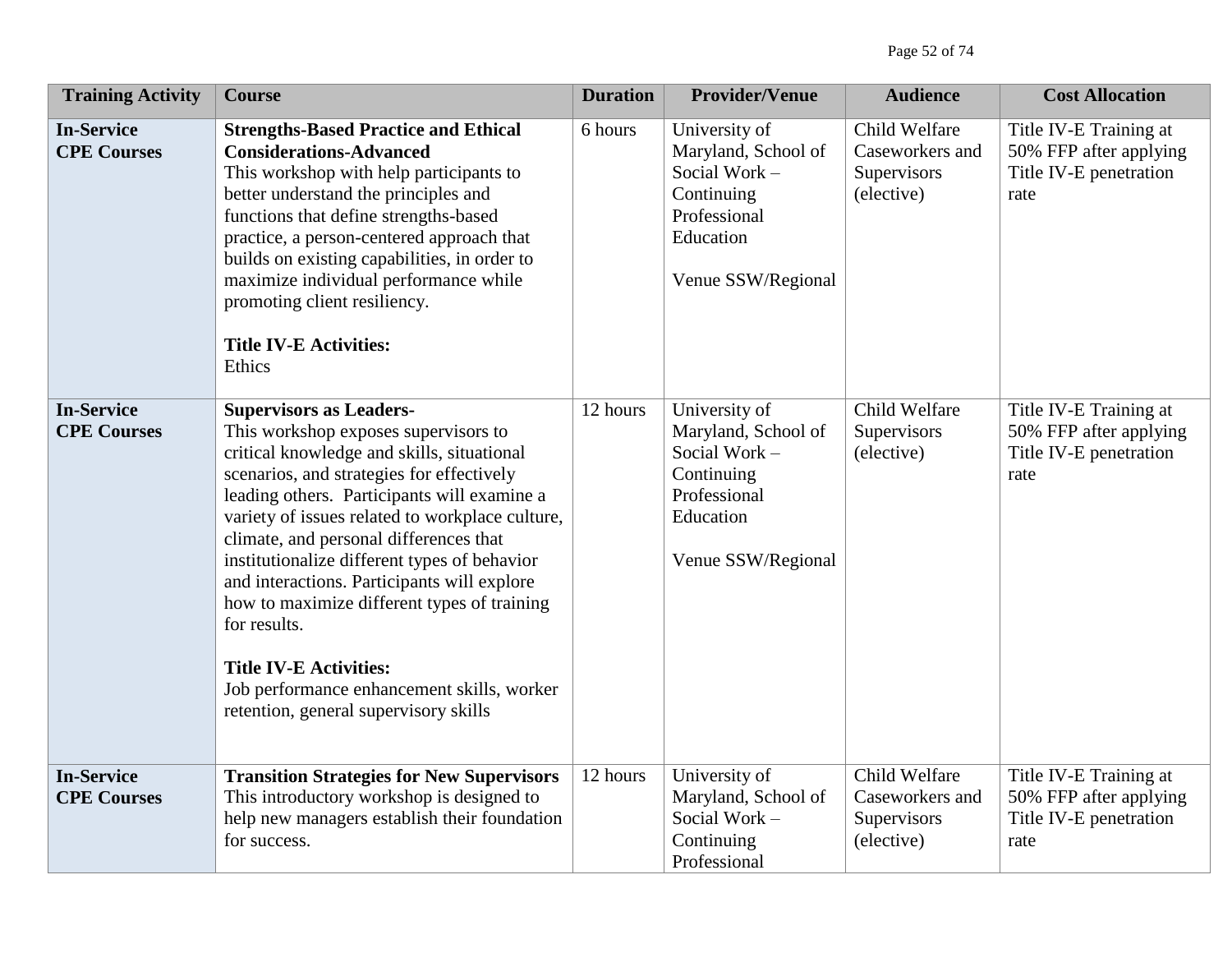| Training Activity | Course | Duration | Provider/Venue | Audience | Cost Allocation |
|---|---|---|---|---|---|
| **In-Service CPE Courses** | **Strengths-Based Practice and Ethical Considerations-Advanced**<br>This workshop with help participants to better understand the principles and functions that define strengths-based practice, a person-centered approach that builds on existing capabilities, in order to maximize individual performance while promoting client resiliency.<br><br>**Title IV-E Activities:**<br>Ethics | 6 hours | University of Maryland, School of Social Work – Continuing Professional Education<br><br>Venue SSW/Regional | Child Welfare Caseworkers and Supervisors (elective) | Title IV-E Training at 50% FFP after applying Title IV-E penetration rate |
| **In-Service CPE Courses** | **Supervisors as Leaders-**<br>This workshop exposes supervisors to critical knowledge and skills, situational scenarios, and strategies for effectively leading others. Participants will examine a variety of issues related to workplace culture, climate, and personal differences that institutionalize different types of behavior and interactions. Participants will explore how to maximize different types of training for results.<br><br>**Title IV-E Activities:**<br>Job performance enhancement skills, worker retention, general supervisory skills | 12 hours | University of Maryland, School of Social Work – Continuing Professional Education<br><br>Venue SSW/Regional | Child Welfare Supervisors (elective) | Title IV-E Training at 50% FFP after applying Title IV-E penetration rate |
| **In-Service CPE Courses** | **Transition Strategies for New Supervisors**<br>This introductory workshop is designed to help new managers establish their foundation for success. | 12 hours | University of Maryland, School of Social Work – Continuing Professional | Child Welfare Caseworkers and Supervisors (elective) | Title IV-E Training at 50% FFP after applying Title IV-E penetration rate |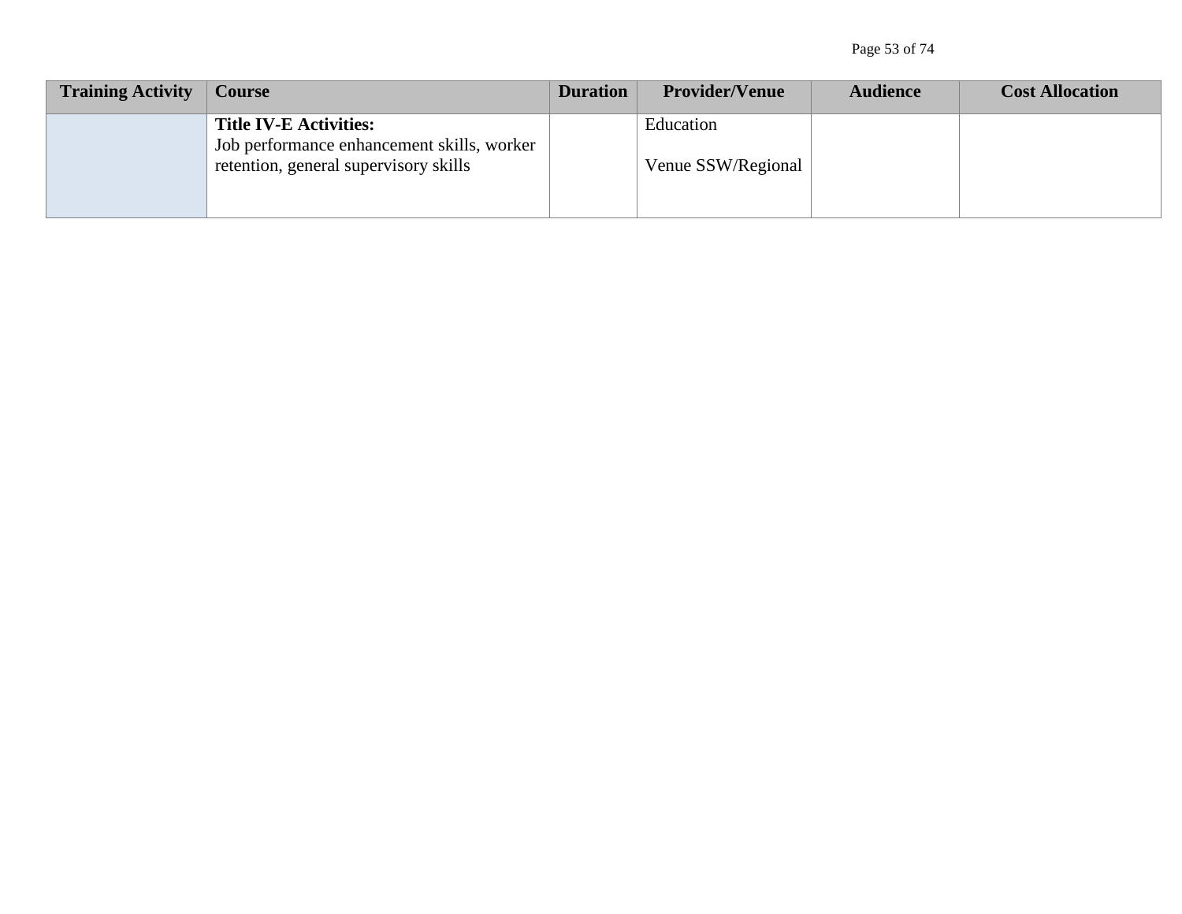| Training Activity | Course | Duration | Provider/Venue | Audience | Cost Allocation |
|---|---|---|---|---|---|
| | **Title IV-E Activities:**<br>Job performance enhancement skills, worker retention, general supervisory skills | | Education<br><br>Venue SSW/Regional | | |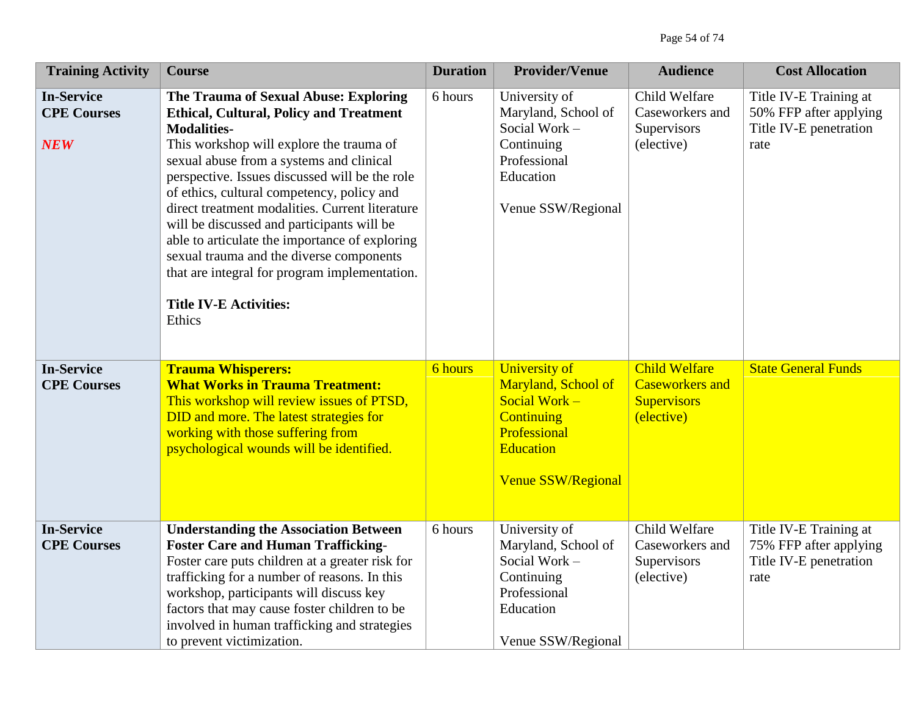| Training Activity | Course | Duration | Provider/Venue | Audience | Cost Allocation |
|---|---|---|---|---|---|
| **In-Service CPE Courses** ***NEW*** | **The Trauma of Sexual Abuse: Exploring Ethical, Cultural, Policy and Treatment Modalities-** This workshop will explore the trauma of sexual abuse from a systems and clinical perspective. Issues discussed will be the role of ethics, cultural competency, policy and direct treatment modalities. Current literature will be discussed and participants will be able to articulate the importance of exploring sexual trauma and the diverse components that are integral for program implementation. **Title IV-E Activities:** Ethics | 6 hours | University of Maryland, School of Social Work – Continuing Professional Education Venue SSW/Regional | Child Welfare Caseworkers and Supervisors (elective) | Title IV-E Training at 50% FFP after applying Title IV-E penetration rate |
| **In-Service CPE Courses** | **Trauma Whisperers: What Works in Trauma Treatment:** This workshop will review issues of PTSD, DID and more. The latest strategies for working with those suffering from psychological wounds will be identified. | 6 hours | University of Maryland, School of Social Work – Continuing Professional Education Venue SSW/Regional | Child Welfare Caseworkers and Supervisors (elective) | State General Funds |
| **In-Service CPE Courses** | **Understanding the Association Between Foster Care and Human Trafficking-** Foster care puts children at a greater risk for trafficking for a number of reasons. In this workshop, participants will discuss key factors that may cause foster children to be involved in human trafficking and strategies to prevent victimization. | 6 hours | University of Maryland, School of Social Work – Continuing Professional Education Venue SSW/Regional | Child Welfare Caseworkers and Supervisors (elective) | Title IV-E Training at 75% FFP after applying Title IV-E penetration rate |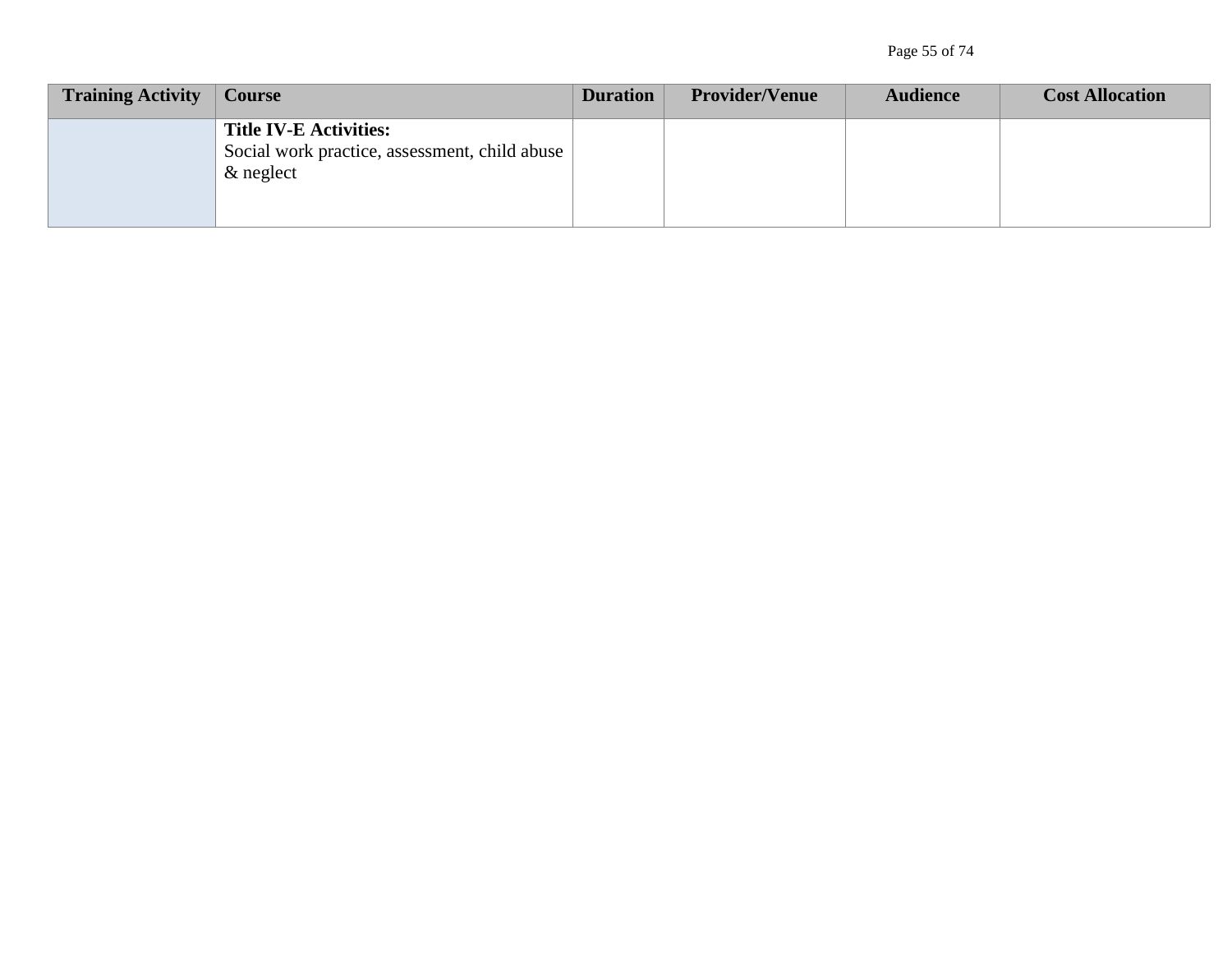| Training Activity | Course | Duration | Provider/Venue | Audience | Cost Allocation |
|---|---|---|---|---|---|
| | **Title IV-E Activities:** Social work practice, assessment, child abuse & neglect | | | | |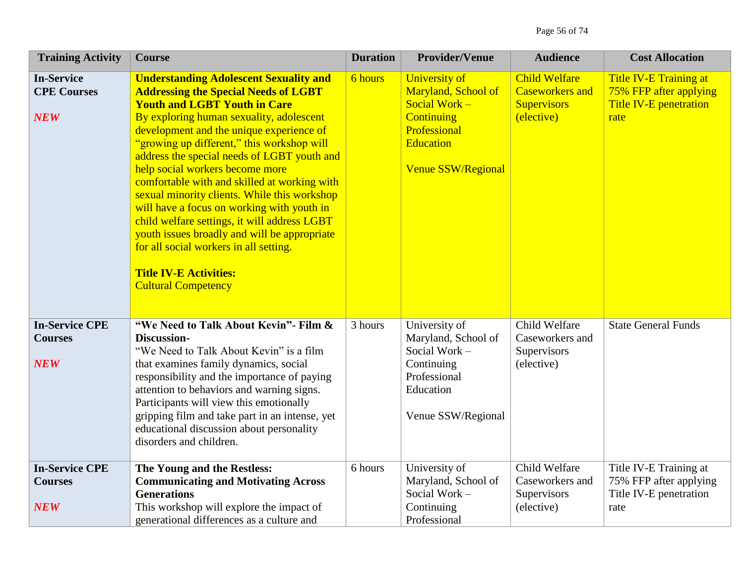| Training Activity | Course | Duration | Provider/Venue | Audience | Cost Allocation |
|---|---|---|---|---|---|
| **In-Service CPE Courses**<br><br>***NEW*** | **Understanding Adolescent Sexuality and Addressing the Special Needs of LGBT Youth and LGBT Youth in Care**<br>By exploring human sexuality, adolescent development and the unique experience of "growing up different," this workshop will address the special needs of LGBT youth and help social workers become more comfortable with and skilled at working with sexual minority clients. While this workshop will have a focus on working with youth in child welfare settings, it will address LGBT youth issues broadly and will be appropriate for all social workers in all setting.<br><br>**Title IV-E Activities:**<br>Cultural Competency | 6 hours | University of Maryland, School of Social Work – Continuing Professional Education<br><br>Venue SSW/Regional | Child Welfare Caseworkers and Supervisors (elective) | Title IV-E Training at 75% FFP after applying Title IV-E penetration rate |
| **In-Service CPE Courses**<br><br>***NEW*** | **"We Need to Talk About Kevin"- Film & Discussion-**<br>"We Need to Talk About Kevin" is a film that examines family dynamics, social responsibility and the importance of paying attention to behaviors and warning signs. Participants will view this emotionally gripping film and take part in an intense, yet educational discussion about personality disorders and children. | 3 hours | University of Maryland, School of Social Work – Continuing Professional Education<br><br>Venue SSW/Regional | Child Welfare Caseworkers and Supervisors (elective) | State General Funds |
| **In-Service CPE Courses**<br><br>***NEW*** | **The Young and the Restless: Communicating and Motivating Across Generations**<br>This workshop will explore the impact of generational differences as a culture and | 6 hours | University of Maryland, School of Social Work – Continuing Professional | Child Welfare Caseworkers and Supervisors (elective) | Title IV-E Training at 75% FFP after applying Title IV-E penetration rate |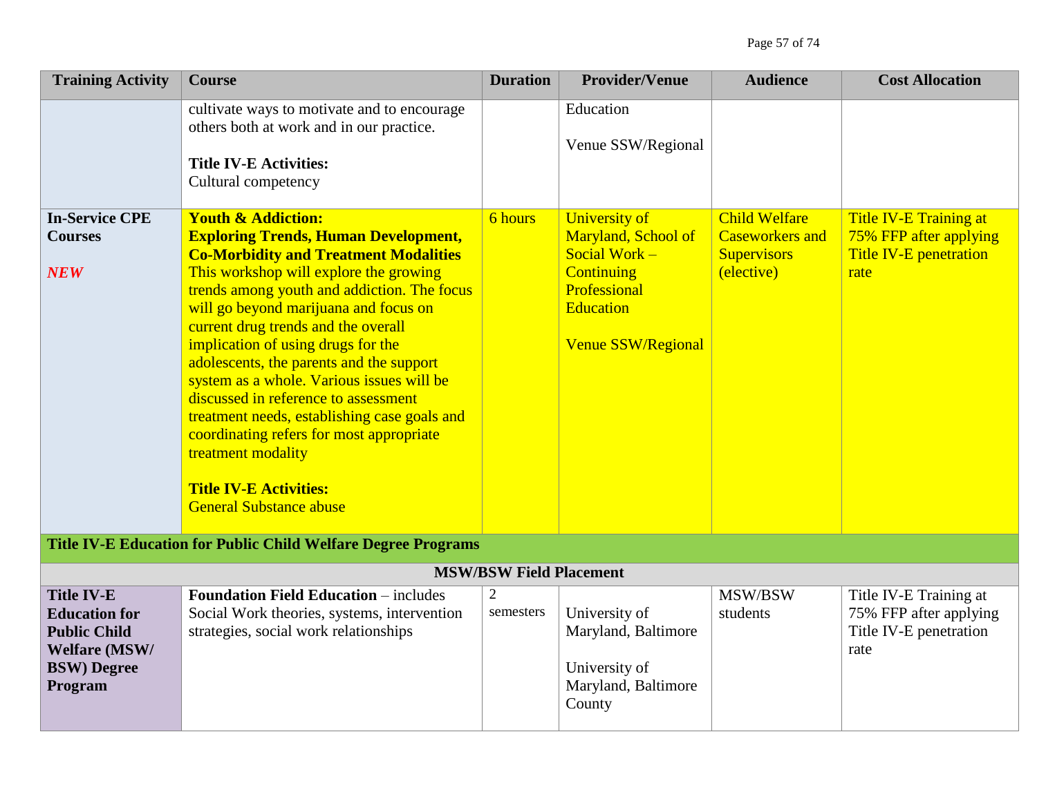| Training Activity | Course | Duration | Provider/Venue | Audience | Cost Allocation |
|---|---|---|---|---|---|
| | cultivate ways to motivate and to encourage others both at work and in our practice.<br><br>**Title IV-E Activities:**<br>Cultural competency | | Education<br><br>Venue SSW/Regional | | |
| **In-Service CPE Courses**<br><br>***NEW*** | **Youth & Addiction: Exploring Trends, Human Development, Co-Morbidity and Treatment Modalities**<br>This workshop will explore the growing trends among youth and addiction. The focus will go beyond marijuana and focus on current drug trends and the overall implication of using drugs for the adolescents, the parents and the support system as a whole. Various issues will be discussed in reference to assessment treatment needs, establishing case goals and coordinating refers for most appropriate treatment modality<br><br>**Title IV-E Activities:**<br>General Substance abuse | 6 hours | University of Maryland, School of Social Work – Continuing Professional Education<br><br>Venue SSW/Regional | Child Welfare Caseworkers and Supervisors (elective) | Title IV-E Training at 75% FFP after applying Title IV-E penetration rate |
| **Title IV-E Education for Public Child Welfare Degree Programs** | | | | | |
| **MSW/BSW Field Placement** | | | | | |
| **Title IV-E Education for Public Child Welfare (MSW/ BSW) Degree Program** | **Foundation Field Education** – includes Social Work theories, systems, intervention strategies, social work relationships | 2 semesters | University of Maryland, Baltimore<br><br>University of Maryland, Baltimore County | MSW/BSW students | Title IV-E Training at 75% FFP after applying Title IV-E penetration rate |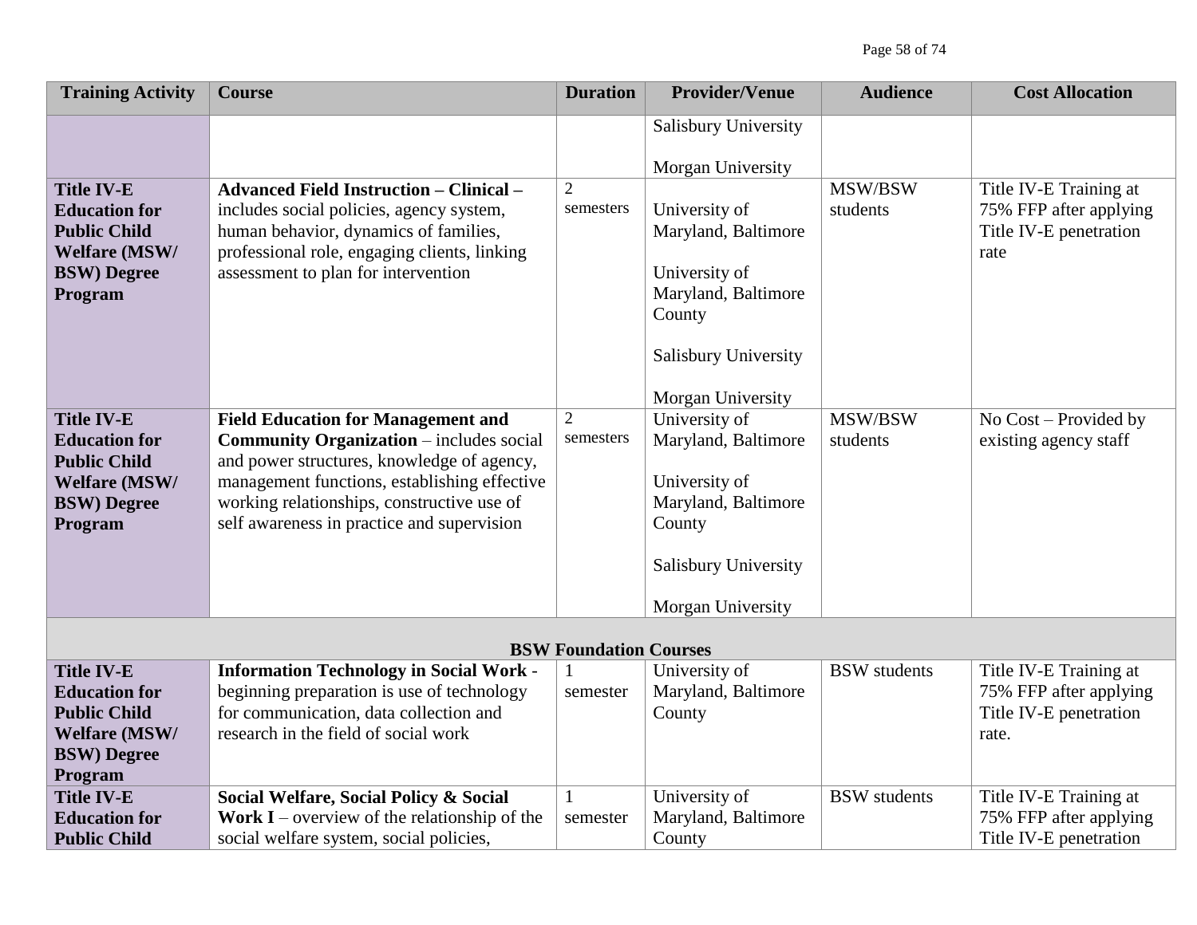| Training Activity | Course | Duration | Provider/Venue | Audience | Cost Allocation |
|---|---|---|---|---|---|
| | | | Salisbury University<br><br>Morgan University | | |
| **Title IV-E Education for Public Child Welfare (MSW/ BSW) Degree Program** | **Advanced Field Instruction – Clinical –** includes social policies, agency system, human behavior, dynamics of families, professional role, engaging clients, linking assessment to plan for intervention | 2 semesters | University of Maryland, Baltimore<br><br>University of Maryland, Baltimore County<br><br>Salisbury University<br><br>Morgan University | MSW/BSW students | Title IV-E Training at 75% FFP after applying Title IV-E penetration rate |
| **Title IV-E Education for Public Child Welfare (MSW/ BSW) Degree Program** | **Field Education for Management and Community Organization** – includes social and power structures, knowledge of agency, management functions, establishing effective working relationships, constructive use of self awareness in practice and supervision | 2 semesters | University of Maryland, Baltimore<br><br>University of Maryland, Baltimore County<br><br>Salisbury University<br><br>Morgan University | MSW/BSW students | No Cost – Provided by existing agency staff |
| **BSW Foundation Courses** | | | | | |
| **Title IV-E Education for Public Child Welfare (MSW/ BSW) Degree Program** | **Information Technology in Social Work** - beginning preparation is use of technology for communication, data collection and research in the field of social work | 1 semester | University of Maryland, Baltimore County | BSW students | Title IV-E Training at 75% FFP after applying Title IV-E penetration rate. |
| **Title IV-E Education for Public Child** | **Social Welfare, Social Policy & Social Work I** – overview of the relationship of the social welfare system, social policies, | 1 semester | University of Maryland, Baltimore County | BSW students | Title IV-E Training at 75% FFP after applying Title IV-E penetration |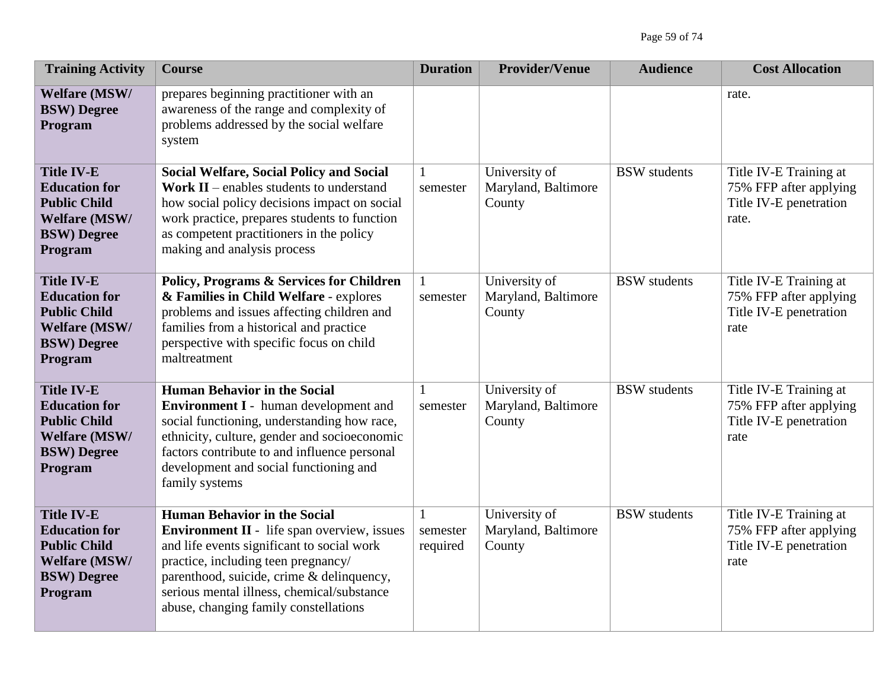| Training Activity | Course | Duration | Provider/Venue | Audience | Cost Allocation |
|---|---|---|---|---|---|
| **Welfare (MSW/ BSW) Degree Program** | prepares beginning practitioner with an awareness of the range and complexity of problems addressed by the social welfare system | | | | rate. |
| **Title IV-E Education for Public Child Welfare (MSW/ BSW) Degree Program** | **Social Welfare, Social Policy and Social Work II** – enables students to understand how social policy decisions impact on social work practice, prepares students to function as competent practitioners in the policy making and analysis process | 1 semester | University of Maryland, Baltimore County | BSW students | Title IV-E Training at 75% FFP after applying Title IV-E penetration rate. |
| **Title IV-E Education for Public Child Welfare (MSW/ BSW) Degree Program** | **Policy, Programs & Services for Children & Families in Child Welfare** - explores problems and issues affecting children and families from a historical and practice perspective with specific focus on child maltreatment | 1 semester | University of Maryland, Baltimore County | BSW students | Title IV-E Training at 75% FFP after applying Title IV-E penetration rate |
| **Title IV-E Education for Public Child Welfare (MSW/ BSW) Degree Program** | **Human Behavior in the Social Environment I** - human development and social functioning, understanding how race, ethnicity, culture, gender and socioeconomic factors contribute to and influence personal development and social functioning and family systems | 1 semester | University of Maryland, Baltimore County | BSW students | Title IV-E Training at 75% FFP after applying Title IV-E penetration rate |
| **Title IV-E Education for Public Child Welfare (MSW/ BSW) Degree Program** | **Human Behavior in the Social Environment II** - life span overview, issues and life events significant to social work practice, including teen pregnancy/ parenthood, suicide, crime & delinquency, serious mental illness, chemical/substance abuse, changing family constellations | 1 semester required | University of Maryland, Baltimore County | BSW students | Title IV-E Training at 75% FFP after applying Title IV-E penetration rate |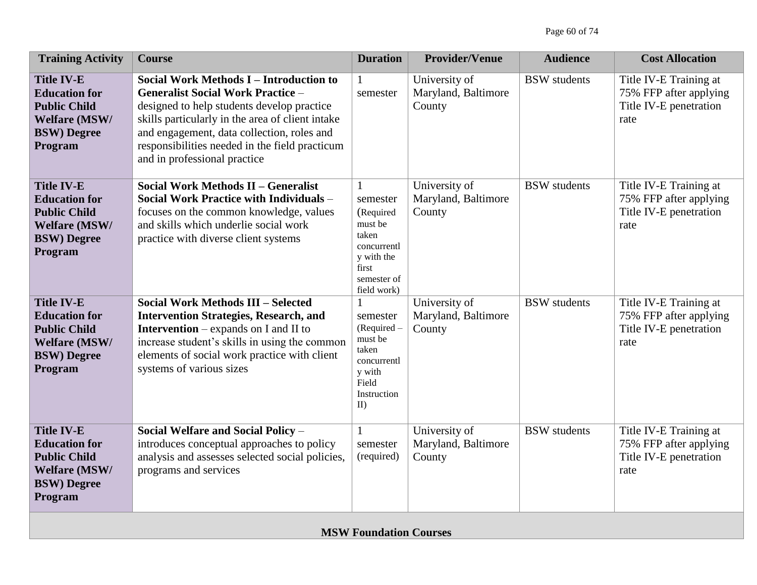| Training Activity | Course | Duration | Provider/Venue | Audience | Cost Allocation |
|---|---|---|---|---|---|
| **Title IV-E Education for Public Child Welfare (MSW/ BSW) Degree Program** | **Social Work Methods I – Introduction to Generalist Social Work Practice** – designed to help students develop practice skills particularly in the area of client intake and engagement, data collection, roles and responsibilities needed in the field practicum and in professional practice | 1 semester | University of Maryland, Baltimore County | BSW students | Title IV-E Training at 75% FFP after applying Title IV-E penetration rate |
| **Title IV-E Education for Public Child Welfare (MSW/ BSW) Degree Program** | **Social Work Methods II – Generalist Social Work Practice with Individuals** – focuses on the common knowledge, values and skills which underlie social work practice with diverse client systems | 1 semester (Required must be taken concurrently with the first semester of field work) | University of Maryland, Baltimore County | BSW students | Title IV-E Training at 75% FFP after applying Title IV-E penetration rate |
| **Title IV-E Education for Public Child Welfare (MSW/ BSW) Degree Program** | **Social Work Methods III – Selected Intervention Strategies, Research, and Intervention** – expands on I and II to increase student's skills in using the common elements of social work practice with client systems of various sizes | 1 semester (Required – must be taken concurrently with Field Instruction II) | University of Maryland, Baltimore County | BSW students | Title IV-E Training at 75% FFP after applying Title IV-E penetration rate |
| **Title IV-E Education for Public Child Welfare (MSW/ BSW) Degree Program** | **Social Welfare and Social Policy** – introduces conceptual approaches to policy analysis and assesses selected social policies, programs and services | 1 semester (required) | University of Maryland, Baltimore County | BSW students | Title IV-E Training at 75% FFP after applying Title IV-E penetration rate |
| **MSW Foundation Courses** | | | | | |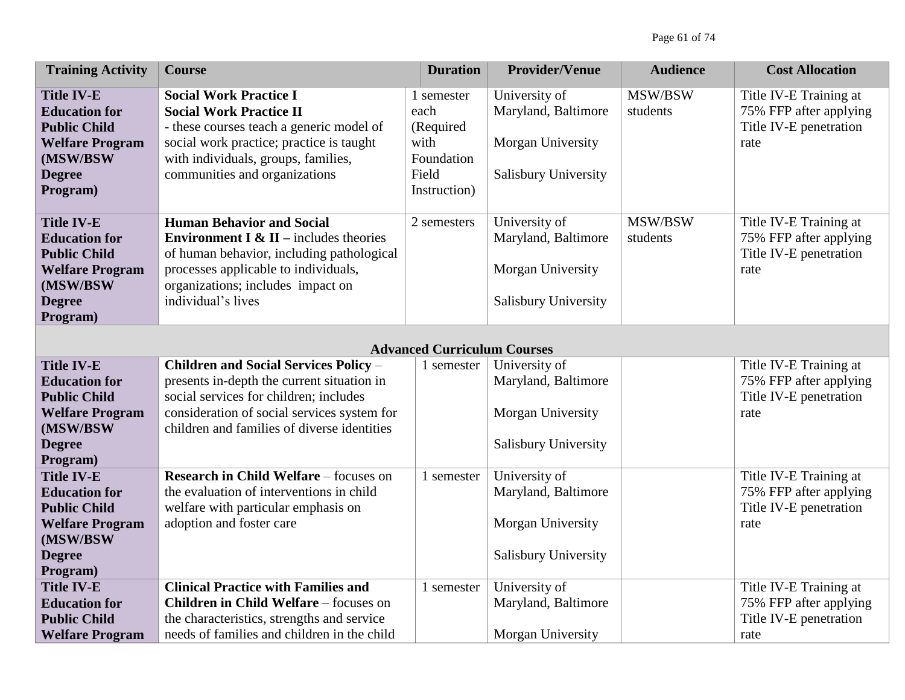| Training Activity | Course | Duration | Provider/Venue | Audience | Cost Allocation |
|---|---|---|---|---|---|
| **Title IV-E Education for Public Child Welfare Program (MSW/BSW Degree Program)** | **Social Work Practice I** **Social Work Practice II** - these courses teach a generic model of social work practice; practice is taught with individuals, groups, families, communities and organizations | 1 semester each (Required with Foundation Field Instruction) | University of Maryland, Baltimore<br><br>Morgan University<br><br>Salisbury University | MSW/BSW students | Title IV-E Training at 75% FFP after applying Title IV-E penetration rate |
| **Title IV-E Education for Public Child Welfare Program (MSW/BSW Degree Program)** | **Human Behavior and Social Environment I & II –** includes theories of human behavior, including pathological processes applicable to individuals, organizations; includes impact on individual's lives | 2 semesters | University of Maryland, Baltimore<br><br>Morgan University<br><br>Salisbury University | MSW/BSW students | Title IV-E Training at 75% FFP after applying Title IV-E penetration rate |
| | | | **Advanced Curriculum Courses** | | |
| **Title IV-E Education for Public Child Welfare Program (MSW/BSW Degree Program)** | **Children and Social Services Policy** – presents in-depth the current situation in social services for children; includes consideration of social services system for children and families of diverse identities | 1 semester | University of Maryland, Baltimore<br><br>Morgan University<br><br>Salisbury University | | Title IV-E Training at 75% FFP after applying Title IV-E penetration rate |
| **Title IV-E Education for Public Child Welfare Program (MSW/BSW Degree Program)** | **Research in Child Welfare** – focuses on the evaluation of interventions in child welfare with particular emphasis on adoption and foster care | 1 semester | University of Maryland, Baltimore<br><br>Morgan University<br><br>Salisbury University | | Title IV-E Training at 75% FFP after applying Title IV-E penetration rate |
| **Title IV-E Education for Public Child Welfare Program** | **Clinical Practice with Families and Children in Child Welfare** – focuses on the characteristics, strengths and service needs of families and children in the child | 1 semester | University of Maryland, Baltimore<br><br>Morgan University | | Title IV-E Training at 75% FFP after applying Title IV-E penetration rate |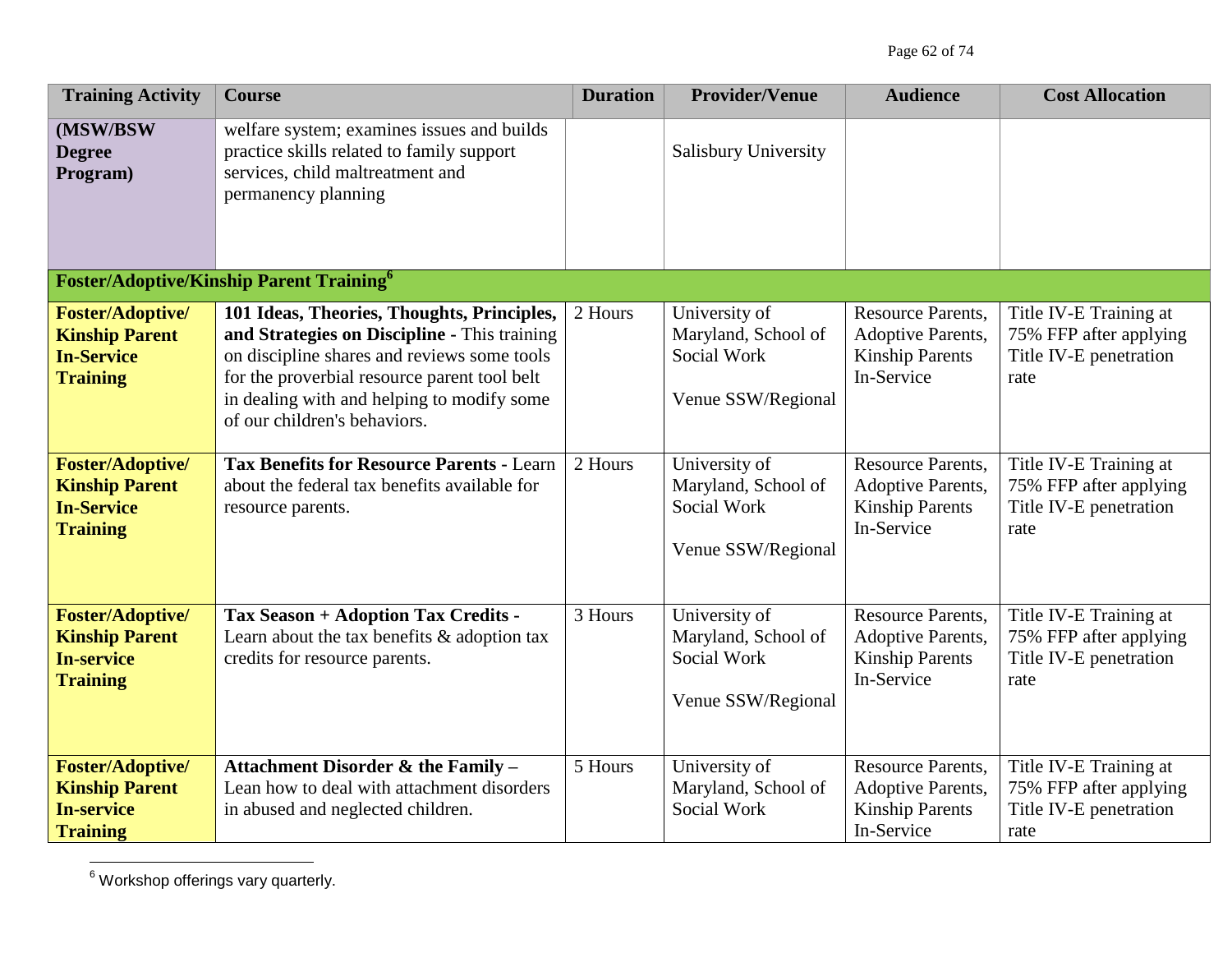| Training Activity | Course | Duration | Provider/Venue | Audience | Cost Allocation |
|---|---|---|---|---|---|
| **(MSW/BSW Degree Program)** | welfare system; examines issues and builds practice skills related to family support services, child maltreatment and permanency planning | | Salisbury University | | |
| **Foster/Adoptive/Kinship Parent Training[6]** | | | | | |
| **Foster/Adoptive/ Kinship Parent In-Service Training** | **101 Ideas, Theories, Thoughts, Principles, and Strategies on Discipline** - This training on discipline shares and reviews some tools for the proverbial resource parent tool belt in dealing with and helping to modify some of our children's behaviors. | 2 Hours | University of Maryland, School of Social Work<br><br>Venue SSW/Regional | Resource Parents, Adoptive Parents, Kinship Parents In-Service | Title IV-E Training at 75% FFP after applying Title IV-E penetration rate |
| **Foster/Adoptive/ Kinship Parent In-Service Training** | **Tax Benefits for Resource Parents** - Learn about the federal tax benefits available for resource parents. | 2 Hours | University of Maryland, School of Social Work<br><br>Venue SSW/Regional | Resource Parents, Adoptive Parents, Kinship Parents In-Service | Title IV-E Training at 75% FFP after applying Title IV-E penetration rate |
| **Foster/Adoptive/ Kinship Parent In-service Training** | **Tax Season + Adoption Tax Credits** - Learn about the tax benefits & adoption tax credits for resource parents. | 3 Hours | University of Maryland, School of Social Work<br><br>Venue SSW/Regional | Resource Parents, Adoptive Parents, Kinship Parents In-Service | Title IV-E Training at 75% FFP after applying Title IV-E penetration rate |
| **Foster/Adoptive/ Kinship Parent In-service Training** | **Attachment Disorder & the Family** – Lean how to deal with attachment disorders in abused and neglected children. | 5 Hours | University of Maryland, School of Social Work | Resource Parents, Adoptive Parents, Kinship Parents In-Service | Title IV-E Training at 75% FFP after applying Title IV-E penetration rate |

[6] Workshop offerings vary quarterly.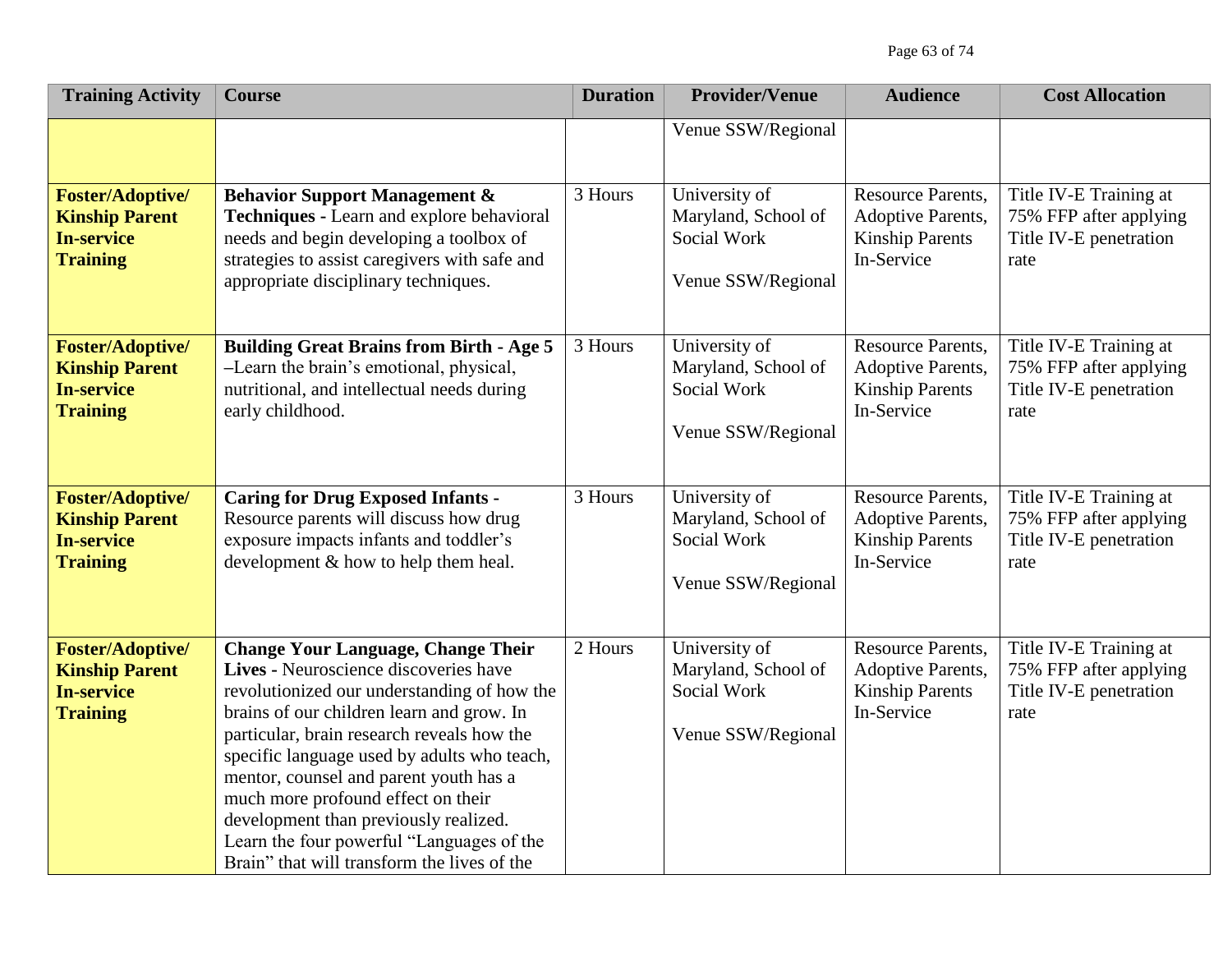| Training Activity | Course | Duration | Provider/Venue | Audience | Cost Allocation |
|---|---|---|---|---|---|
| | | | Venue SSW/Regional | | |
| **Foster/Adoptive/ Kinship Parent In-service Training** | **Behavior Support Management & Techniques -** Learn and explore behavioral needs and begin developing a toolbox of strategies to assist caregivers with safe and appropriate disciplinary techniques. | 3 Hours | University of Maryland, School of Social Work<br><br>Venue SSW/Regional | Resource Parents, Adoptive Parents, Kinship Parents In-Service | Title IV-E Training at 75% FFP after applying Title IV-E penetration rate |
| **Foster/Adoptive/ Kinship Parent In-service Training** | **Building Great Brains from Birth - Age 5** –Learn the brain's emotional, physical, nutritional, and intellectual needs during early childhood. | 3 Hours | University of Maryland, School of Social Work<br><br>Venue SSW/Regional | Resource Parents, Adoptive Parents, Kinship Parents In-Service | Title IV-E Training at 75% FFP after applying Title IV-E penetration rate |
| **Foster/Adoptive/ Kinship Parent In-service Training** | **Caring for Drug Exposed Infants -** Resource parents will discuss how drug exposure impacts infants and toddler's development & how to help them heal. | 3 Hours | University of Maryland, School of Social Work<br><br>Venue SSW/Regional | Resource Parents, Adoptive Parents, Kinship Parents In-Service | Title IV-E Training at 75% FFP after applying Title IV-E penetration rate |
| **Foster/Adoptive/ Kinship Parent In-service Training** | **Change Your Language, Change Their Lives -** Neuroscience discoveries have revolutionized our understanding of how the brains of our children learn and grow. In particular, brain research reveals how the specific language used by adults who teach, mentor, counsel and parent youth has a much more profound effect on their development than previously realized. Learn the four powerful "Languages of the Brain" that will transform the lives of the | 2 Hours | University of Maryland, School of Social Work<br><br>Venue SSW/Regional | Resource Parents, Adoptive Parents, Kinship Parents In-Service | Title IV-E Training at 75% FFP after applying Title IV-E penetration rate |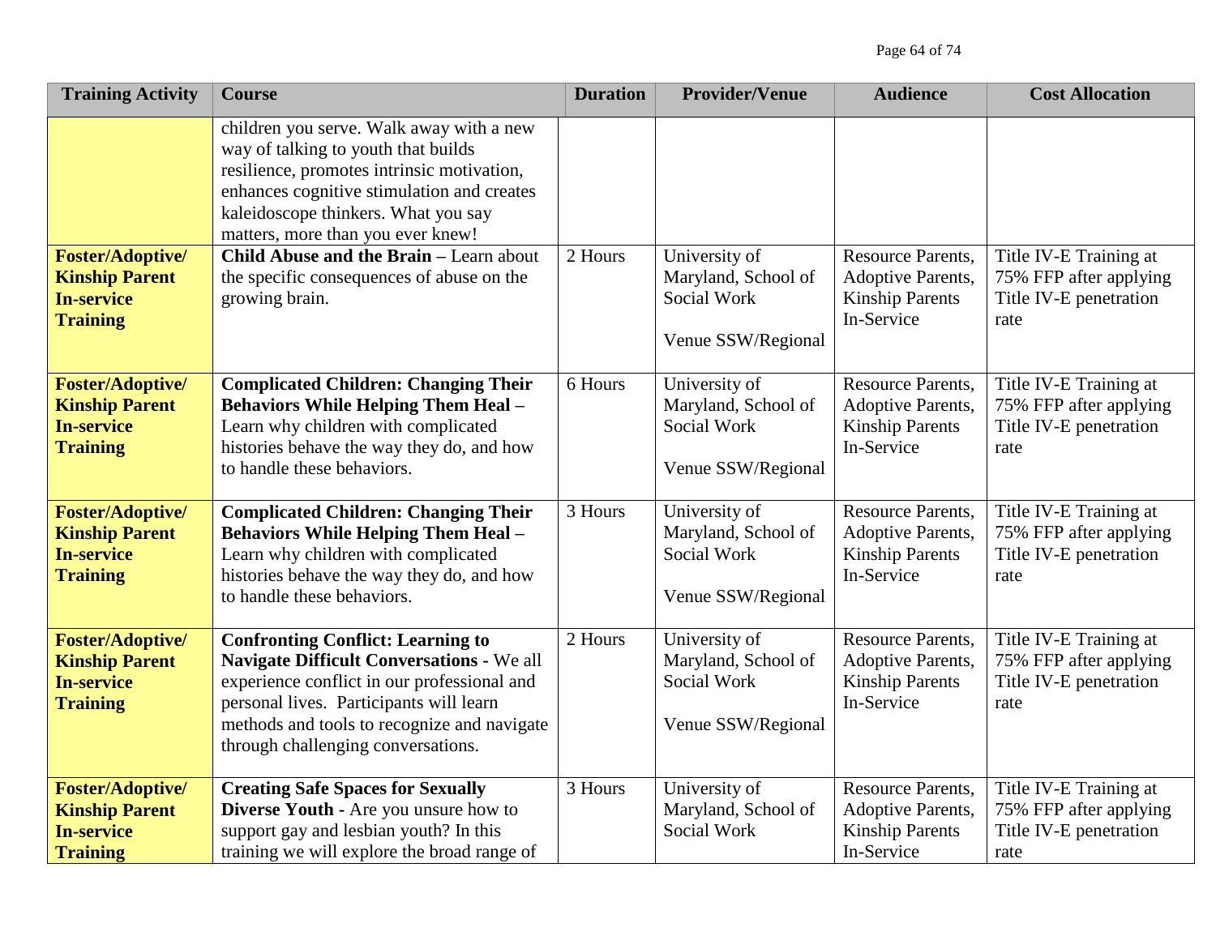| Training Activity | Course | Duration | Provider/Venue | Audience | Cost Allocation |
|---|---|---|---|---|---|
| | children you serve. Walk away with a new way of talking to youth that builds resilience, promotes intrinsic motivation, enhances cognitive stimulation and creates kaleidoscope thinkers. What you say matters, more than you ever knew! | | | | |
| **Foster/Adoptive/ Kinship Parent In-service Training** | **Child Abuse and the Brain** – Learn about the specific consequences of abuse on the growing brain. | 2 Hours | University of Maryland, School of Social Work<br><br>Venue SSW/Regional | Resource Parents, Adoptive Parents, Kinship Parents In-Service | Title IV-E Training at 75% FFP after applying Title IV-E penetration rate |
| **Foster/Adoptive/ Kinship Parent In-service Training** | **Complicated Children: Changing Their Behaviors While Helping Them Heal** – Learn why children with complicated histories behave the way they do, and how to handle these behaviors. | 6 Hours | University of Maryland, School of Social Work<br><br>Venue SSW/Regional | Resource Parents, Adoptive Parents, Kinship Parents In-Service | Title IV-E Training at 75% FFP after applying Title IV-E penetration rate |
| **Foster/Adoptive/ Kinship Parent In-service Training** | **Complicated Children: Changing Their Behaviors While Helping Them Heal** – Learn why children with complicated histories behave the way they do, and how to handle these behaviors. | 3 Hours | University of Maryland, School of Social Work<br><br>Venue SSW/Regional | Resource Parents, Adoptive Parents, Kinship Parents In-Service | Title IV-E Training at 75% FFP after applying Title IV-E penetration rate |
| **Foster/Adoptive/ Kinship Parent In-service Training** | **Confronting Conflict: Learning to Navigate Difficult Conversations** - We all experience conflict in our professional and personal lives. Participants will learn methods and tools to recognize and navigate through challenging conversations. | 2 Hours | University of Maryland, School of Social Work<br><br>Venue SSW/Regional | Resource Parents, Adoptive Parents, Kinship Parents In-Service | Title IV-E Training at 75% FFP after applying Title IV-E penetration rate |
| **Foster/Adoptive/ Kinship Parent In-service Training** | **Creating Safe Spaces for Sexually Diverse Youth** - Are you unsure how to support gay and lesbian youth? In this training we will explore the broad range of | 3 Hours | University of Maryland, School of Social Work | Resource Parents, Adoptive Parents, Kinship Parents In-Service | Title IV-E Training at 75% FFP after applying Title IV-E penetration rate |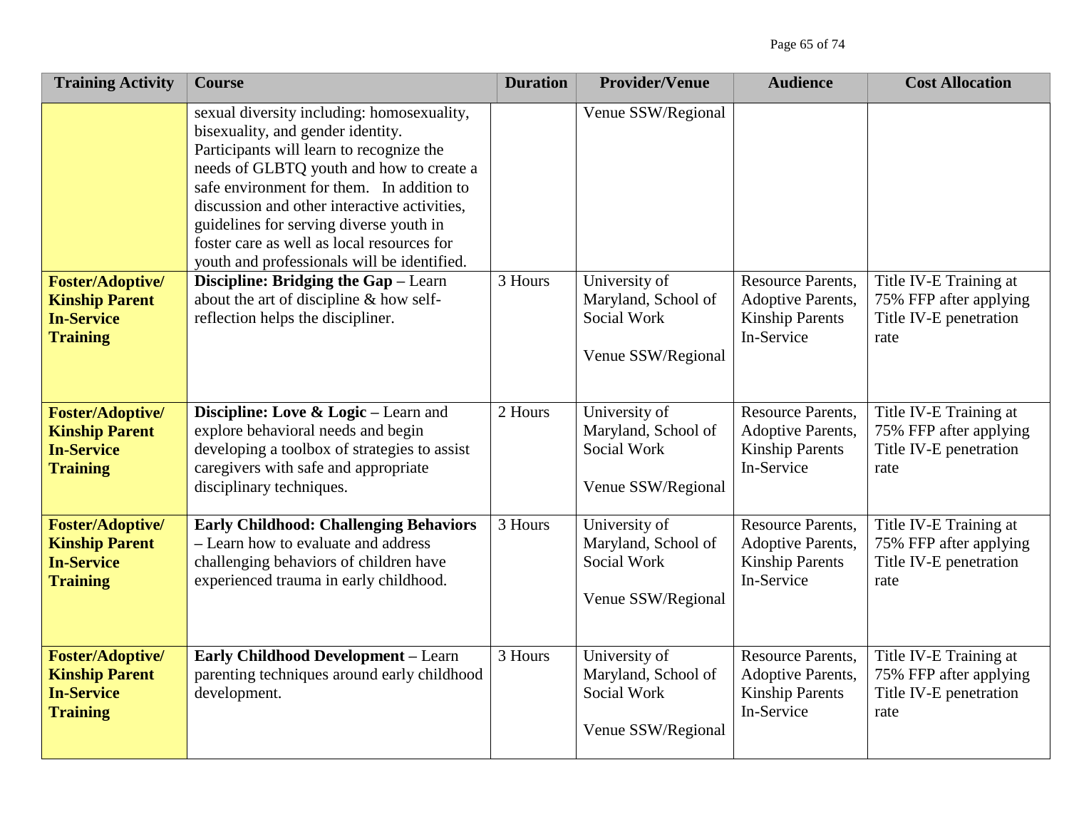| Training Activity | Course | Duration | Provider/Venue | Audience | Cost Allocation |
|---|---|---|---|---|---|
| | sexual diversity including: homosexuality, bisexuality, and gender identity. Participants will learn to recognize the needs of GLBTQ youth and how to create a safe environment for them. In addition to discussion and other interactive activities, guidelines for serving diverse youth in foster care as well as local resources for youth and professionals will be identified. | | Venue SSW/Regional | | |
| **Foster/Adoptive/ Kinship Parent In-Service Training** | **Discipline: Bridging the Gap** – Learn about the art of discipline & how self-reflection helps the discipliner. | 3 Hours | University of Maryland, School of Social Work<br><br>Venue SSW/Regional | Resource Parents, Adoptive Parents, Kinship Parents In-Service | Title IV-E Training at 75% FFP after applying Title IV-E penetration rate |
| **Foster/Adoptive/ Kinship Parent In-Service Training** | **Discipline: Love & Logic** – Learn and explore behavioral needs and begin developing a toolbox of strategies to assist caregivers with safe and appropriate disciplinary techniques. | 2 Hours | University of Maryland, School of Social Work<br><br>Venue SSW/Regional | Resource Parents, Adoptive Parents, Kinship Parents In-Service | Title IV-E Training at 75% FFP after applying Title IV-E penetration rate |
| **Foster/Adoptive/ Kinship Parent In-Service Training** | **Early Childhood: Challenging Behaviors** – Learn how to evaluate and address challenging behaviors of children have experienced trauma in early childhood. | 3 Hours | University of Maryland, School of Social Work<br><br>Venue SSW/Regional | Resource Parents, Adoptive Parents, Kinship Parents In-Service | Title IV-E Training at 75% FFP after applying Title IV-E penetration rate |
| **Foster/Adoptive/ Kinship Parent In-Service Training** | **Early Childhood Development** – Learn parenting techniques around early childhood development. | 3 Hours | University of Maryland, School of Social Work<br><br>Venue SSW/Regional | Resource Parents, Adoptive Parents, Kinship Parents In-Service | Title IV-E Training at 75% FFP after applying Title IV-E penetration rate |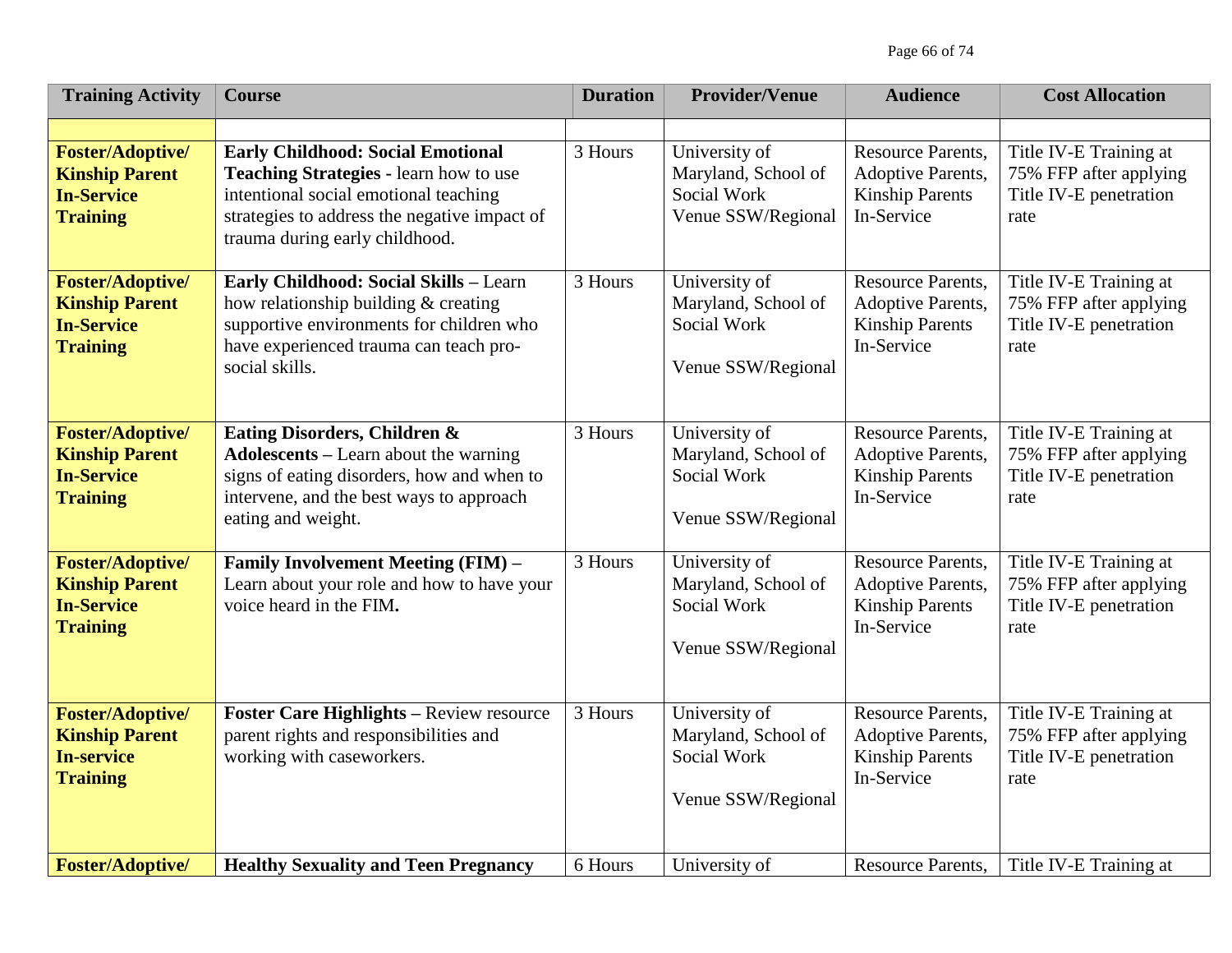| Training Activity | Course | Duration | Provider/Venue | Audience | Cost Allocation |
|---|---|---|---|---|---|
| | | | | | |
| **Foster/Adoptive/ Kinship Parent In-Service Training** | **Early Childhood: Social Emotional Teaching Strategies** - learn how to use intentional social emotional teaching strategies to address the negative impact of trauma during early childhood. | 3 Hours | University of Maryland, School of Social Work Venue SSW/Regional | Resource Parents, Adoptive Parents, Kinship Parents In-Service | Title IV-E Training at 75% FFP after applying Title IV-E penetration rate |
| **Foster/Adoptive/ Kinship Parent In-Service Training** | **Early Childhood: Social Skills –** Learn how relationship building & creating supportive environments for children who have experienced trauma can teach pro-social skills. | 3 Hours | University of Maryland, School of Social Work<br><br>Venue SSW/Regional | Resource Parents, Adoptive Parents, Kinship Parents In-Service | Title IV-E Training at 75% FFP after applying Title IV-E penetration rate |
| **Foster/Adoptive/ Kinship Parent In-Service Training** | **Eating Disorders, Children & Adolescents –** Learn about the warning signs of eating disorders, how and when to intervene, and the best ways to approach eating and weight. | 3 Hours | University of Maryland, School of Social Work<br><br>Venue SSW/Regional | Resource Parents, Adoptive Parents, Kinship Parents In-Service | Title IV-E Training at 75% FFP after applying Title IV-E penetration rate |
| **Foster/Adoptive/ Kinship Parent In-Service Training** | **Family Involvement Meeting (FIM) –** Learn about your role and how to have your voice heard in the FIM**.** | 3 Hours | University of Maryland, School of Social Work<br><br>Venue SSW/Regional | Resource Parents, Adoptive Parents, Kinship Parents In-Service | Title IV-E Training at 75% FFP after applying Title IV-E penetration rate |
| **Foster/Adoptive/ Kinship Parent In-service Training** | **Foster Care Highlights –** Review resource parent rights and responsibilities and working with caseworkers. | 3 Hours | University of Maryland, School of Social Work<br><br>Venue SSW/Regional | Resource Parents, Adoptive Parents, Kinship Parents In-Service | Title IV-E Training at 75% FFP after applying Title IV-E penetration rate |
| **Foster/Adoptive/** | **Healthy Sexuality and Teen Pregnancy** | 6 Hours | University of | Resource Parents, | Title IV-E Training at |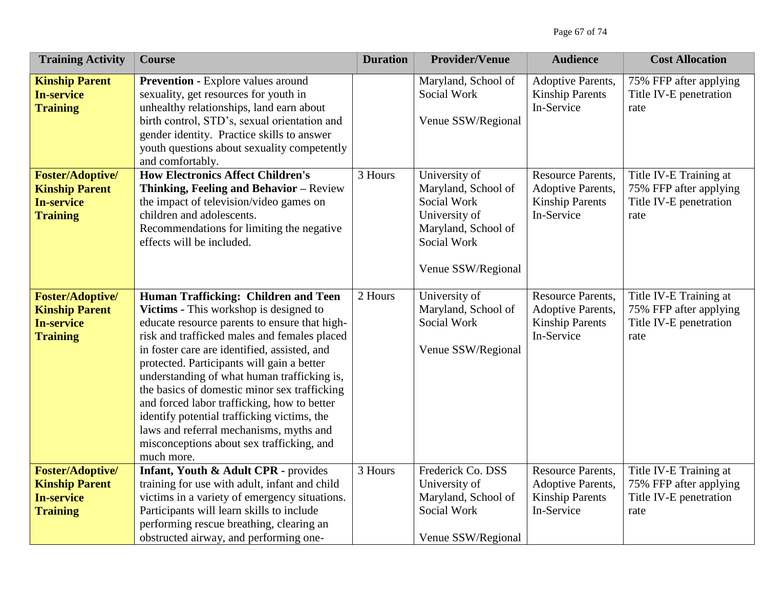| Training Activity | Course | Duration | Provider/Venue | Audience | Cost Allocation |
|---|---|---|---|---|---|
| **Kinship Parent In-service Training** | **Prevention -** Explore values around sexuality, get resources for youth in unhealthy relationships, land earn about birth control, STD's, sexual orientation and gender identity. Practice skills to answer youth questions about sexuality competently and comfortably. | | Maryland, School of Social Work<br><br>Venue SSW/Regional | Adoptive Parents, Kinship Parents In-Service | 75% FFP after applying Title IV-E penetration rate |
| **Foster/Adoptive/ Kinship Parent In-service Training** | **How Electronics Affect Children's Thinking, Feeling and Behavior –** Review the impact of television/video games on children and adolescents. Recommendations for limiting the negative effects will be included. | 3 Hours | University of Maryland, School of Social Work University of Maryland, School of Social Work<br><br>Venue SSW/Regional | Resource Parents, Adoptive Parents, Kinship Parents In-Service | Title IV-E Training at 75% FFP after applying Title IV-E penetration rate |
| **Foster/Adoptive/ Kinship Parent In-service Training** | **Human Trafficking: Children and Teen Victims -** This workshop is designed to educate resource parents to ensure that high-risk and trafficked males and females placed in foster care are identified, assisted, and protected. Participants will gain a better understanding of what human trafficking is, the basics of domestic minor sex trafficking and forced labor trafficking, how to better identify potential trafficking victims, the laws and referral mechanisms, myths and misconceptions about sex trafficking, and much more. | 2 Hours | University of Maryland, School of Social Work<br><br>Venue SSW/Regional | Resource Parents, Adoptive Parents, Kinship Parents In-Service | Title IV-E Training at 75% FFP after applying Title IV-E penetration rate |
| **Foster/Adoptive/ Kinship Parent In-service Training** | **Infant, Youth & Adult CPR -** provides training for use with adult, infant and child victims in a variety of emergency situations. Participants will learn skills to include performing rescue breathing, clearing an obstructed airway, and performing one- | 3 Hours | Frederick Co. DSS University of Maryland, School of Social Work<br><br>Venue SSW/Regional | Resource Parents, Adoptive Parents, Kinship Parents In-Service | Title IV-E Training at 75% FFP after applying Title IV-E penetration rate |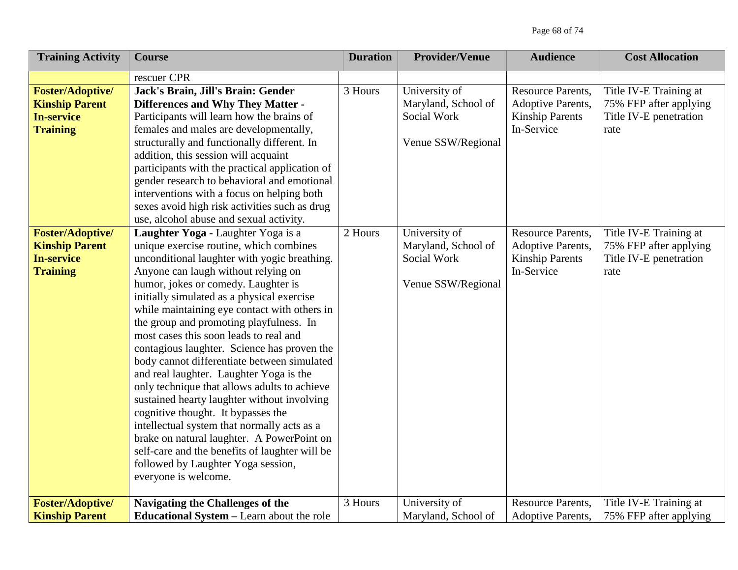| Training Activity | Course | Duration | Provider/Venue | Audience | Cost Allocation |
|---|---|---|---|---|---|
| | rescuer CPR | | | | |
| **Foster/Adoptive/ Kinship Parent In-service Training** | **Jack's Brain, Jill's Brain: Gender Differences and Why They Matter -** Participants will learn how the brains of females and males are developmentally, structurally and functionally different. In addition, this session will acquaint participants with the practical application of gender research to behavioral and emotional interventions with a focus on helping both sexes avoid high risk activities such as drug use, alcohol abuse and sexual activity. | 3 Hours | University of Maryland, School of Social Work<br><br>Venue SSW/Regional | Resource Parents, Adoptive Parents, Kinship Parents In-Service | Title IV-E Training at 75% FFP after applying Title IV-E penetration rate |
| **Foster/Adoptive/ Kinship Parent In-service Training** | **Laughter Yoga -** Laughter Yoga is a unique exercise routine, which combines unconditional laughter with yogic breathing. Anyone can laugh without relying on humor, jokes or comedy. Laughter is initially simulated as a physical exercise while maintaining eye contact with others in the group and promoting playfulness. In most cases this soon leads to real and contagious laughter. Science has proven the body cannot differentiate between simulated and real laughter. Laughter Yoga is the only technique that allows adults to achieve sustained hearty laughter without involving cognitive thought. It bypasses the intellectual system that normally acts as a brake on natural laughter. A PowerPoint on self-care and the benefits of laughter will be followed by Laughter Yoga session, everyone is welcome. | 2 Hours | University of Maryland, School of Social Work<br><br>Venue SSW/Regional | Resource Parents, Adoptive Parents, Kinship Parents In-Service | Title IV-E Training at 75% FFP after applying Title IV-E penetration rate |
| **Foster/Adoptive/ Kinship Parent** | **Navigating the Challenges of the Educational System –** Learn about the role | 3 Hours | University of Maryland, School of | Resource Parents, Adoptive Parents, | Title IV-E Training at 75% FFP after applying |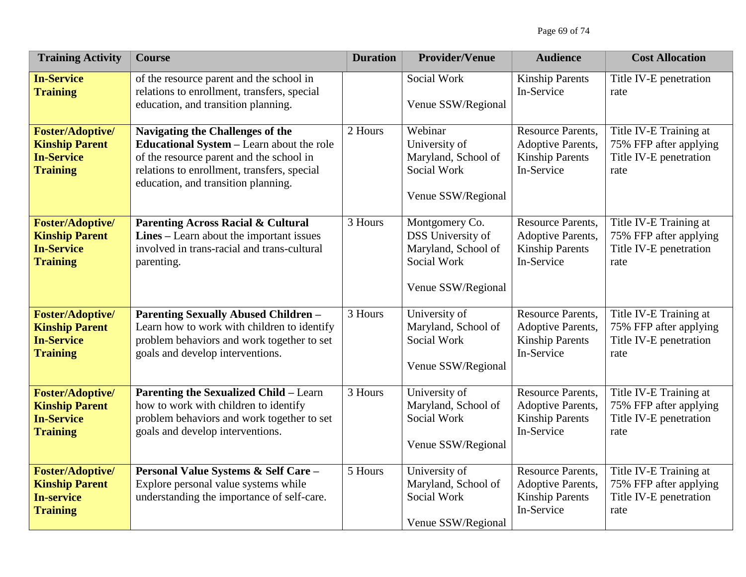| Training Activity | Course | Duration | Provider/Venue | Audience | Cost Allocation |
|---|---|---|---|---|---|
| **In-Service Training** | of the resource parent and the school in relations to enrollment, transfers, special education, and transition planning. | | Social Work<br><br>Venue SSW/Regional | Kinship Parents In-Service | Title IV-E penetration rate |
| **Foster/Adoptive/ Kinship Parent In-Service Training** | **Navigating the Challenges of the Educational System –** Learn about the role of the resource parent and the school in relations to enrollment, transfers, special education, and transition planning. | 2 Hours | Webinar University of Maryland, School of Social Work<br><br>Venue SSW/Regional | Resource Parents, Adoptive Parents, Kinship Parents In-Service | Title IV-E Training at 75% FFP after applying Title IV-E penetration rate |
| **Foster/Adoptive/ Kinship Parent In-Service Training** | **Parenting Across Racial & Cultural Lines –** Learn about the important issues involved in trans-racial and trans-cultural parenting. | 3 Hours | Montgomery Co. DSS University of Maryland, School of Social Work<br><br>Venue SSW/Regional | Resource Parents, Adoptive Parents, Kinship Parents In-Service | Title IV-E Training at 75% FFP after applying Title IV-E penetration rate |
| **Foster/Adoptive/ Kinship Parent In-Service Training** | **Parenting Sexually Abused Children –** Learn how to work with children to identify problem behaviors and work together to set goals and develop interventions. | 3 Hours | University of Maryland, School of Social Work<br><br>Venue SSW/Regional | Resource Parents, Adoptive Parents, Kinship Parents In-Service | Title IV-E Training at 75% FFP after applying Title IV-E penetration rate |
| **Foster/Adoptive/ Kinship Parent In-Service Training** | **Parenting the Sexualized Child –** Learn how to work with children to identify problem behaviors and work together to set goals and develop interventions. | 3 Hours | University of Maryland, School of Social Work<br><br>Venue SSW/Regional | Resource Parents, Adoptive Parents, Kinship Parents In-Service | Title IV-E Training at 75% FFP after applying Title IV-E penetration rate |
| **Foster/Adoptive/ Kinship Parent In-service Training** | **Personal Value Systems & Self Care –** Explore personal value systems while understanding the importance of self-care. | 5 Hours | University of Maryland, School of Social Work<br><br>Venue SSW/Regional | Resource Parents, Adoptive Parents, Kinship Parents In-Service | Title IV-E Training at 75% FFP after applying Title IV-E penetration rate |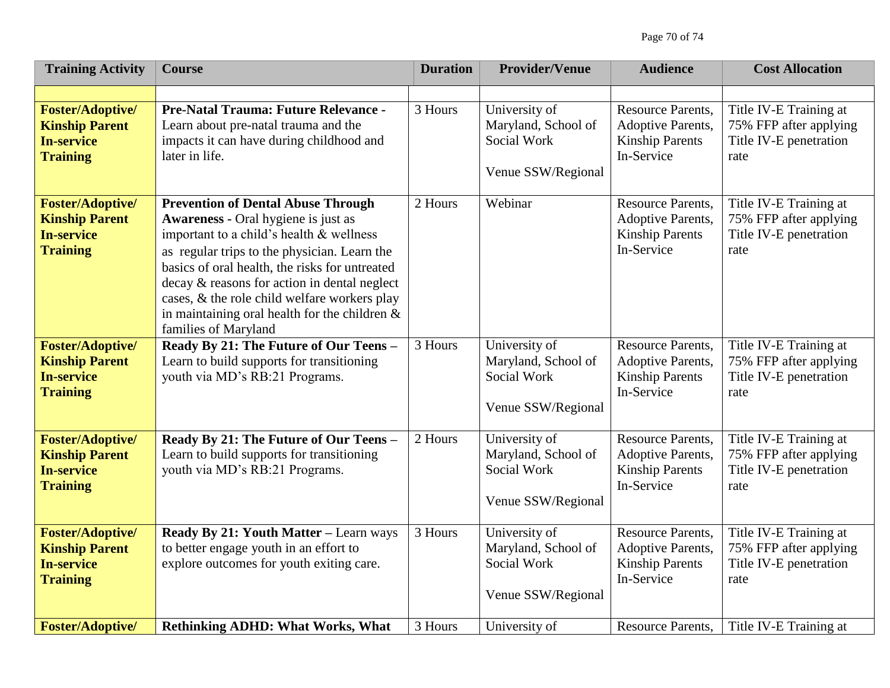| Training Activity | Course | Duration | Provider/Venue | Audience | Cost Allocation |
|---|---|---|---|---|---|
| | | | | | |
| **Foster/Adoptive/ Kinship Parent In-service Training** | **Pre-Natal Trauma: Future Relevance -** Learn about pre-natal trauma and the impacts it can have during childhood and later in life. | 3 Hours | University of Maryland, School of Social Work<br><br>Venue SSW/Regional | Resource Parents, Adoptive Parents, Kinship Parents In-Service | Title IV-E Training at 75% FFP after applying Title IV-E penetration rate |
| **Foster/Adoptive/ Kinship Parent In-service Training** | **Prevention of Dental Abuse Through Awareness -** Oral hygiene is just as important to a child's health & wellness as regular trips to the physician. Learn the basics of oral health, the risks for untreated decay & reasons for action in dental neglect cases, & the role child welfare workers play in maintaining oral health for the children & families of Maryland | 2 Hours | Webinar | Resource Parents, Adoptive Parents, Kinship Parents In-Service | Title IV-E Training at 75% FFP after applying Title IV-E penetration rate |
| **Foster/Adoptive/ Kinship Parent In-service Training** | **Ready By 21: The Future of Our Teens –** Learn to build supports for transitioning youth via MD's RB:21 Programs. | 3 Hours | University of Maryland, School of Social Work<br><br>Venue SSW/Regional | Resource Parents, Adoptive Parents, Kinship Parents In-Service | Title IV-E Training at 75% FFP after applying Title IV-E penetration rate |
| **Foster/Adoptive/ Kinship Parent In-service Training** | **Ready By 21: The Future of Our Teens –** Learn to build supports for transitioning youth via MD's RB:21 Programs. | 2 Hours | University of Maryland, School of Social Work<br><br>Venue SSW/Regional | Resource Parents, Adoptive Parents, Kinship Parents In-Service | Title IV-E Training at 75% FFP after applying Title IV-E penetration rate |
| **Foster/Adoptive/ Kinship Parent In-service Training** | **Ready By 21: Youth Matter –** Learn ways to better engage youth in an effort to explore outcomes for youth exiting care. | 3 Hours | University of Maryland, School of Social Work<br><br>Venue SSW/Regional | Resource Parents, Adoptive Parents, Kinship Parents In-Service | Title IV-E Training at 75% FFP after applying Title IV-E penetration rate |
| **Foster/Adoptive/** | **Rethinking ADHD: What Works, What** | 3 Hours | University of | Resource Parents, | Title IV-E Training at |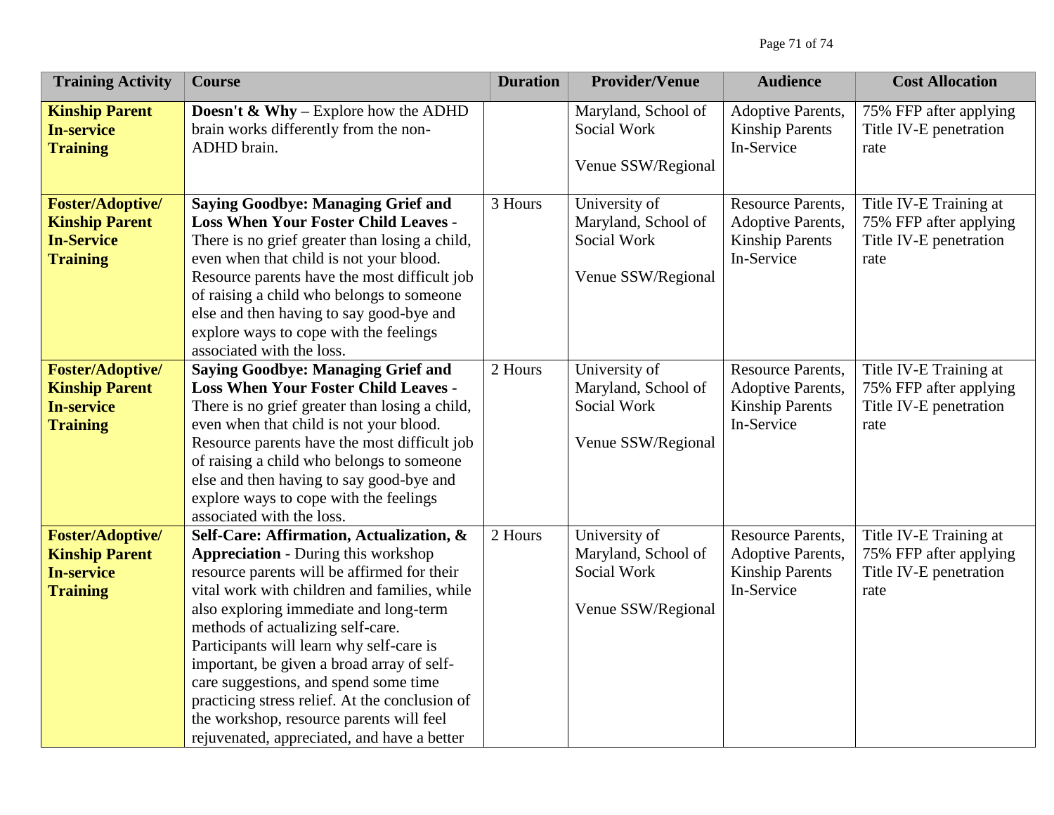| Training Activity | Course | Duration | Provider/Venue | Audience | Cost Allocation |
|---|---|---|---|---|---|
| **Kinship Parent In-service Training** | **Doesn't & Why –** Explore how the ADHD brain works differently from the non-ADHD brain. | | Maryland, School of Social Work<br><br>Venue SSW/Regional | Adoptive Parents, Kinship Parents In-Service | 75% FFP after applying Title IV-E penetration rate |
| **Foster/Adoptive/ Kinship Parent In-Service Training** | **Saying Goodbye: Managing Grief and Loss When Your Foster Child Leaves -** There is no grief greater than losing a child, even when that child is not your blood. Resource parents have the most difficult job of raising a child who belongs to someone else and then having to say good-bye and explore ways to cope with the feelings associated with the loss. | 3 Hours | University of Maryland, School of Social Work<br><br>Venue SSW/Regional | Resource Parents, Adoptive Parents, Kinship Parents In-Service | Title IV-E Training at 75% FFP after applying Title IV-E penetration rate |
| **Foster/Adoptive/ Kinship Parent In-service Training** | **Saying Goodbye: Managing Grief and Loss When Your Foster Child Leaves -** There is no grief greater than losing a child, even when that child is not your blood. Resource parents have the most difficult job of raising a child who belongs to someone else and then having to say good-bye and explore ways to cope with the feelings associated with the loss. | 2 Hours | University of Maryland, School of Social Work<br><br>Venue SSW/Regional | Resource Parents, Adoptive Parents, Kinship Parents In-Service | Title IV-E Training at 75% FFP after applying Title IV-E penetration rate |
| **Foster/Adoptive/ Kinship Parent In-service Training** | **Self-Care: Affirmation, Actualization, & Appreciation** - During this workshop resource parents will be affirmed for their vital work with children and families, while also exploring immediate and long-term methods of actualizing self-care. Participants will learn why self-care is important, be given a broad array of self-care suggestions, and spend some time practicing stress relief. At the conclusion of the workshop, resource parents will feel rejuvenated, appreciated, and have a better | 2 Hours | University of Maryland, School of Social Work<br><br>Venue SSW/Regional | Resource Parents, Adoptive Parents, Kinship Parents In-Service | Title IV-E Training at 75% FFP after applying Title IV-E penetration rate |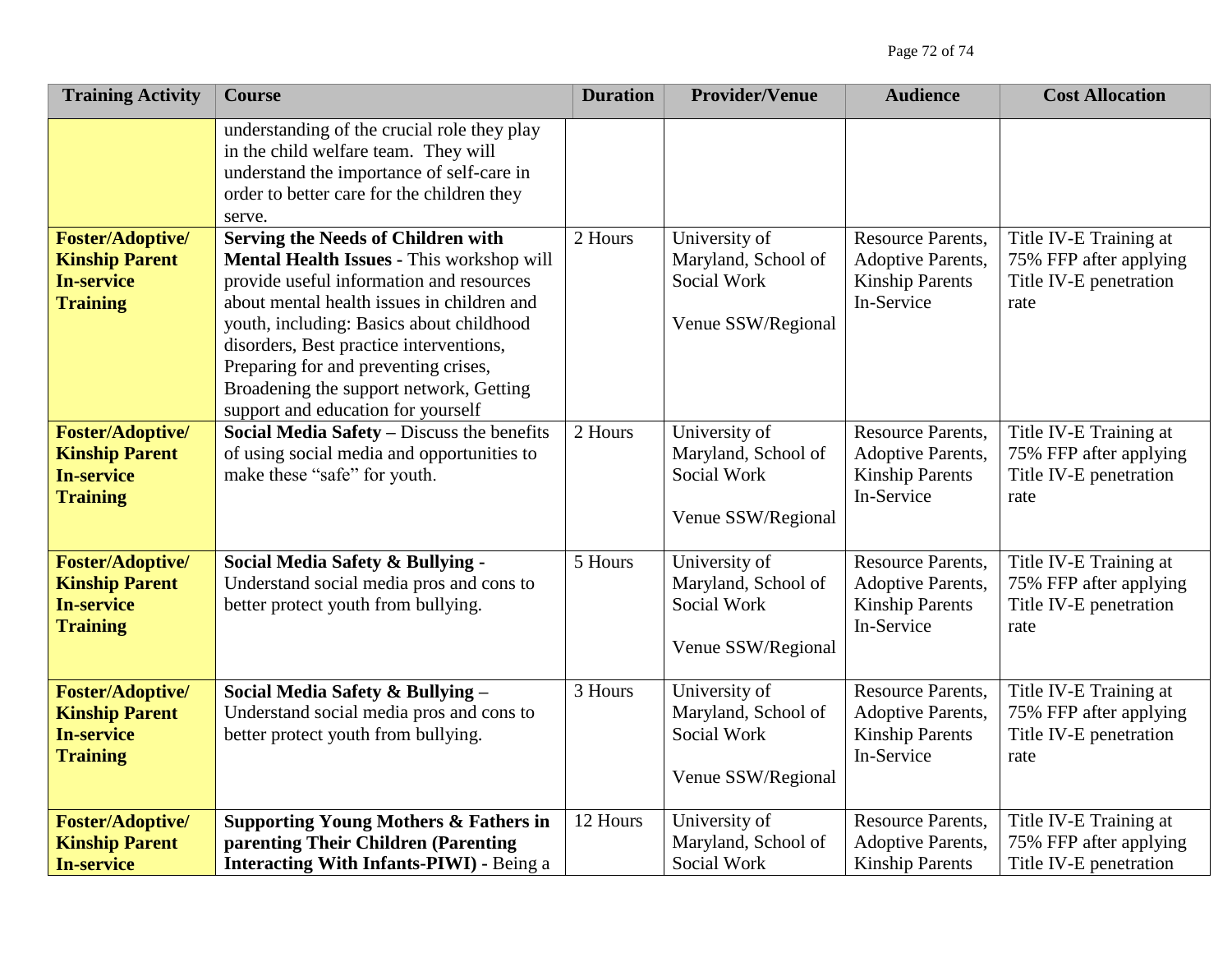| Training Activity | Course | Duration | Provider/Venue | Audience | Cost Allocation |
|---|---|---|---|---|---|
| | understanding of the crucial role they play in the child welfare team. They will understand the importance of self-care in order to better care for the children they serve. | | | | |
| **Foster/Adoptive/ Kinship Parent In-service Training** | **Serving the Needs of Children with Mental Health Issues -** This workshop will provide useful information and resources about mental health issues in children and youth, including: Basics about childhood disorders, Best practice interventions, Preparing for and preventing crises, Broadening the support network, Getting support and education for yourself | 2 Hours | University of Maryland, School of Social Work<br><br>Venue SSW/Regional | Resource Parents, Adoptive Parents, Kinship Parents In-Service | Title IV-E Training at 75% FFP after applying Title IV-E penetration rate |
| **Foster/Adoptive/ Kinship Parent In-service Training** | **Social Media Safety –** Discuss the benefits of using social media and opportunities to make these "safe" for youth. | 2 Hours | University of Maryland, School of Social Work<br><br>Venue SSW/Regional | Resource Parents, Adoptive Parents, Kinship Parents In-Service | Title IV-E Training at 75% FFP after applying Title IV-E penetration rate |
| **Foster/Adoptive/ Kinship Parent In-service Training** | **Social Media Safety & Bullying -** Understand social media pros and cons to better protect youth from bullying. | 5 Hours | University of Maryland, School of Social Work<br><br>Venue SSW/Regional | Resource Parents, Adoptive Parents, Kinship Parents In-Service | Title IV-E Training at 75% FFP after applying Title IV-E penetration rate |
| **Foster/Adoptive/ Kinship Parent In-service Training** | **Social Media Safety & Bullying –** Understand social media pros and cons to better protect youth from bullying. | 3 Hours | University of Maryland, School of Social Work<br><br>Venue SSW/Regional | Resource Parents, Adoptive Parents, Kinship Parents In-Service | Title IV-E Training at 75% FFP after applying Title IV-E penetration rate |
| **Foster/Adoptive/ Kinship Parent In-service** | **Supporting Young Mothers & Fathers in parenting Their Children (Parenting Interacting With Infants-PIWI) -** Being a | 12 Hours | University of Maryland, School of Social Work | Resource Parents, Adoptive Parents, Kinship Parents | Title IV-E Training at 75% FFP after applying Title IV-E penetration |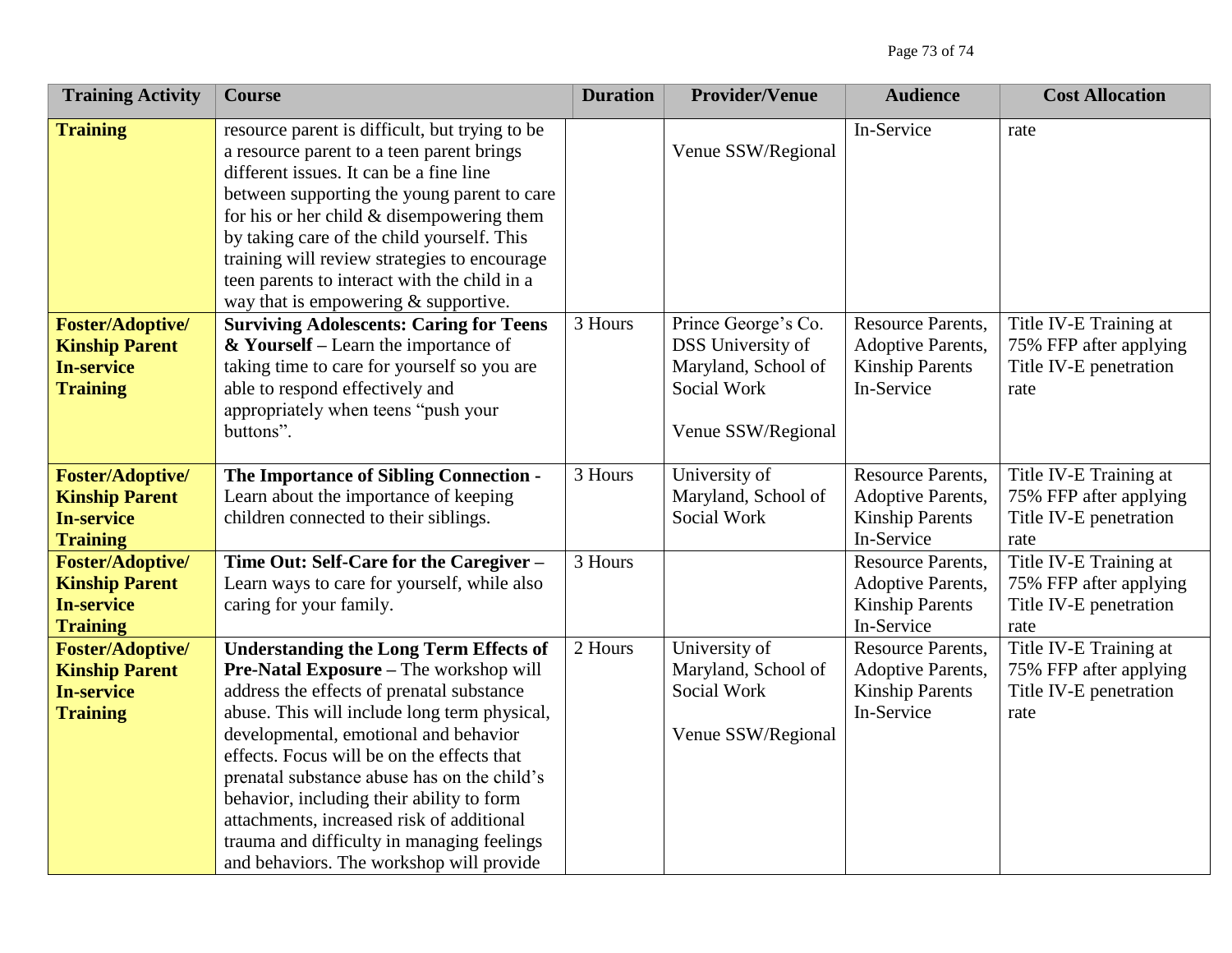| Training Activity | Course | Duration | Provider/Venue | Audience | Cost Allocation |
|---|---|---|---|---|---|
| **Training** | resource parent is difficult, but trying to be a resource parent to a teen parent brings different issues. It can be a fine line between supporting the young parent to care for his or her child & disempowering them by taking care of the child yourself. This training will review strategies to encourage teen parents to interact with the child in a way that is empowering & supportive. | | Venue SSW/Regional | In-Service | rate |
| **Foster/Adoptive/ Kinship Parent In-service Training** | **Surviving Adolescents: Caring for Teens & Yourself –** Learn the importance of taking time to care for yourself so you are able to respond effectively and appropriately when teens "push your buttons". | 3 Hours | Prince George's Co. DSS University of Maryland, School of Social Work<br><br>Venue SSW/Regional | Resource Parents, Adoptive Parents, Kinship Parents In-Service | Title IV-E Training at 75% FFP after applying Title IV-E penetration rate |
| **Foster/Adoptive/ Kinship Parent In-service Training** | **The Importance of Sibling Connection -** Learn about the importance of keeping children connected to their siblings. | 3 Hours | University of Maryland, School of Social Work | Resource Parents, Adoptive Parents, Kinship Parents In-Service | Title IV-E Training at 75% FFP after applying Title IV-E penetration rate |
| **Foster/Adoptive/ Kinship Parent In-service Training** | **Time Out: Self-Care for the Caregiver –** Learn ways to care for yourself, while also caring for your family. | 3 Hours | | Resource Parents, Adoptive Parents, Kinship Parents In-Service | Title IV-E Training at 75% FFP after applying Title IV-E penetration rate |
| **Foster/Adoptive/ Kinship Parent In-service Training** | **Understanding the Long Term Effects of Pre-Natal Exposure –** The workshop will address the effects of prenatal substance abuse. This will include long term physical, developmental, emotional and behavior effects. Focus will be on the effects that prenatal substance abuse has on the child's behavior, including their ability to form attachments, increased risk of additional trauma and difficulty in managing feelings and behaviors. The workshop will provide | 2 Hours | University of Maryland, School of Social Work<br><br>Venue SSW/Regional | Resource Parents, Adoptive Parents, Kinship Parents In-Service | Title IV-E Training at 75% FFP after applying Title IV-E penetration rate |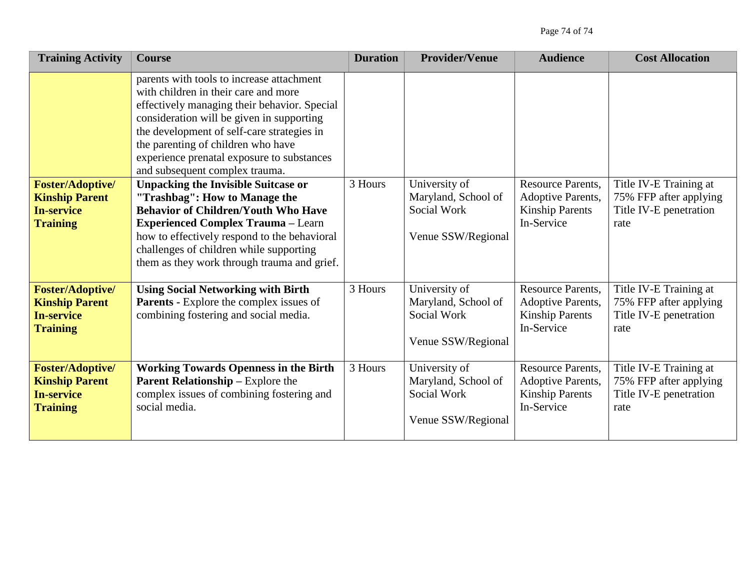| Training Activity | Course | Duration | Provider/Venue | Audience | Cost Allocation |
|---|---|---|---|---|---|
| | parents with tools to increase attachment with children in their care and more effectively managing their behavior. Special consideration will be given in supporting the development of self-care strategies in the parenting of children who have experience prenatal exposure to substances and subsequent complex trauma. | | | | |
| **Foster/Adoptive/ Kinship Parent In-service Training** | **Unpacking the Invisible Suitcase or "Trashbag": How to Manage the Behavior of Children/Youth Who Have Experienced Complex Trauma** – Learn how to effectively respond to the behavioral challenges of children while supporting them as they work through trauma and grief. | 3 Hours | University of Maryland, School of Social Work<br><br>Venue SSW/Regional | Resource Parents, Adoptive Parents, Kinship Parents In-Service | Title IV-E Training at 75% FFP after applying Title IV-E penetration rate |
| **Foster/Adoptive/ Kinship Parent In-service Training** | **Using Social Networking with Birth Parents -** Explore the complex issues of combining fostering and social media. | 3 Hours | University of Maryland, School of Social Work<br><br>Venue SSW/Regional | Resource Parents, Adoptive Parents, Kinship Parents In-Service | Title IV-E Training at 75% FFP after applying Title IV-E penetration rate |
| **Foster/Adoptive/ Kinship Parent In-service Training** | **Working Towards Openness in the Birth Parent Relationship –** Explore the complex issues of combining fostering and social media. | 3 Hours | University of Maryland, School of Social Work<br><br>Venue SSW/Regional | Resource Parents, Adoptive Parents, Kinship Parents In-Service | Title IV-E Training at 75% FFP after applying Title IV-E penetration rate |